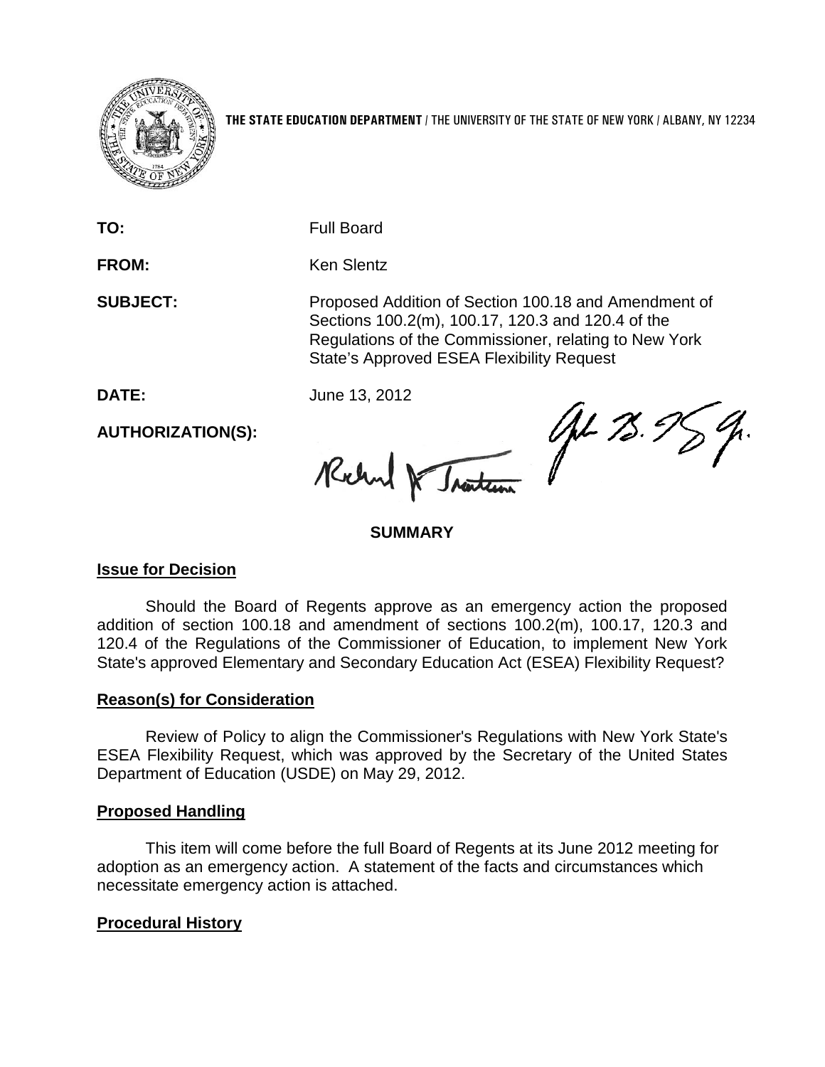**THE STATE EDUCATION DEPARTMENT** / THE UNIVERSITY OF THE STATE OF NEW YORK / ALBANY, NY 12234

**TO:** Full Board

**FROM:** Ken Slentz

**SUBJECT:** Proposed Addition of Section 100.18 and Amendment of Sections 100.2(m), 100.17, 120.3 and 120.4 of the Regulations of the Commissioner, relating to New York State's Approved ESEA Flexibility Request

**DATE:** June 13, 2012

**AUTHORIZATION(S):**

**SUMMARY**

## Issue for Decision

Should the Board of Regents approve as an emergency action the proposed addition of section 100.18 and amendment of sections 100.2(m), 100.17, 120.3 and 120.4 of the Regulations of the Commissioner of Education, to implement New York State's approved Elementary and Secondary Education Act (ESEA) Flexibility Request?

## Reason(s) for Consideration

Review of Policy to align the Commissioner's Regulations with New York State's ESEA Flexibility Request, which was approved by the Secretary of the United States Department of Education (USDE) on May 29, 2012.

## Proposed Handling

This item will come before the full Board of Regents at its June 2012 meeting for adoption as an emergency action. A statement of the facts and circumstances which necessitate emergency action is attached.

## Procedural History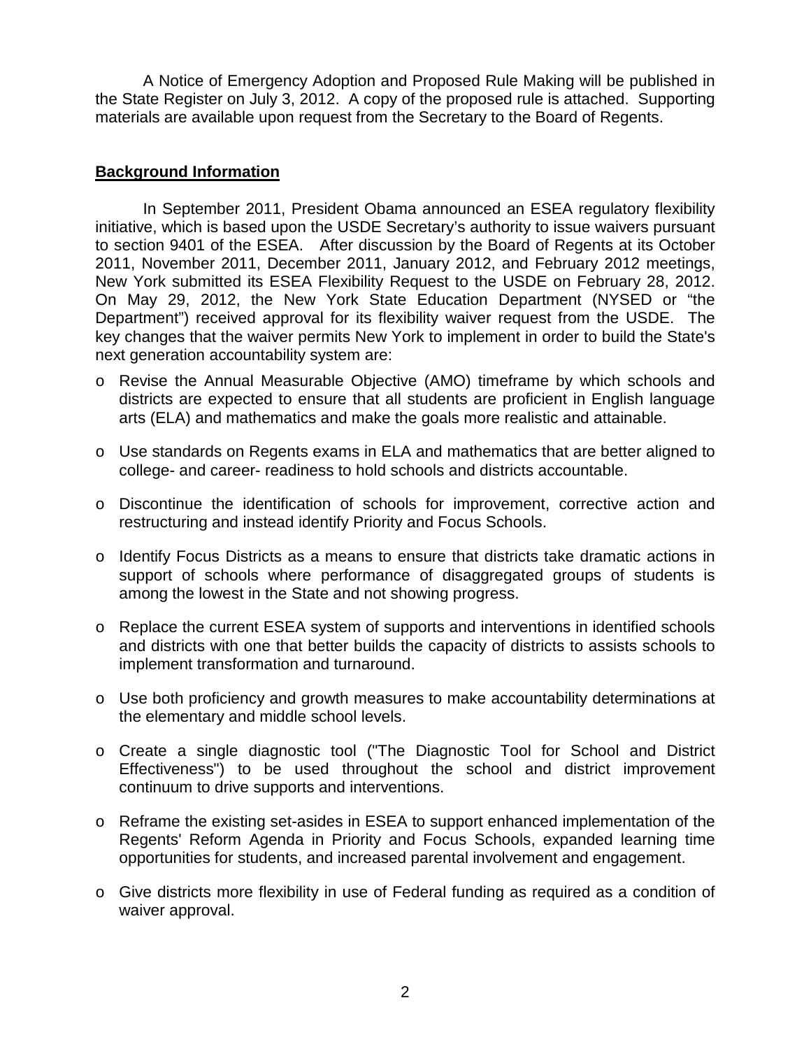A Notice of Emergency Adoption and Proposed Rule Making will be published in the State Register on July 3, 2012. A copy of the proposed rule is attached. Supporting materials are available upon request from the Secretary to the Board of Regents.

## Background Information

In September 2011, President Obama announced an ESEA regulatory flexibility initiative, which is based upon the USDE Secretary's authority to issue waivers pursuant to section 9401 of the ESEA. After discussion by the Board of Regents at its October 2011, November 2011, December 2011, January 2012, and February 2012 meetings, New York submitted its ESEA Flexibility Request to the USDE on February 28, 2012. On May 29, 2012, the New York State Education Department (NYSED or "the Department") received approval for its flexibility waiver request from the USDE. The key changes that the waiver permits New York to implement in order to build the State's next generation accountability system are:

- Revise the Annual Measurable Objective (AMO) timeframe by which schools and districts are expected to ensure that all students are proficient in English language arts (ELA) and mathematics and make the goals more realistic and attainable.
- Use standards on Regents exams in ELA and mathematics that are better aligned to college- and career- readiness to hold schools and districts accountable.
- Discontinue the identification of schools for improvement, corrective action and restructuring and instead identify Priority and Focus Schools.
- Identify Focus Districts as a means to ensure that districts take dramatic actions in support of schools where performance of disaggregated groups of students is among the lowest in the State and not showing progress.
- Replace the current ESEA system of supports and interventions in identified schools and districts with one that better builds the capacity of districts to assists schools to implement transformation and turnaround.
- Use both proficiency and growth measures to make accountability determinations at the elementary and middle school levels.
- Create a single diagnostic tool ("The Diagnostic Tool for School and District Effectiveness") to be used throughout the school and district improvement continuum to drive supports and interventions.
- Reframe the existing set-asides in ESEA to support enhanced implementation of the Regents' Reform Agenda in Priority and Focus Schools, expanded learning time opportunities for students, and increased parental involvement and engagement.
- Give districts more flexibility in use of Federal funding as required as a condition of waiver approval.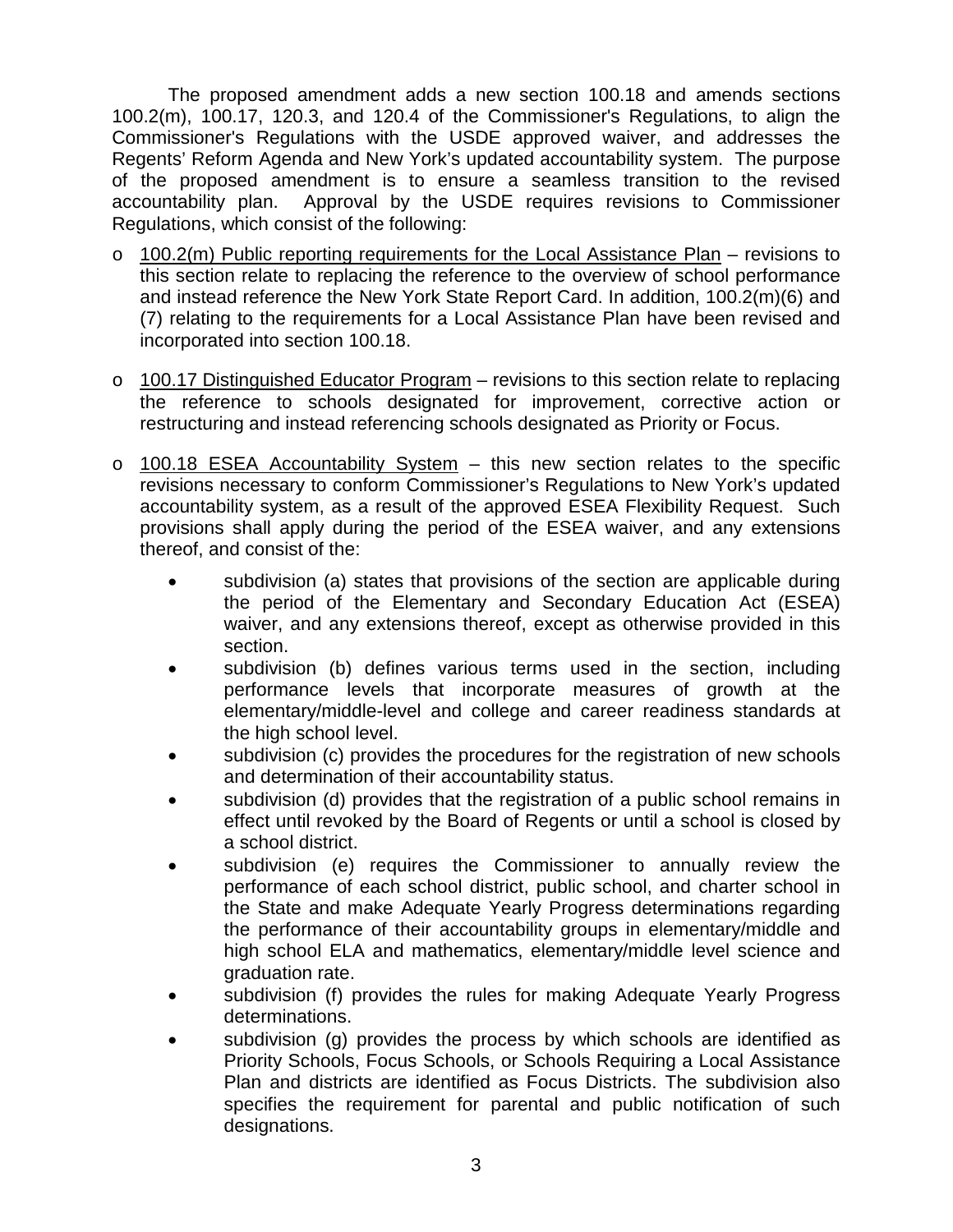The proposed amendment adds a new section 100.18 and amends sections 100.2(m), 100.17, 120.3, and 120.4 of the Commissioner's Regulations, to align the Commissioner's Regulations with the USDE approved waiver, and addresses the Regents' Reform Agenda and New York's updated accountability system. The purpose of the proposed amendment is to ensure a seamless transition to the revised accountability plan. Approval by the USDE requires revisions to Commissioner Regulations, which consist of the following:

- <u>100.2(m) Public reporting requirements for the Local Assistance Plan</u> – revisions to this section relate to replacing the reference to the overview of school performance and instead reference the New York State Report Card. In addition, 100.2(m)(6) and (7) relating to the requirements for a Local Assistance Plan have been revised and incorporated into section 100.18.

- <u>100.17 Distinguished Educator Program</u> – revisions to this section relate to replacing the reference to schools designated for improvement, corrective action or restructuring and instead referencing schools designated as Priority or Focus.

- <u>100.18 ESEA Accountability System</u> – this new section relates to the specific revisions necessary to conform Commissioner's Regulations to New York's updated accountability system, as a result of the approved ESEA Flexibility Request. Such provisions shall apply during the period of the ESEA waiver, and any extensions thereof, and consist of the:
  - subdivision (a) states that provisions of the section are applicable during the period of the Elementary and Secondary Education Act (ESEA) waiver, and any extensions thereof, except as otherwise provided in this section.
  - subdivision (b) defines various terms used in the section, including performance levels that incorporate measures of growth at the elementary/middle-level and college and career readiness standards at the high school level.
  - subdivision (c) provides the procedures for the registration of new schools and determination of their accountability status.
  - subdivision (d) provides that the registration of a public school remains in effect until revoked by the Board of Regents or until a school is closed by a school district.
  - subdivision (e) requires the Commissioner to annually review the performance of each school district, public school, and charter school in the State and make Adequate Yearly Progress determinations regarding the performance of their accountability groups in elementary/middle and high school ELA and mathematics, elementary/middle level science and graduation rate.
  - subdivision (f) provides the rules for making Adequate Yearly Progress determinations.
  - subdivision (g) provides the process by which schools are identified as Priority Schools, Focus Schools, or Schools Requiring a Local Assistance Plan and districts are identified as Focus Districts. The subdivision also specifies the requirement for parental and public notification of such designations.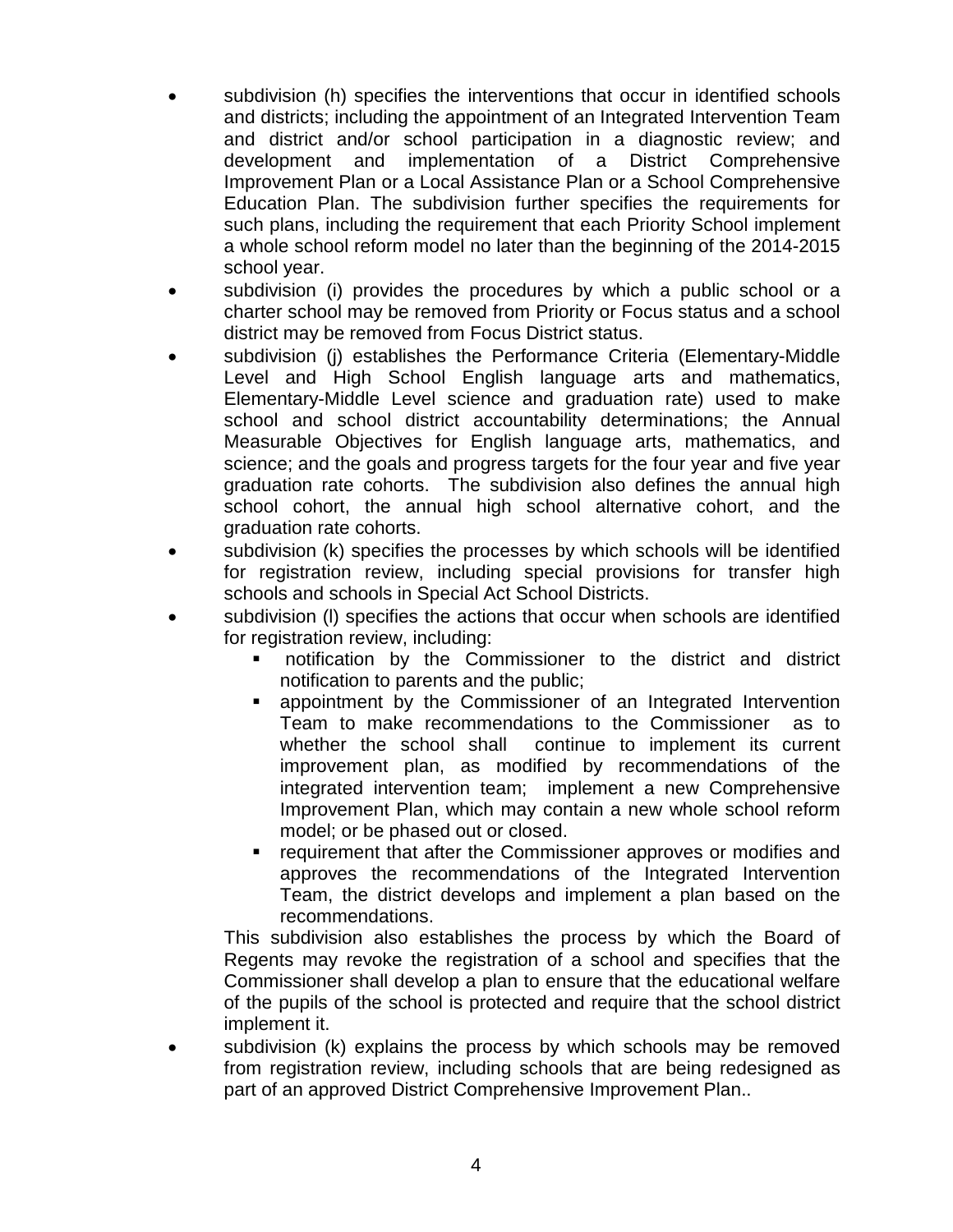- subdivision (h) specifies the interventions that occur in identified schools and districts; including the appointment of an Integrated Intervention Team and district and/or school participation in a diagnostic review; and development and implementation of a District Comprehensive Improvement Plan or a Local Assistance Plan or a School Comprehensive Education Plan. The subdivision further specifies the requirements for such plans, including the requirement that each Priority School implement a whole school reform model no later than the beginning of the 2014-2015 school year.
- subdivision (i) provides the procedures by which a public school or a charter school may be removed from Priority or Focus status and a school district may be removed from Focus District status.
- subdivision (j) establishes the Performance Criteria (Elementary-Middle Level and High School English language arts and mathematics, Elementary-Middle Level science and graduation rate) used to make school and school district accountability determinations; the Annual Measurable Objectives for English language arts, mathematics, and science; and the goals and progress targets for the four year and five year graduation rate cohorts. The subdivision also defines the annual high school cohort, the annual high school alternative cohort, and the graduation rate cohorts.
- subdivision (k) specifies the processes by which schools will be identified for registration review, including special provisions for transfer high schools and schools in Special Act School Districts.
- subdivision (l) specifies the actions that occur when schools are identified for registration review, including:
  - notification by the Commissioner to the district and district notification to parents and the public;
  - appointment by the Commissioner of an Integrated Intervention Team to make recommendations to the Commissioner as to whether the school shall continue to implement its current improvement plan, as modified by recommendations of the integrated intervention team; implement a new Comprehensive Improvement Plan, which may contain a new whole school reform model; or be phased out or closed.
  - requirement that after the Commissioner approves or modifies and approves the recommendations of the Integrated Intervention Team, the district develops and implement a plan based on the recommendations.

  This subdivision also establishes the process by which the Board of Regents may revoke the registration of a school and specifies that the Commissioner shall develop a plan to ensure that the educational welfare of the pupils of the school is protected and require that the school district implement it.
- subdivision (k) explains the process by which schools may be removed from registration review, including schools that are being redesigned as part of an approved District Comprehensive Improvement Plan..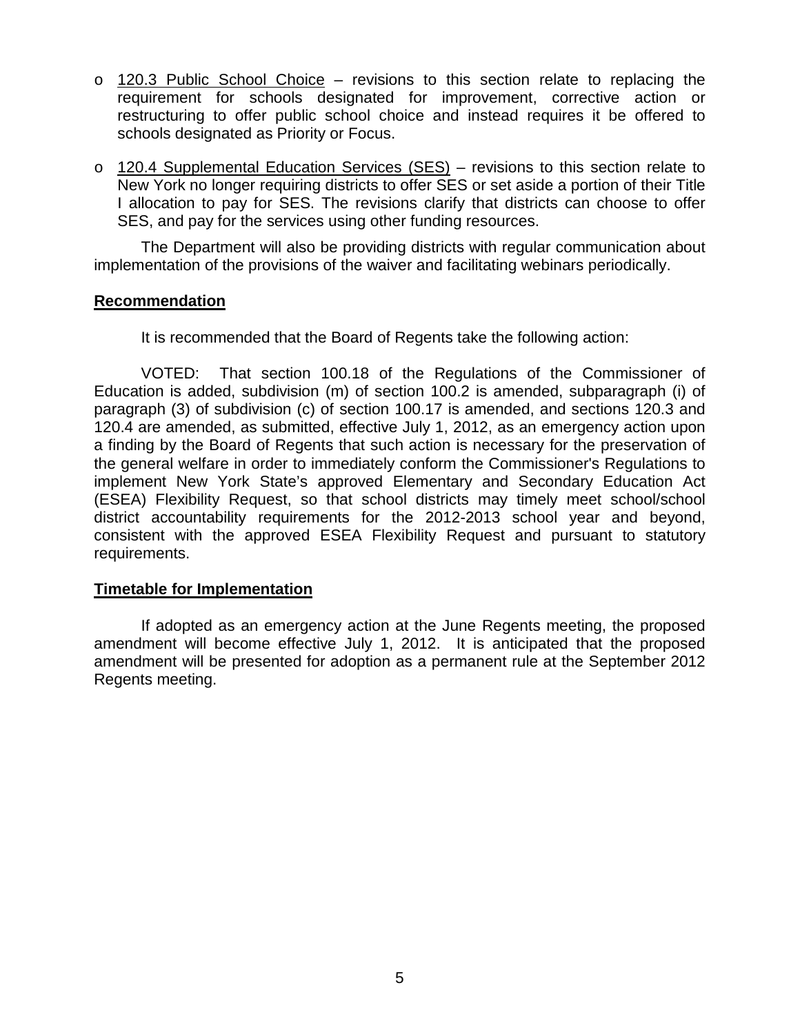- 120.3 Public School Choice – revisions to this section relate to replacing the requirement for schools designated for improvement, corrective action or restructuring to offer public school choice and instead requires it be offered to schools designated as Priority or Focus.

- 120.4 Supplemental Education Services (SES) – revisions to this section relate to New York no longer requiring districts to offer SES or set aside a portion of their Title I allocation to pay for SES. The revisions clarify that districts can choose to offer SES, and pay for the services using other funding resources.

The Department will also be providing districts with regular communication about implementation of the provisions of the waiver and facilitating webinars periodically.

## Recommendation

It is recommended that the Board of Regents take the following action:

VOTED: That section 100.18 of the Regulations of the Commissioner of Education is added, subdivision (m) of section 100.2 is amended, subparagraph (i) of paragraph (3) of subdivision (c) of section 100.17 is amended, and sections 120.3 and 120.4 are amended, as submitted, effective July 1, 2012, as an emergency action upon a finding by the Board of Regents that such action is necessary for the preservation of the general welfare in order to immediately conform the Commissioner's Regulations to implement New York State's approved Elementary and Secondary Education Act (ESEA) Flexibility Request, so that school districts may timely meet school/school district accountability requirements for the 2012-2013 school year and beyond, consistent with the approved ESEA Flexibility Request and pursuant to statutory requirements.

## Timetable for Implementation

If adopted as an emergency action at the June Regents meeting, the proposed amendment will become effective July 1, 2012. It is anticipated that the proposed amendment will be presented for adoption as a permanent rule at the September 2012 Regents meeting.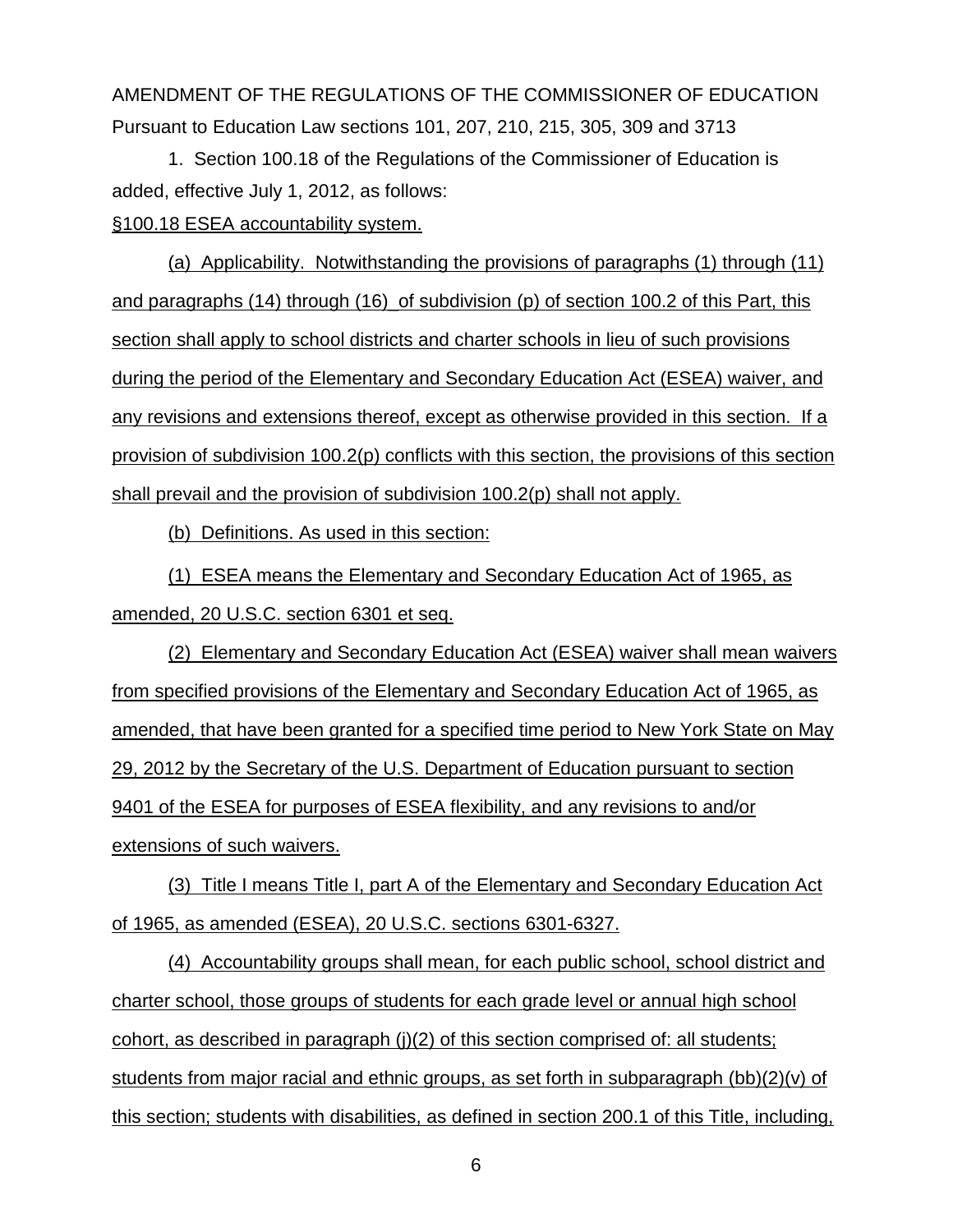AMENDMENT OF THE REGULATIONS OF THE COMMISSIONER OF EDUCATION

Pursuant to Education Law sections 101, 207, 210, 215, 305, 309 and 3713

1. Section 100.18 of the Regulations of the Commissioner of Education is added, effective July 1, 2012, as follows:

§100.18 ESEA accountability system.

(a) Applicability. Notwithstanding the provisions of paragraphs (1) through (11) and paragraphs (14) through (16) of subdivision (p) of section 100.2 of this Part, this section shall apply to school districts and charter schools in lieu of such provisions during the period of the Elementary and Secondary Education Act (ESEA) waiver, and any revisions and extensions thereof, except as otherwise provided in this section. If a provision of subdivision 100.2(p) conflicts with this section, the provisions of this section shall prevail and the provision of subdivision 100.2(p) shall not apply.

(b) Definitions. As used in this section:

(1) ESEA means the Elementary and Secondary Education Act of 1965, as amended, 20 U.S.C. section 6301 et seq.

(2) Elementary and Secondary Education Act (ESEA) waiver shall mean waivers from specified provisions of the Elementary and Secondary Education Act of 1965, as amended, that have been granted for a specified time period to New York State on May 29, 2012 by the Secretary of the U.S. Department of Education pursuant to section 9401 of the ESEA for purposes of ESEA flexibility, and any revisions to and/or extensions of such waivers.

(3) Title I means Title I, part A of the Elementary and Secondary Education Act of 1965, as amended (ESEA), 20 U.S.C. sections 6301-6327.

(4) Accountability groups shall mean, for each public school, school district and charter school, those groups of students for each grade level or annual high school cohort, as described in paragraph (j)(2) of this section comprised of: all students; students from major racial and ethnic groups, as set forth in subparagraph (bb)(2)(v) of this section; students with disabilities, as defined in section 200.1 of this Title, including,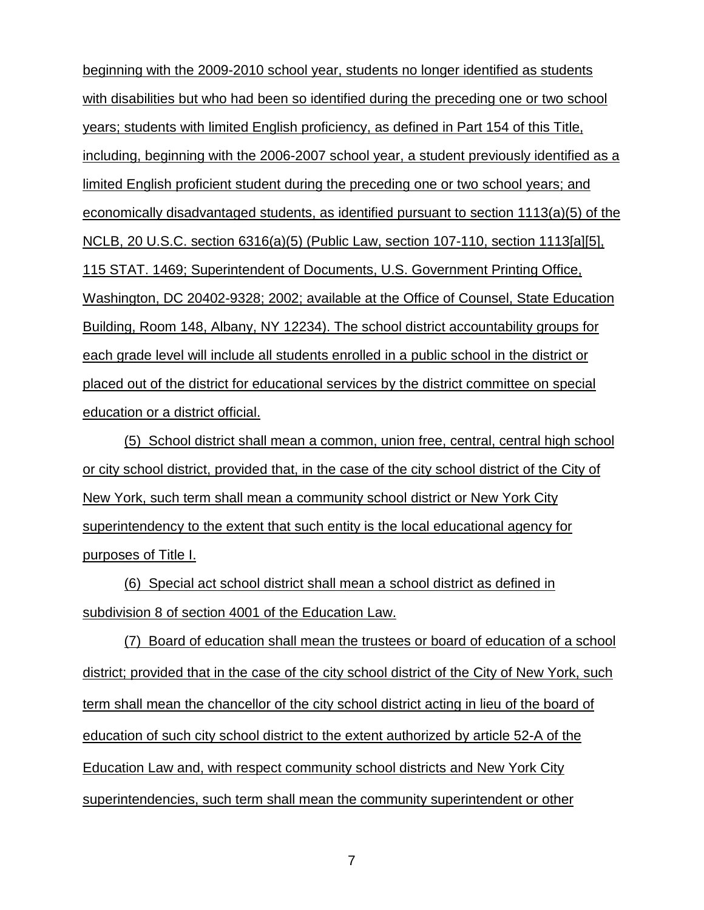beginning with the 2009-2010 school year, students no longer identified as students with disabilities but who had been so identified during the preceding one or two school years; students with limited English proficiency, as defined in Part 154 of this Title, including, beginning with the 2006-2007 school year, a student previously identified as a limited English proficient student during the preceding one or two school years; and economically disadvantaged students, as identified pursuant to section 1113(a)(5) of the NCLB, 20 U.S.C. section 6316(a)(5) (Public Law, section 107-110, section 1113[a][5], 115 STAT. 1469; Superintendent of Documents, U.S. Government Printing Office, Washington, DC 20402-9328; 2002; available at the Office of Counsel, State Education Building, Room 148, Albany, NY 12234). The school district accountability groups for each grade level will include all students enrolled in a public school in the district or placed out of the district for educational services by the district committee on special education or a district official.

(5) School district shall mean a common, union free, central, central high school or city school district, provided that, in the case of the city school district of the City of New York, such term shall mean a community school district or New York City superintendency to the extent that such entity is the local educational agency for purposes of Title I.

(6) Special act school district shall mean a school district as defined in subdivision 8 of section 4001 of the Education Law.

(7) Board of education shall mean the trustees or board of education of a school district; provided that in the case of the city school district of the City of New York, such term shall mean the chancellor of the city school district acting in lieu of the board of education of such city school district to the extent authorized by article 52-A of the Education Law and, with respect community school districts and New York City superintendencies, such term shall mean the community superintendent or other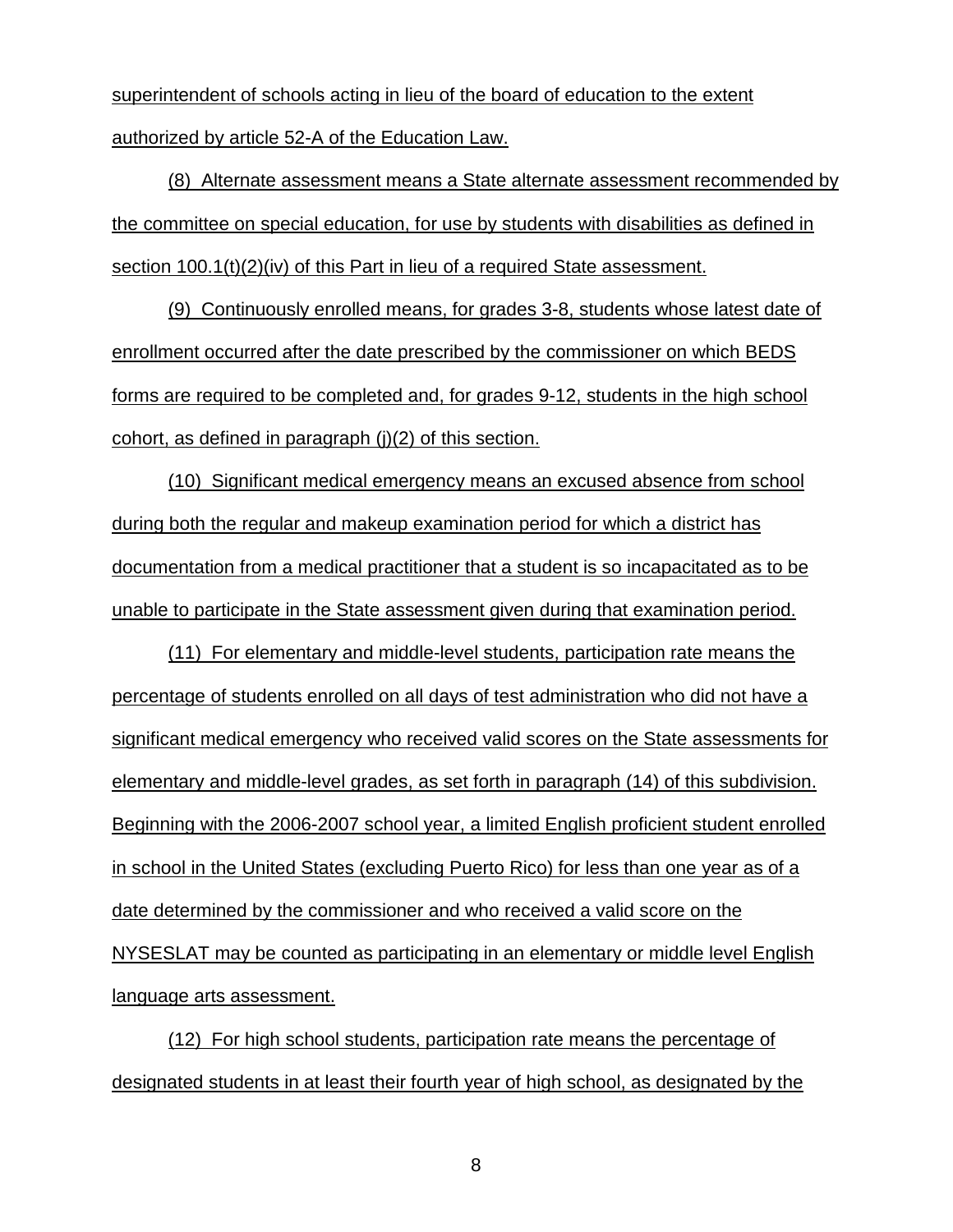superintendent of schools acting in lieu of the board of education to the extent authorized by article 52-A of the Education Law.

(8) Alternate assessment means a State alternate assessment recommended by the committee on special education, for use by students with disabilities as defined in section 100.1(t)(2)(iv) of this Part in lieu of a required State assessment.

(9) Continuously enrolled means, for grades 3-8, students whose latest date of enrollment occurred after the date prescribed by the commissioner on which BEDS forms are required to be completed and, for grades 9-12, students in the high school cohort, as defined in paragraph (j)(2) of this section.

(10) Significant medical emergency means an excused absence from school during both the regular and makeup examination period for which a district has documentation from a medical practitioner that a student is so incapacitated as to be unable to participate in the State assessment given during that examination period.

(11) For elementary and middle-level students, participation rate means the percentage of students enrolled on all days of test administration who did not have a significant medical emergency who received valid scores on the State assessments for elementary and middle-level grades, as set forth in paragraph (14) of this subdivision. Beginning with the 2006-2007 school year, a limited English proficient student enrolled in school in the United States (excluding Puerto Rico) for less than one year as of a date determined by the commissioner and who received a valid score on the NYSESLAT may be counted as participating in an elementary or middle level English language arts assessment.

(12) For high school students, participation rate means the percentage of designated students in at least their fourth year of high school, as designated by the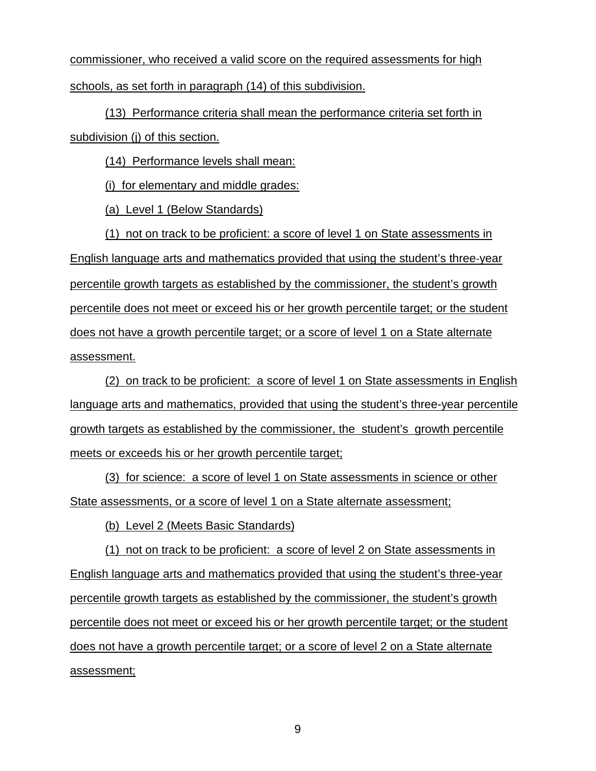commissioner, who received a valid score on the required assessments for high schools, as set forth in paragraph (14) of this subdivision.

(13) Performance criteria shall mean the performance criteria set forth in subdivision (j) of this section.

(14) Performance levels shall mean:

(i) for elementary and middle grades:

(a) Level 1 (Below Standards)

(1) not on track to be proficient: a score of level 1 on State assessments in English language arts and mathematics provided that using the student's three-year percentile growth targets as established by the commissioner, the student's growth percentile does not meet or exceed his or her growth percentile target; or the student does not have a growth percentile target; or a score of level 1 on a State alternate assessment.

(2) on track to be proficient: a score of level 1 on State assessments in English language arts and mathematics, provided that using the student's three-year percentile growth targets as established by the commissioner, the student's growth percentile meets or exceeds his or her growth percentile target;

(3) for science: a score of level 1 on State assessments in science or other State assessments, or a score of level 1 on a State alternate assessment;

(b) Level 2 (Meets Basic Standards)

(1) not on track to be proficient: a score of level 2 on State assessments in English language arts and mathematics provided that using the student's three-year percentile growth targets as established by the commissioner, the student's growth percentile does not meet or exceed his or her growth percentile target; or the student does not have a growth percentile target; or a score of level 2 on a State alternate assessment;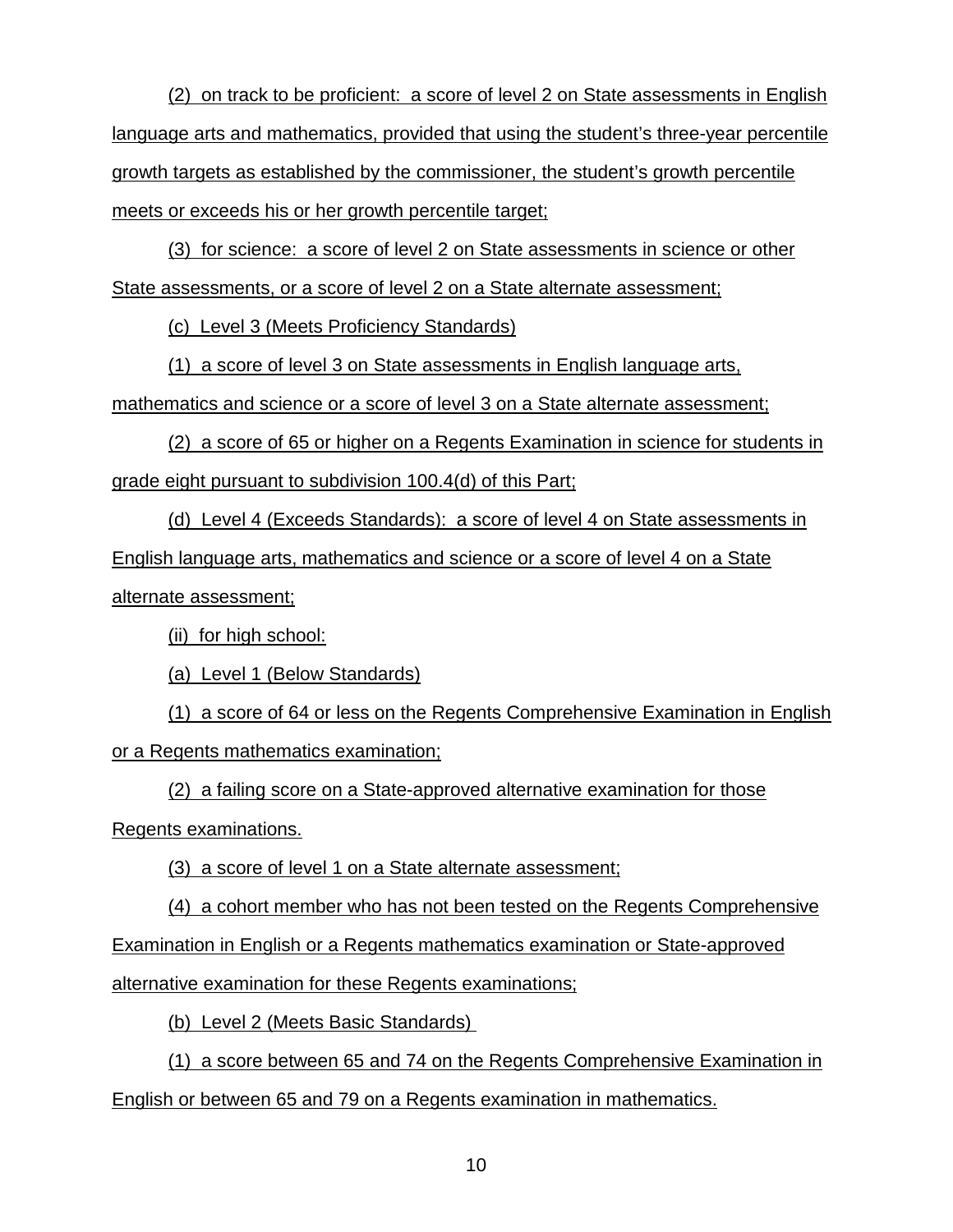(2) on track to be proficient: a score of level 2 on State assessments in English language arts and mathematics, provided that using the student's three-year percentile growth targets as established by the commissioner, the student's growth percentile meets or exceeds his or her growth percentile target;

(3) for science: a score of level 2 on State assessments in science or other State assessments, or a score of level 2 on a State alternate assessment;

(c) Level 3 (Meets Proficiency Standards)

(1) a score of level 3 on State assessments in English language arts, mathematics and science or a score of level 3 on a State alternate assessment;

(2) a score of 65 or higher on a Regents Examination in science for students in grade eight pursuant to subdivision 100.4(d) of this Part;

(d) Level 4 (Exceeds Standards): a score of level 4 on State assessments in English language arts, mathematics and science or a score of level 4 on a State alternate assessment;

(ii) for high school:

(a) Level 1 (Below Standards)

(1) a score of 64 or less on the Regents Comprehensive Examination in English or a Regents mathematics examination;

(2) a failing score on a State-approved alternative examination for those Regents examinations.

(3) a score of level 1 on a State alternate assessment;

(4) a cohort member who has not been tested on the Regents Comprehensive Examination in English or a Regents mathematics examination or State-approved alternative examination for these Regents examinations;

(b) Level 2 (Meets Basic Standards)

(1) a score between 65 and 74 on the Regents Comprehensive Examination in English or between 65 and 79 on a Regents examination in mathematics.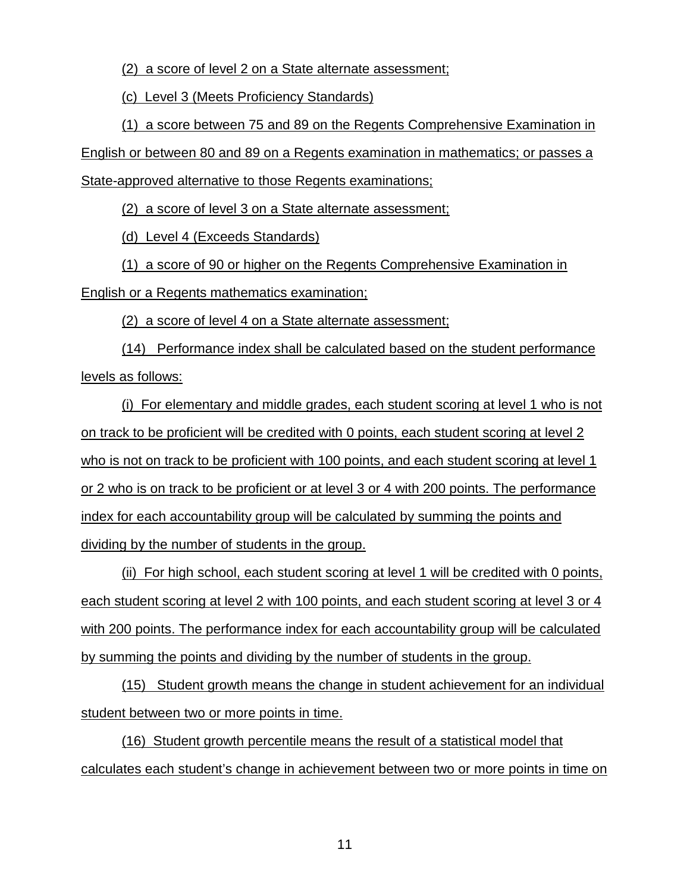(2) a score of level 2 on a State alternate assessment;

(c) Level 3 (Meets Proficiency Standards)

(1) a score between 75 and 89 on the Regents Comprehensive Examination in English or between 80 and 89 on a Regents examination in mathematics; or passes a State-approved alternative to those Regents examinations;

(2) a score of level 3 on a State alternate assessment;

(d) Level 4 (Exceeds Standards)

(1) a score of 90 or higher on the Regents Comprehensive Examination in English or a Regents mathematics examination;

(2) a score of level 4 on a State alternate assessment;

(14) Performance index shall be calculated based on the student performance levels as follows:

(i) For elementary and middle grades, each student scoring at level 1 who is not on track to be proficient will be credited with 0 points, each student scoring at level 2 who is not on track to be proficient with 100 points, and each student scoring at level 1 or 2 who is on track to be proficient or at level 3 or 4 with 200 points. The performance index for each accountability group will be calculated by summing the points and dividing by the number of students in the group.

(ii) For high school, each student scoring at level 1 will be credited with 0 points, each student scoring at level 2 with 100 points, and each student scoring at level 3 or 4 with 200 points. The performance index for each accountability group will be calculated by summing the points and dividing by the number of students in the group.

(15) Student growth means the change in student achievement for an individual student between two or more points in time.

(16) Student growth percentile means the result of a statistical model that calculates each student's change in achievement between two or more points in time on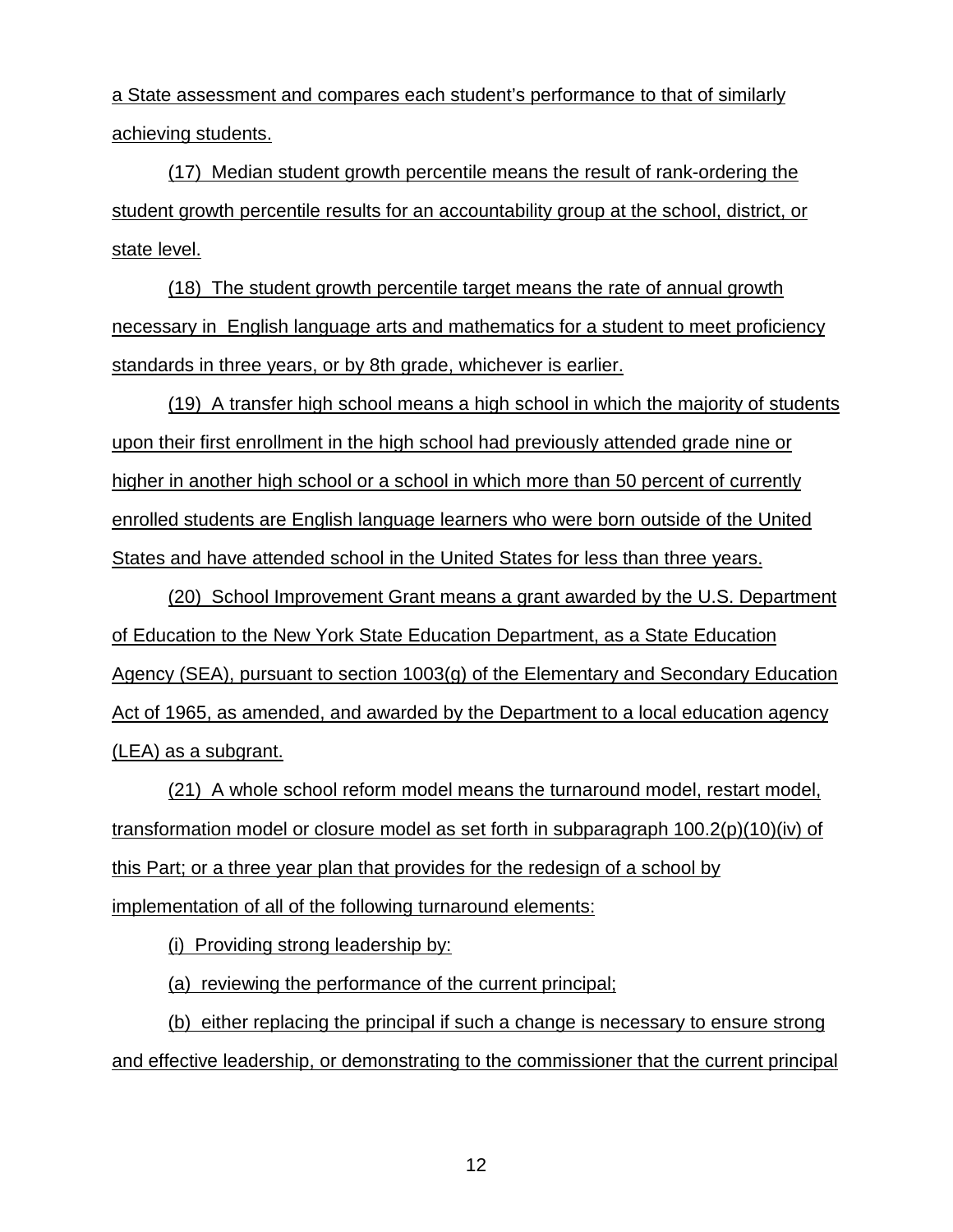a State assessment and compares each student's performance to that of similarly achieving students.

(17) Median student growth percentile means the result of rank-ordering the student growth percentile results for an accountability group at the school, district, or state level.

(18) The student growth percentile target means the rate of annual growth necessary in English language arts and mathematics for a student to meet proficiency standards in three years, or by 8th grade, whichever is earlier.

(19) A transfer high school means a high school in which the majority of students upon their first enrollment in the high school had previously attended grade nine or higher in another high school or a school in which more than 50 percent of currently enrolled students are English language learners who were born outside of the United States and have attended school in the United States for less than three years.

(20) School Improvement Grant means a grant awarded by the U.S. Department of Education to the New York State Education Department, as a State Education Agency (SEA), pursuant to section 1003(g) of the Elementary and Secondary Education Act of 1965, as amended, and awarded by the Department to a local education agency (LEA) as a subgrant.

(21) A whole school reform model means the turnaround model, restart model, transformation model or closure model as set forth in subparagraph 100.2(p)(10)(iv) of this Part; or a three year plan that provides for the redesign of a school by implementation of all of the following turnaround elements:

(i) Providing strong leadership by:

(a) reviewing the performance of the current principal;

(b) either replacing the principal if such a change is necessary to ensure strong and effective leadership, or demonstrating to the commissioner that the current principal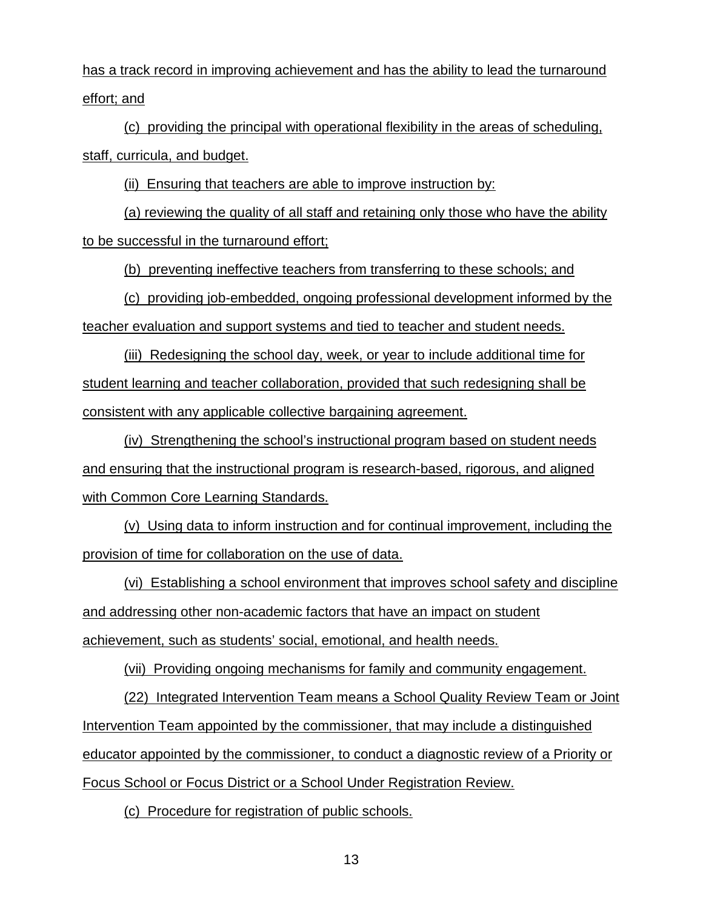has a track record in improving achievement and has the ability to lead the turnaround effort; and

(c) providing the principal with operational flexibility in the areas of scheduling, staff, curricula, and budget.

(ii) Ensuring that teachers are able to improve instruction by:

(a) reviewing the quality of all staff and retaining only those who have the ability to be successful in the turnaround effort;

(b) preventing ineffective teachers from transferring to these schools; and

(c) providing job-embedded, ongoing professional development informed by the teacher evaluation and support systems and tied to teacher and student needs.

(iii) Redesigning the school day, week, or year to include additional time for student learning and teacher collaboration, provided that such redesigning shall be consistent with any applicable collective bargaining agreement.

(iv) Strengthening the school's instructional program based on student needs and ensuring that the instructional program is research-based, rigorous, and aligned with Common Core Learning Standards.

(v) Using data to inform instruction and for continual improvement, including the provision of time for collaboration on the use of data.

(vi) Establishing a school environment that improves school safety and discipline and addressing other non-academic factors that have an impact on student achievement, such as students' social, emotional, and health needs.

(vii) Providing ongoing mechanisms for family and community engagement.

(22) Integrated Intervention Team means a School Quality Review Team or Joint Intervention Team appointed by the commissioner, that may include a distinguished educator appointed by the commissioner, to conduct a diagnostic review of a Priority or Focus School or Focus District or a School Under Registration Review.

(c) Procedure for registration of public schools.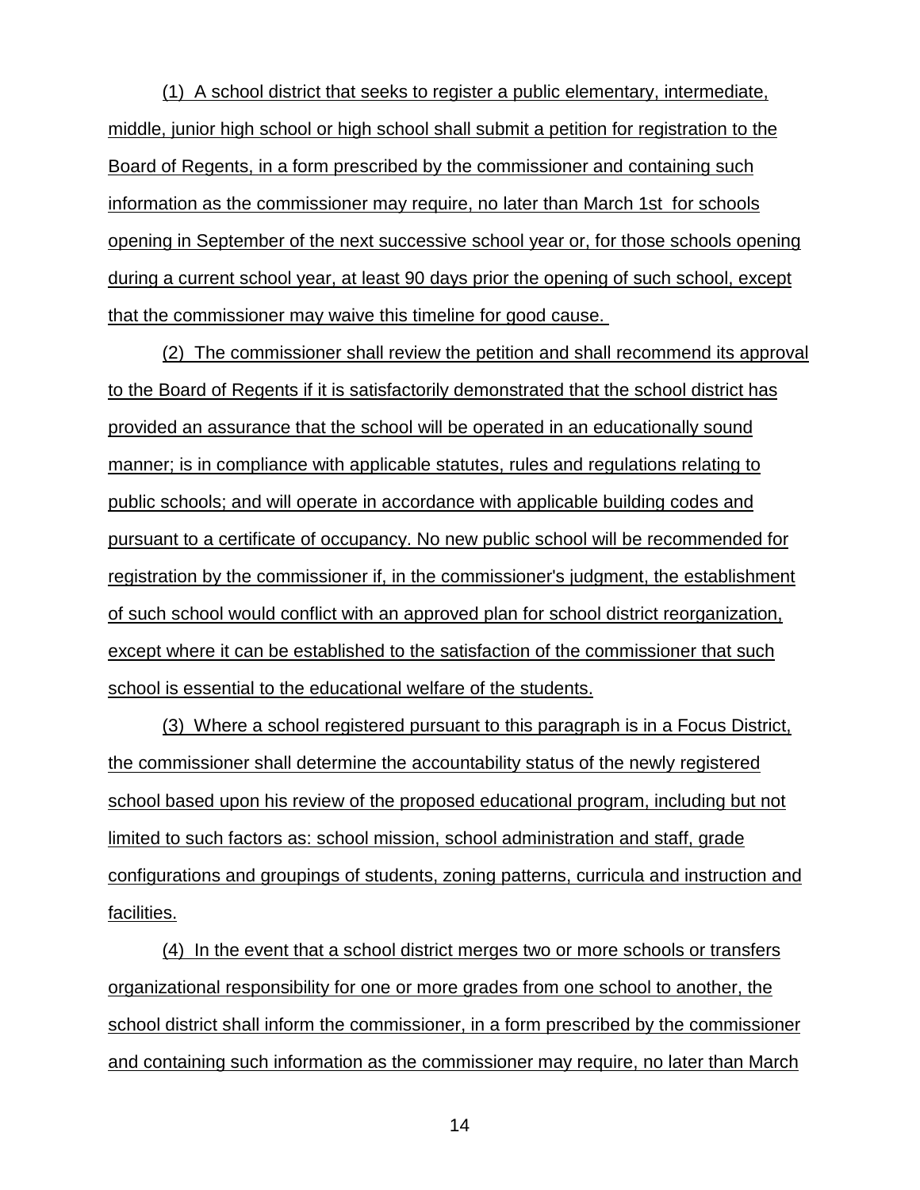(1) A school district that seeks to register a public elementary, intermediate, middle, junior high school or high school shall submit a petition for registration to the Board of Regents, in a form prescribed by the commissioner and containing such information as the commissioner may require, no later than March 1st for schools opening in September of the next successive school year or, for those schools opening during a current school year, at least 90 days prior the opening of such school, except that the commissioner may waive this timeline for good cause.

(2) The commissioner shall review the petition and shall recommend its approval to the Board of Regents if it is satisfactorily demonstrated that the school district has provided an assurance that the school will be operated in an educationally sound manner; is in compliance with applicable statutes, rules and regulations relating to public schools; and will operate in accordance with applicable building codes and pursuant to a certificate of occupancy. No new public school will be recommended for registration by the commissioner if, in the commissioner's judgment, the establishment of such school would conflict with an approved plan for school district reorganization, except where it can be established to the satisfaction of the commissioner that such school is essential to the educational welfare of the students.

(3) Where a school registered pursuant to this paragraph is in a Focus District, the commissioner shall determine the accountability status of the newly registered school based upon his review of the proposed educational program, including but not limited to such factors as: school mission, school administration and staff, grade configurations and groupings of students, zoning patterns, curricula and instruction and facilities.

(4) In the event that a school district merges two or more schools or transfers organizational responsibility for one or more grades from one school to another, the school district shall inform the commissioner, in a form prescribed by the commissioner and containing such information as the commissioner may require, no later than March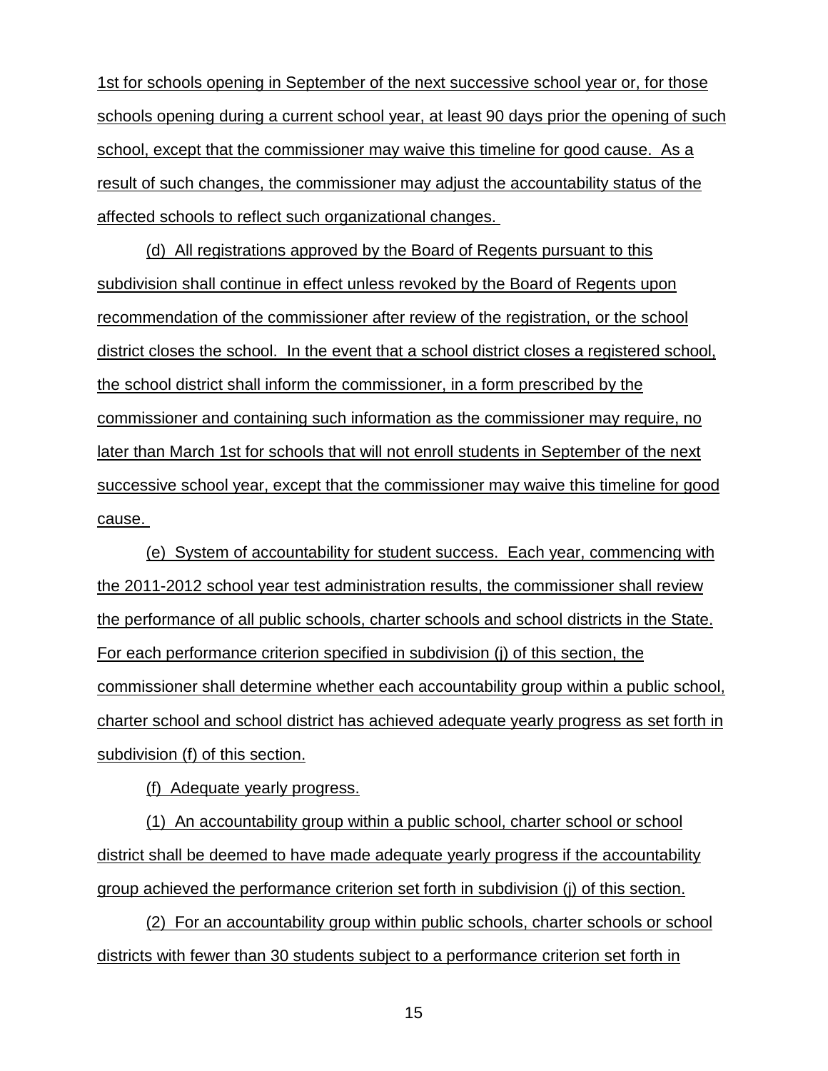1st for schools opening in September of the next successive school year or, for those schools opening during a current school year, at least 90 days prior the opening of such school, except that the commissioner may waive this timeline for good cause. As a result of such changes, the commissioner may adjust the accountability status of the affected schools to reflect such organizational changes.

(d) All registrations approved by the Board of Regents pursuant to this subdivision shall continue in effect unless revoked by the Board of Regents upon recommendation of the commissioner after review of the registration, or the school district closes the school. In the event that a school district closes a registered school, the school district shall inform the commissioner, in a form prescribed by the commissioner and containing such information as the commissioner may require, no later than March 1st for schools that will not enroll students in September of the next successive school year, except that the commissioner may waive this timeline for good cause.

(e) System of accountability for student success. Each year, commencing with the 2011-2012 school year test administration results, the commissioner shall review the performance of all public schools, charter schools and school districts in the State. For each performance criterion specified in subdivision (j) of this section, the commissioner shall determine whether each accountability group within a public school, charter school and school district has achieved adequate yearly progress as set forth in subdivision (f) of this section.

(f) Adequate yearly progress.

(1) An accountability group within a public school, charter school or school district shall be deemed to have made adequate yearly progress if the accountability group achieved the performance criterion set forth in subdivision (j) of this section.

(2) For an accountability group within public schools, charter schools or school districts with fewer than 30 students subject to a performance criterion set forth in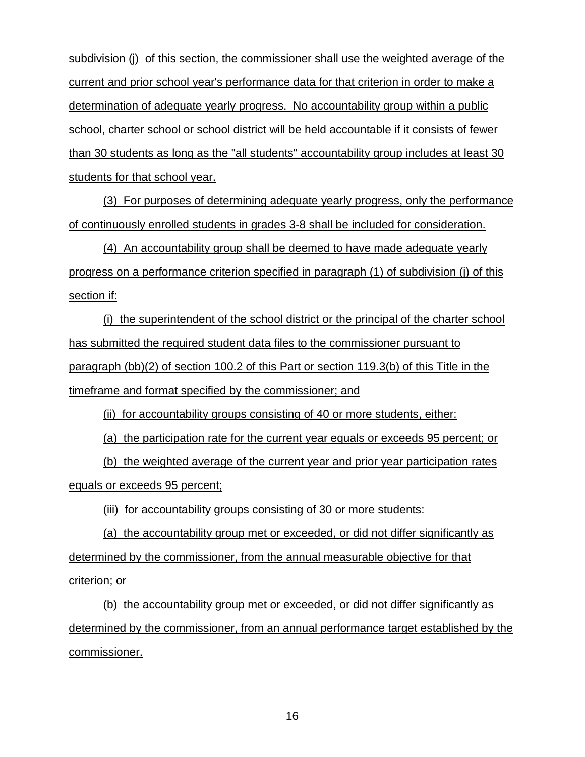subdivision (j) of this section, the commissioner shall use the weighted average of the current and prior school year's performance data for that criterion in order to make a determination of adequate yearly progress. No accountability group within a public school, charter school or school district will be held accountable if it consists of fewer than 30 students as long as the "all students" accountability group includes at least 30 students for that school year.

(3) For purposes of determining adequate yearly progress, only the performance of continuously enrolled students in grades 3-8 shall be included for consideration.

(4) An accountability group shall be deemed to have made adequate yearly progress on a performance criterion specified in paragraph (1) of subdivision (j) of this section if:

(i) the superintendent of the school district or the principal of the charter school has submitted the required student data files to the commissioner pursuant to paragraph (bb)(2) of section 100.2 of this Part or section 119.3(b) of this Title in the timeframe and format specified by the commissioner; and

(ii) for accountability groups consisting of 40 or more students, either:

(a) the participation rate for the current year equals or exceeds 95 percent; or

(b) the weighted average of the current year and prior year participation rates equals or exceeds 95 percent;

(iii) for accountability groups consisting of 30 or more students:

(a) the accountability group met or exceeded, or did not differ significantly as determined by the commissioner, from the annual measurable objective for that criterion; or

(b) the accountability group met or exceeded, or did not differ significantly as determined by the commissioner, from an annual performance target established by the commissioner.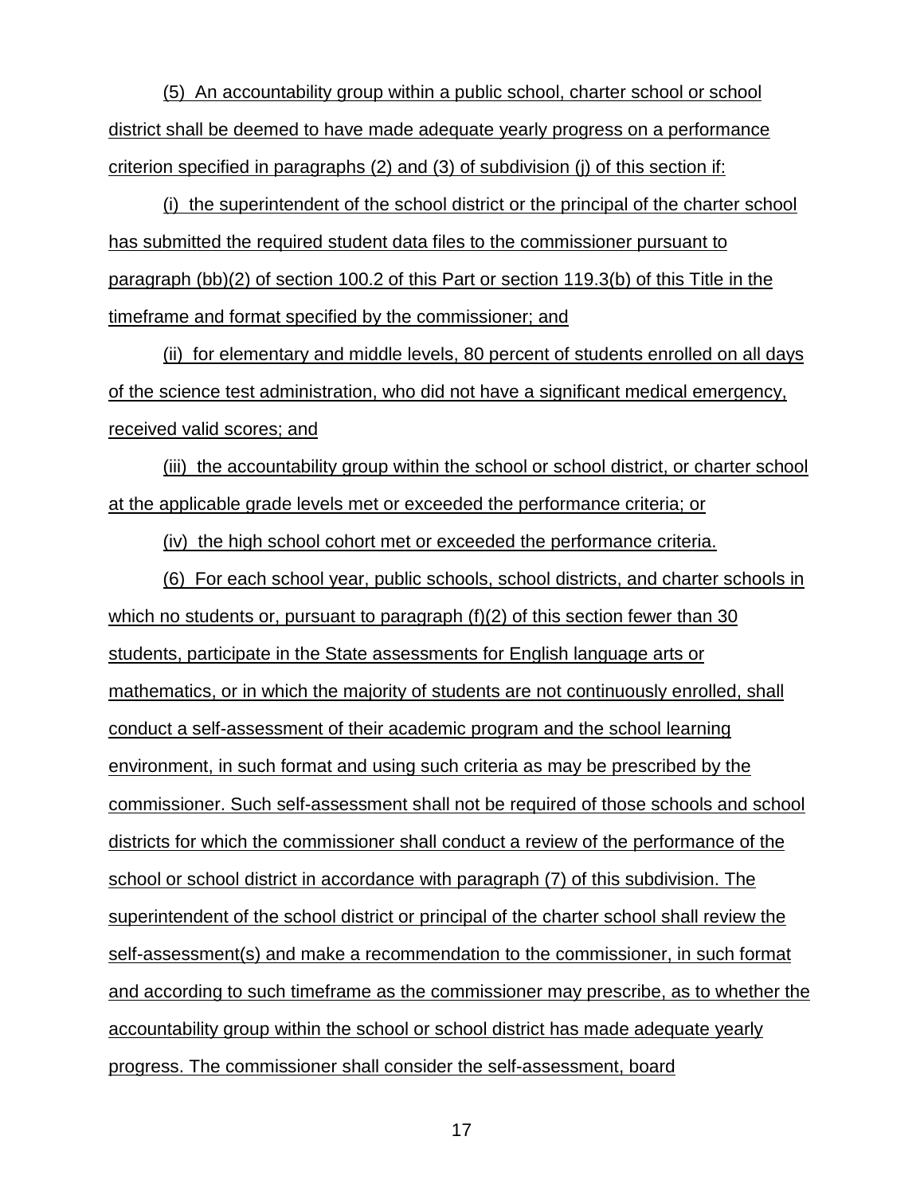(5) An accountability group within a public school, charter school or school district shall be deemed to have made adequate yearly progress on a performance criterion specified in paragraphs (2) and (3) of subdivision (j) of this section if:

(i) the superintendent of the school district or the principal of the charter school has submitted the required student data files to the commissioner pursuant to paragraph (bb)(2) of section 100.2 of this Part or section 119.3(b) of this Title in the timeframe and format specified by the commissioner; and

(ii) for elementary and middle levels, 80 percent of students enrolled on all days of the science test administration, who did not have a significant medical emergency, received valid scores; and

(iii) the accountability group within the school or school district, or charter school at the applicable grade levels met or exceeded the performance criteria; or

(iv) the high school cohort met or exceeded the performance criteria.

(6) For each school year, public schools, school districts, and charter schools in which no students or, pursuant to paragraph (f)(2) of this section fewer than 30 students, participate in the State assessments for English language arts or mathematics, or in which the majority of students are not continuously enrolled, shall conduct a self-assessment of their academic program and the school learning environment, in such format and using such criteria as may be prescribed by the commissioner. Such self-assessment shall not be required of those schools and school districts for which the commissioner shall conduct a review of the performance of the school or school district in accordance with paragraph (7) of this subdivision. The superintendent of the school district or principal of the charter school shall review the self-assessment(s) and make a recommendation to the commissioner, in such format and according to such timeframe as the commissioner may prescribe, as to whether the accountability group within the school or school district has made adequate yearly progress. The commissioner shall consider the self-assessment, board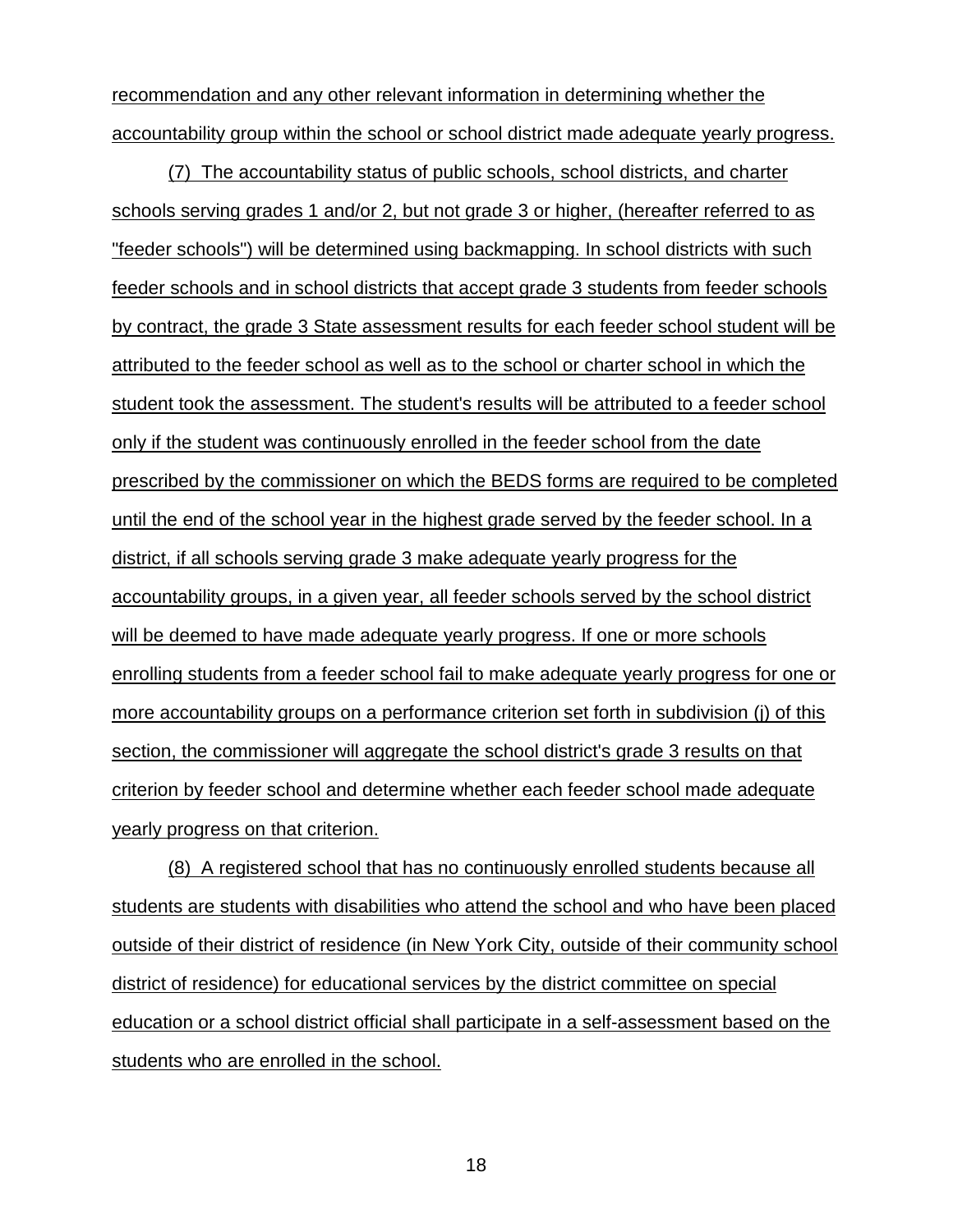recommendation and any other relevant information in determining whether the accountability group within the school or school district made adequate yearly progress.

(7) The accountability status of public schools, school districts, and charter schools serving grades 1 and/or 2, but not grade 3 or higher, (hereafter referred to as "feeder schools") will be determined using backmapping. In school districts with such feeder schools and in school districts that accept grade 3 students from feeder schools by contract, the grade 3 State assessment results for each feeder school student will be attributed to the feeder school as well as to the school or charter school in which the student took the assessment. The student's results will be attributed to a feeder school only if the student was continuously enrolled in the feeder school from the date prescribed by the commissioner on which the BEDS forms are required to be completed until the end of the school year in the highest grade served by the feeder school. In a district, if all schools serving grade 3 make adequate yearly progress for the accountability groups, in a given year, all feeder schools served by the school district will be deemed to have made adequate yearly progress. If one or more schools enrolling students from a feeder school fail to make adequate yearly progress for one or more accountability groups on a performance criterion set forth in subdivision (j) of this section, the commissioner will aggregate the school district's grade 3 results on that criterion by feeder school and determine whether each feeder school made adequate yearly progress on that criterion.

(8) A registered school that has no continuously enrolled students because all students are students with disabilities who attend the school and who have been placed outside of their district of residence (in New York City, outside of their community school district of residence) for educational services by the district committee on special education or a school district official shall participate in a self-assessment based on the students who are enrolled in the school.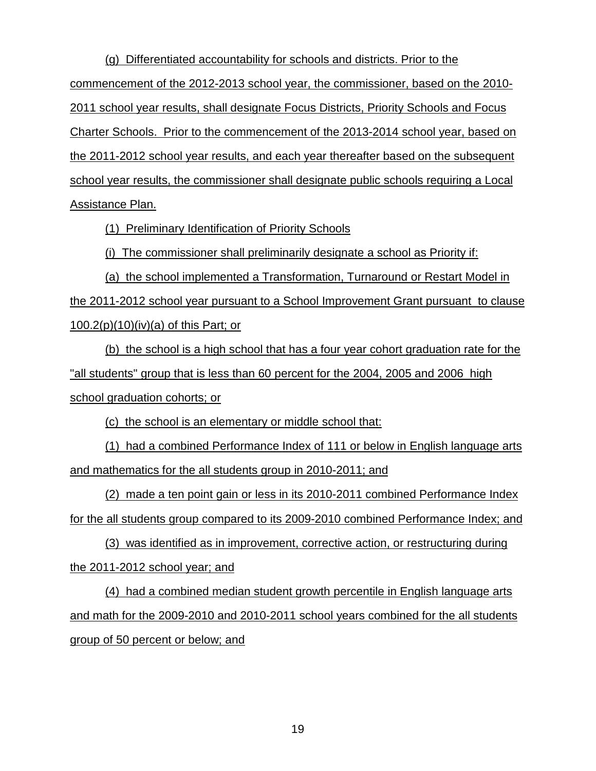(g) Differentiated accountability for schools and districts. Prior to the commencement of the 2012-2013 school year, the commissioner, based on the 2010-2011 school year results, shall designate Focus Districts, Priority Schools and Focus Charter Schools. Prior to the commencement of the 2013-2014 school year, based on the 2011-2012 school year results, and each year thereafter based on the subsequent school year results, the commissioner shall designate public schools requiring a Local Assistance Plan.

(1) Preliminary Identification of Priority Schools

(i) The commissioner shall preliminarily designate a school as Priority if:

(a) the school implemented a Transformation, Turnaround or Restart Model in the 2011-2012 school year pursuant to a School Improvement Grant pursuant to clause 100.2(p)(10)(iv)(a) of this Part; or

(b) the school is a high school that has a four year cohort graduation rate for the "all students" group that is less than 60 percent for the 2004, 2005 and 2006 high school graduation cohorts; or

(c) the school is an elementary or middle school that:

(1) had a combined Performance Index of 111 or below in English language arts and mathematics for the all students group in 2010-2011; and

(2) made a ten point gain or less in its 2010-2011 combined Performance Index for the all students group compared to its 2009-2010 combined Performance Index; and

(3) was identified as in improvement, corrective action, or restructuring during the 2011-2012 school year; and

(4) had a combined median student growth percentile in English language arts and math for the 2009-2010 and 2010-2011 school years combined for the all students group of 50 percent or below; and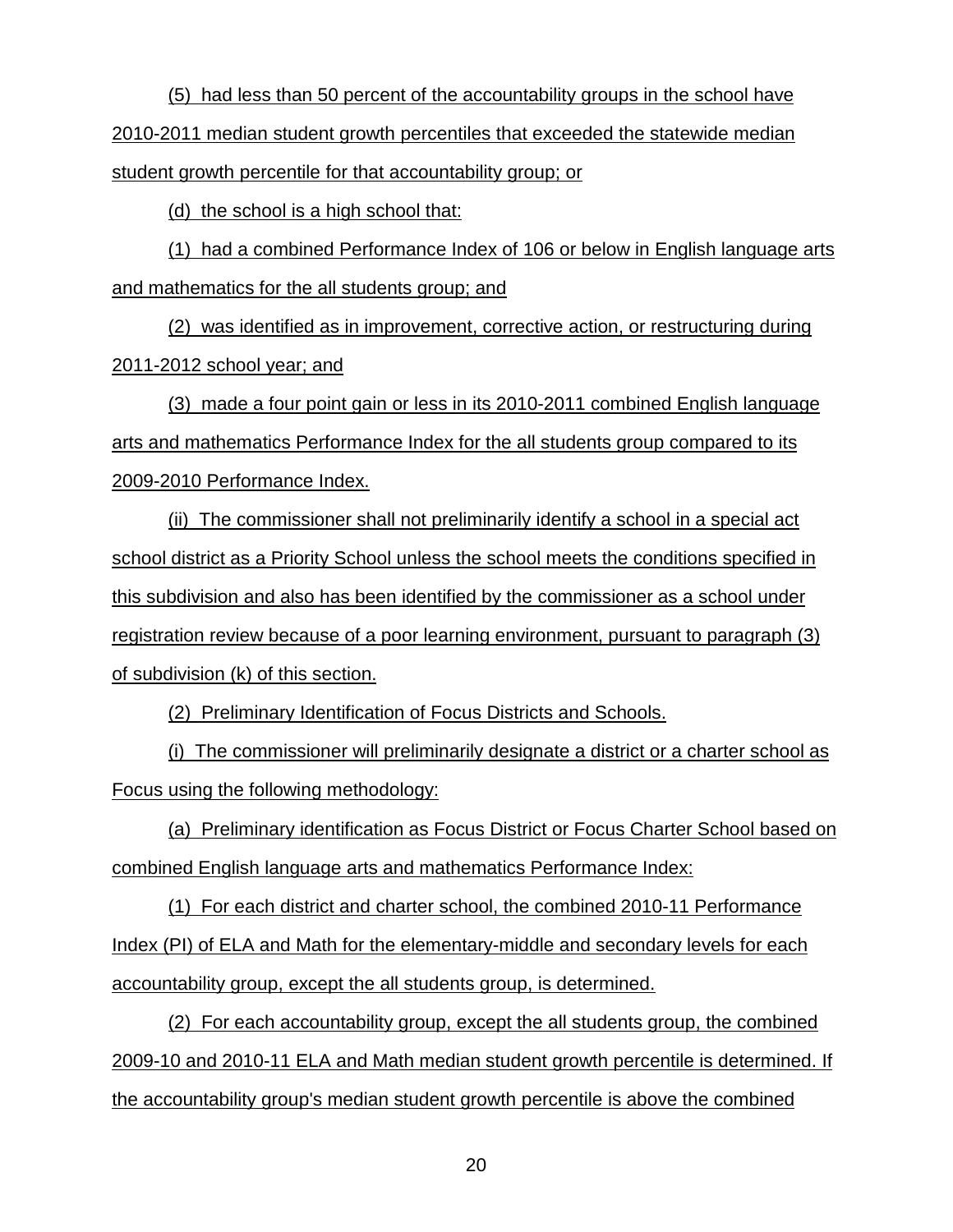(5) had less than 50 percent of the accountability groups in the school have 2010-2011 median student growth percentiles that exceeded the statewide median student growth percentile for that accountability group; or

(d) the school is a high school that:

(1) had a combined Performance Index of 106 or below in English language arts and mathematics for the all students group; and

(2) was identified as in improvement, corrective action, or restructuring during 2011-2012 school year; and

(3) made a four point gain or less in its 2010-2011 combined English language arts and mathematics Performance Index for the all students group compared to its 2009-2010 Performance Index.

(ii) The commissioner shall not preliminarily identify a school in a special act school district as a Priority School unless the school meets the conditions specified in this subdivision and also has been identified by the commissioner as a school under registration review because of a poor learning environment, pursuant to paragraph (3) of subdivision (k) of this section.

(2) Preliminary Identification of Focus Districts and Schools.

(i) The commissioner will preliminarily designate a district or a charter school as Focus using the following methodology:

(a) Preliminary identification as Focus District or Focus Charter School based on combined English language arts and mathematics Performance Index:

(1) For each district and charter school, the combined 2010-11 Performance Index (PI) of ELA and Math for the elementary-middle and secondary levels for each accountability group, except the all students group, is determined.

(2) For each accountability group, except the all students group, the combined 2009-10 and 2010-11 ELA and Math median student growth percentile is determined. If the accountability group's median student growth percentile is above the combined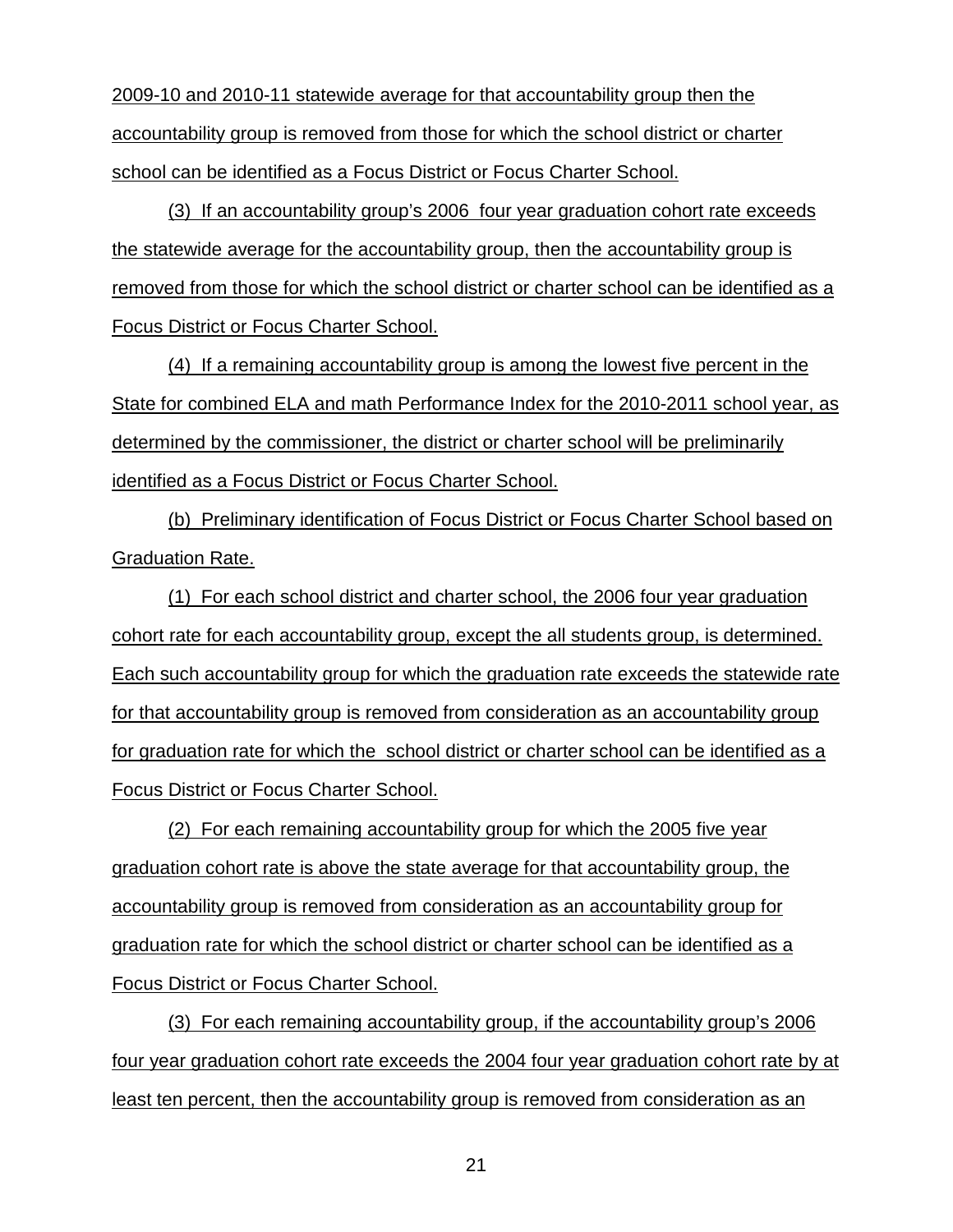2009-10 and 2010-11 statewide average for that accountability group then the accountability group is removed from those for which the school district or charter school can be identified as a Focus District or Focus Charter School.

(3) If an accountability group's 2006 four year graduation cohort rate exceeds the statewide average for the accountability group, then the accountability group is removed from those for which the school district or charter school can be identified as a Focus District or Focus Charter School.

(4) If a remaining accountability group is among the lowest five percent in the State for combined ELA and math Performance Index for the 2010-2011 school year, as determined by the commissioner, the district or charter school will be preliminarily identified as a Focus District or Focus Charter School.

(b) Preliminary identification of Focus District or Focus Charter School based on Graduation Rate.

(1) For each school district and charter school, the 2006 four year graduation cohort rate for each accountability group, except the all students group, is determined. Each such accountability group for which the graduation rate exceeds the statewide rate for that accountability group is removed from consideration as an accountability group for graduation rate for which the school district or charter school can be identified as a Focus District or Focus Charter School.

(2) For each remaining accountability group for which the 2005 five year graduation cohort rate is above the state average for that accountability group, the accountability group is removed from consideration as an accountability group for graduation rate for which the school district or charter school can be identified as a Focus District or Focus Charter School.

(3) For each remaining accountability group, if the accountability group's 2006 four year graduation cohort rate exceeds the 2004 four year graduation cohort rate by at least ten percent, then the accountability group is removed from consideration as an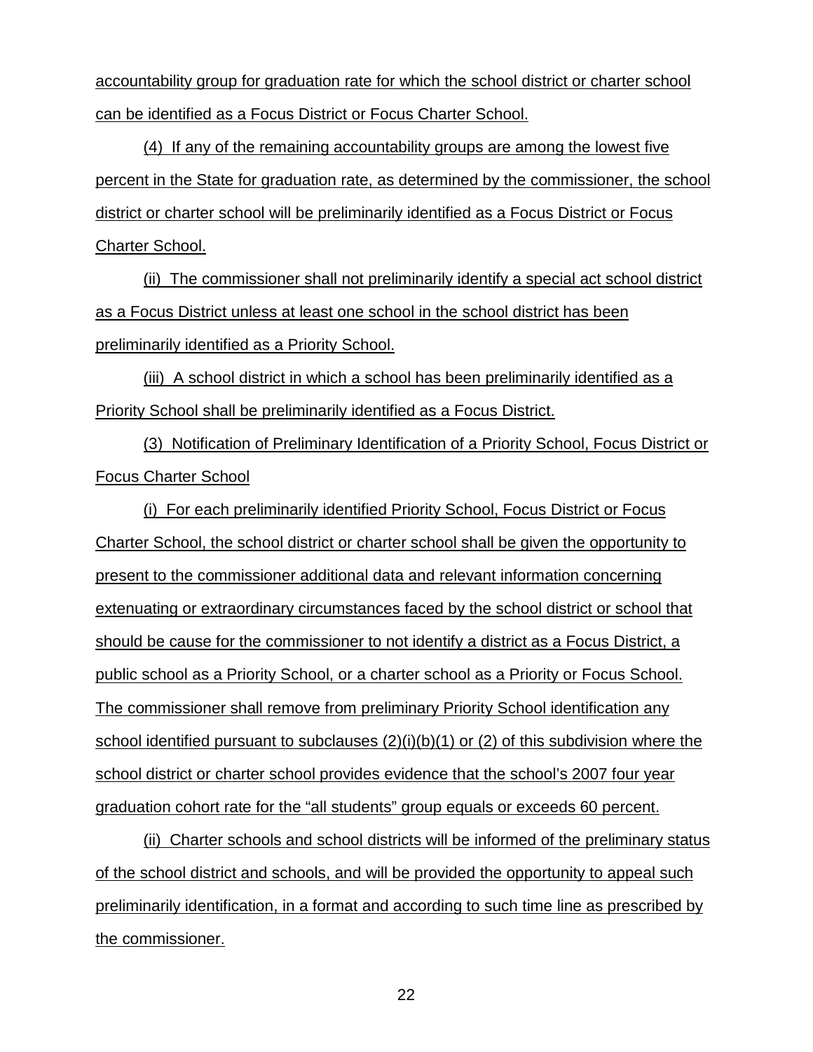accountability group for graduation rate for which the school district or charter school can be identified as a Focus District or Focus Charter School.

(4) If any of the remaining accountability groups are among the lowest five percent in the State for graduation rate, as determined by the commissioner, the school district or charter school will be preliminarily identified as a Focus District or Focus Charter School.

(ii) The commissioner shall not preliminarily identify a special act school district as a Focus District unless at least one school in the school district has been preliminarily identified as a Priority School.

(iii) A school district in which a school has been preliminarily identified as a Priority School shall be preliminarily identified as a Focus District.

(3) Notification of Preliminary Identification of a Priority School, Focus District or Focus Charter School

(i) For each preliminarily identified Priority School, Focus District or Focus Charter School, the school district or charter school shall be given the opportunity to present to the commissioner additional data and relevant information concerning extenuating or extraordinary circumstances faced by the school district or school that should be cause for the commissioner to not identify a district as a Focus District, a public school as a Priority School, or a charter school as a Priority or Focus School. The commissioner shall remove from preliminary Priority School identification any school identified pursuant to subclauses (2)(i)(b)(1) or (2) of this subdivision where the school district or charter school provides evidence that the school's 2007 four year graduation cohort rate for the "all students" group equals or exceeds 60 percent.

(ii) Charter schools and school districts will be informed of the preliminary status of the school district and schools, and will be provided the opportunity to appeal such preliminarily identification, in a format and according to such time line as prescribed by the commissioner.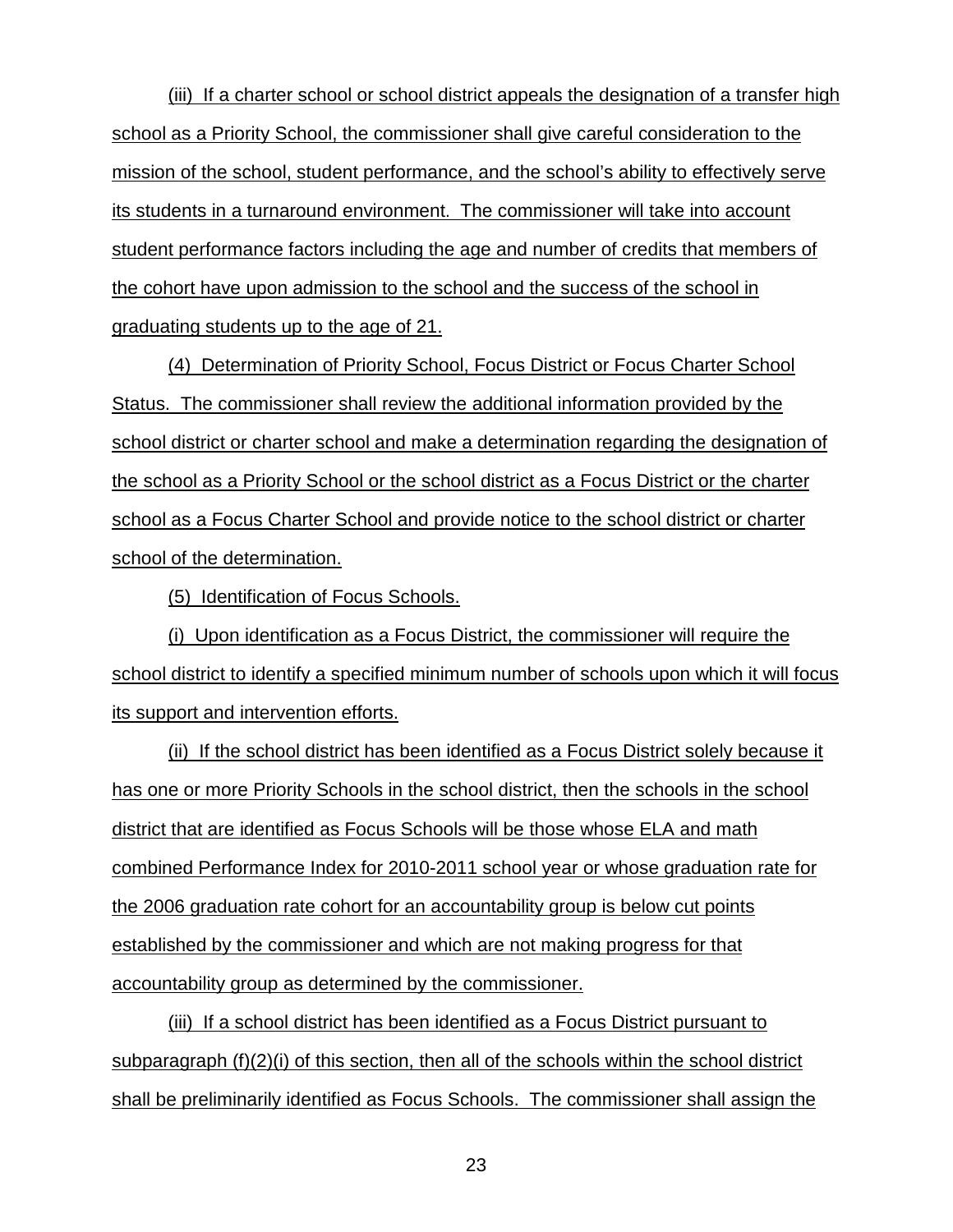(iii) If a charter school or school district appeals the designation of a transfer high school as a Priority School, the commissioner shall give careful consideration to the mission of the school, student performance, and the school's ability to effectively serve its students in a turnaround environment. The commissioner will take into account student performance factors including the age and number of credits that members of the cohort have upon admission to the school and the success of the school in graduating students up to the age of 21.

(4) Determination of Priority School, Focus District or Focus Charter School Status. The commissioner shall review the additional information provided by the school district or charter school and make a determination regarding the designation of the school as a Priority School or the school district as a Focus District or the charter school as a Focus Charter School and provide notice to the school district or charter school of the determination.

(5) Identification of Focus Schools.

(i) Upon identification as a Focus District, the commissioner will require the school district to identify a specified minimum number of schools upon which it will focus its support and intervention efforts.

(ii) If the school district has been identified as a Focus District solely because it has one or more Priority Schools in the school district, then the schools in the school district that are identified as Focus Schools will be those whose ELA and math combined Performance Index for 2010-2011 school year or whose graduation rate for the 2006 graduation rate cohort for an accountability group is below cut points established by the commissioner and which are not making progress for that accountability group as determined by the commissioner.

(iii) If a school district has been identified as a Focus District pursuant to subparagraph (f)(2)(i) of this section, then all of the schools within the school district shall be preliminarily identified as Focus Schools. The commissioner shall assign the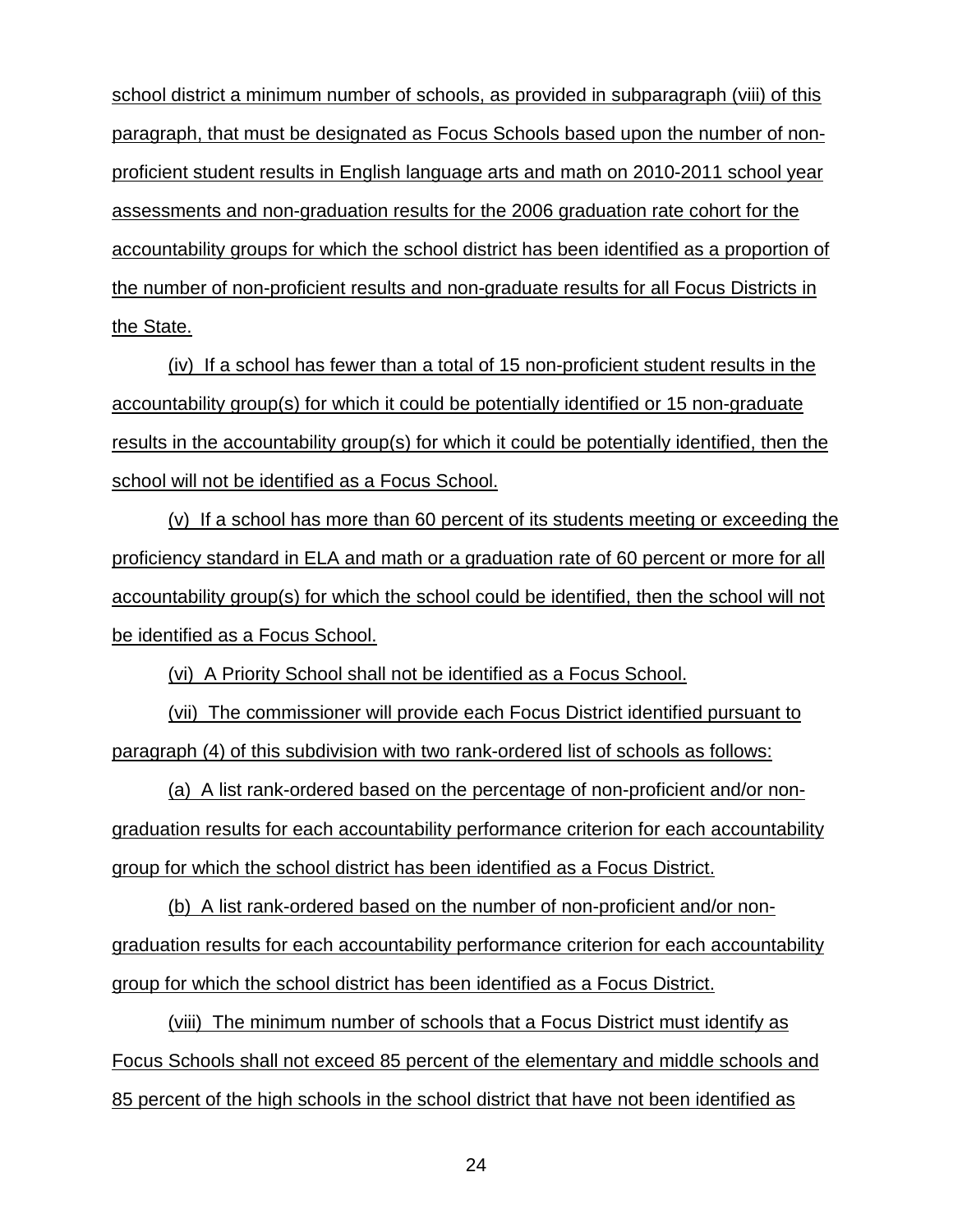school district a minimum number of schools, as provided in subparagraph (viii) of this paragraph, that must be designated as Focus Schools based upon the number of non-proficient student results in English language arts and math on 2010-2011 school year assessments and non-graduation results for the 2006 graduation rate cohort for the accountability groups for which the school district has been identified as a proportion of the number of non-proficient results and non-graduate results for all Focus Districts in the State.

(iv) If a school has fewer than a total of 15 non-proficient student results in the accountability group(s) for which it could be potentially identified or 15 non-graduate results in the accountability group(s) for which it could be potentially identified, then the school will not be identified as a Focus School.

(v) If a school has more than 60 percent of its students meeting or exceeding the proficiency standard in ELA and math or a graduation rate of 60 percent or more for all accountability group(s) for which the school could be identified, then the school will not be identified as a Focus School.

(vi) A Priority School shall not be identified as a Focus School.

(vii) The commissioner will provide each Focus District identified pursuant to paragraph (4) of this subdivision with two rank-ordered list of schools as follows:

(a) A list rank-ordered based on the percentage of non-proficient and/or non-graduation results for each accountability performance criterion for each accountability group for which the school district has been identified as a Focus District.

(b) A list rank-ordered based on the number of non-proficient and/or non-graduation results for each accountability performance criterion for each accountability group for which the school district has been identified as a Focus District.

(viii) The minimum number of schools that a Focus District must identify as Focus Schools shall not exceed 85 percent of the elementary and middle schools and 85 percent of the high schools in the school district that have not been identified as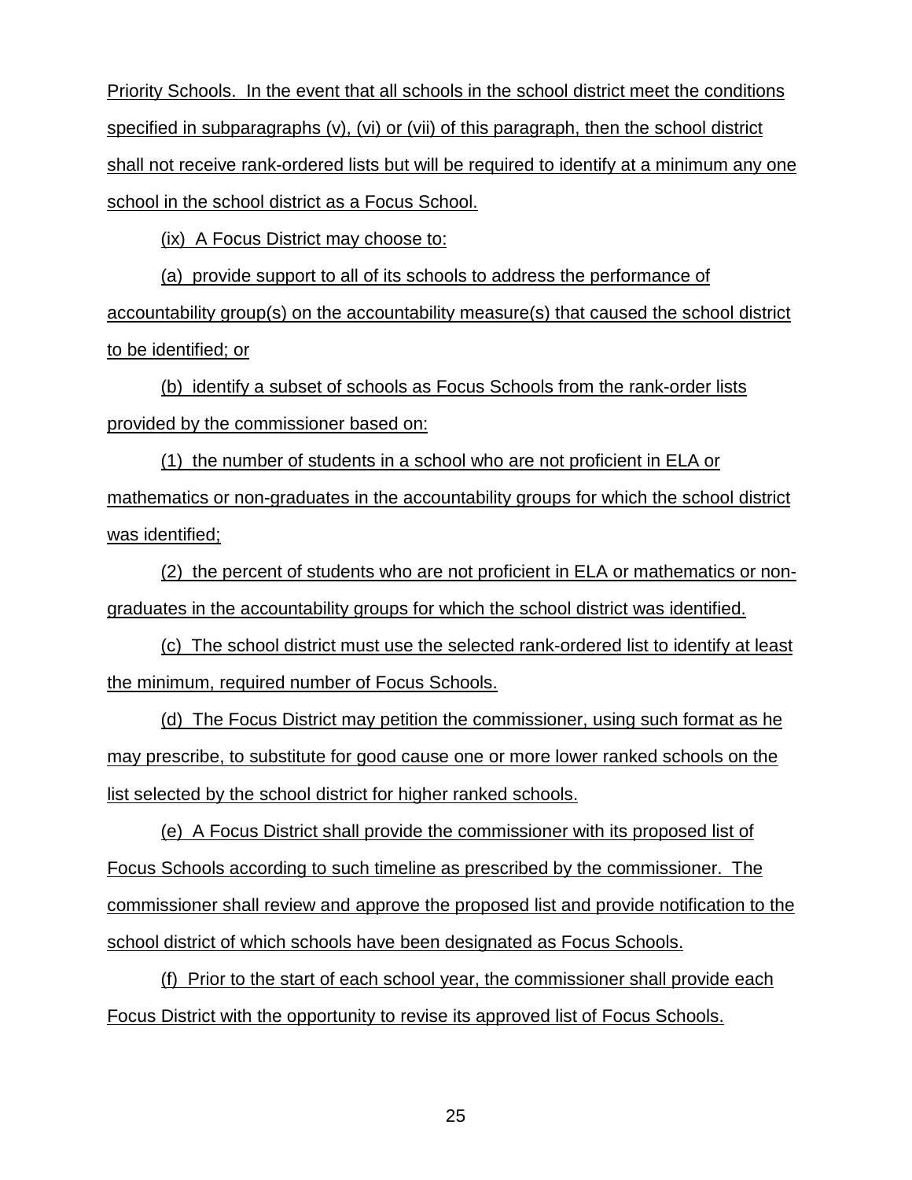Priority Schools. In the event that all schools in the school district meet the conditions specified in subparagraphs (v), (vi) or (vii) of this paragraph, then the school district shall not receive rank-ordered lists but will be required to identify at a minimum any one school in the school district as a Focus School.

(ix) A Focus District may choose to:

(a) provide support to all of its schools to address the performance of accountability group(s) on the accountability measure(s) that caused the school district to be identified; or

(b) identify a subset of schools as Focus Schools from the rank-order lists provided by the commissioner based on:

(1) the number of students in a school who are not proficient in ELA or mathematics or non-graduates in the accountability groups for which the school district was identified;

(2) the percent of students who are not proficient in ELA or mathematics or non-graduates in the accountability groups for which the school district was identified.

(c) The school district must use the selected rank-ordered list to identify at least the minimum, required number of Focus Schools.

(d) The Focus District may petition the commissioner, using such format as he may prescribe, to substitute for good cause one or more lower ranked schools on the list selected by the school district for higher ranked schools.

(e) A Focus District shall provide the commissioner with its proposed list of Focus Schools according to such timeline as prescribed by the commissioner. The commissioner shall review and approve the proposed list and provide notification to the school district of which schools have been designated as Focus Schools.

(f) Prior to the start of each school year, the commissioner shall provide each Focus District with the opportunity to revise its approved list of Focus Schools.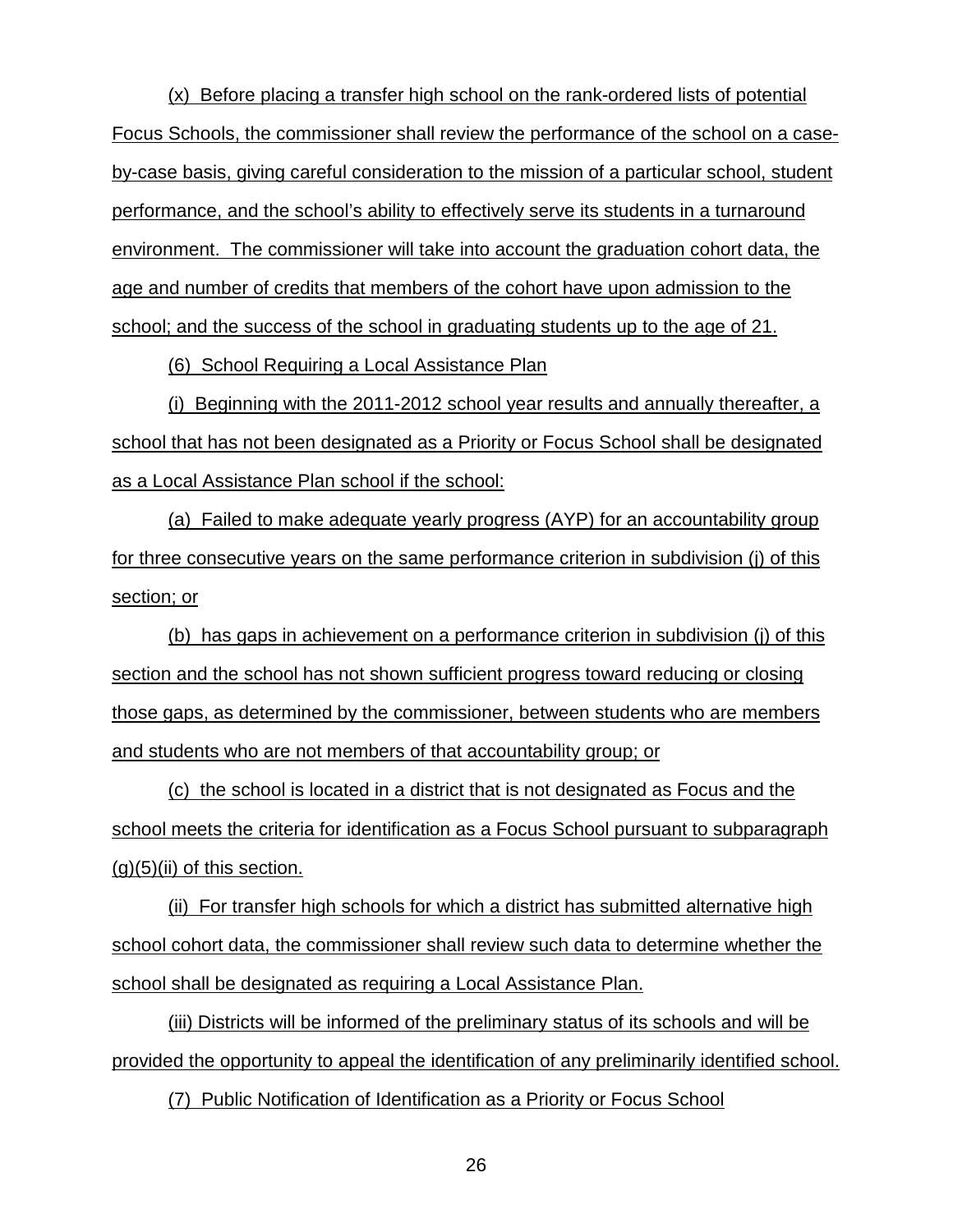(x) Before placing a transfer high school on the rank-ordered lists of potential Focus Schools, the commissioner shall review the performance of the school on a case-by-case basis, giving careful consideration to the mission of a particular school, student performance, and the school's ability to effectively serve its students in a turnaround environment. The commissioner will take into account the graduation cohort data, the age and number of credits that members of the cohort have upon admission to the school; and the success of the school in graduating students up to the age of 21.

(6) School Requiring a Local Assistance Plan

(i) Beginning with the 2011-2012 school year results and annually thereafter, a school that has not been designated as a Priority or Focus School shall be designated as a Local Assistance Plan school if the school:

(a) Failed to make adequate yearly progress (AYP) for an accountability group for three consecutive years on the same performance criterion in subdivision (j) of this section; or

(b) has gaps in achievement on a performance criterion in subdivision (j) of this section and the school has not shown sufficient progress toward reducing or closing those gaps, as determined by the commissioner, between students who are members and students who are not members of that accountability group; or

(c) the school is located in a district that is not designated as Focus and the school meets the criteria for identification as a Focus School pursuant to subparagraph (g)(5)(ii) of this section.

(ii) For transfer high schools for which a district has submitted alternative high school cohort data, the commissioner shall review such data to determine whether the school shall be designated as requiring a Local Assistance Plan.

(iii) Districts will be informed of the preliminary status of its schools and will be provided the opportunity to appeal the identification of any preliminarily identified school.

(7) Public Notification of Identification as a Priority or Focus School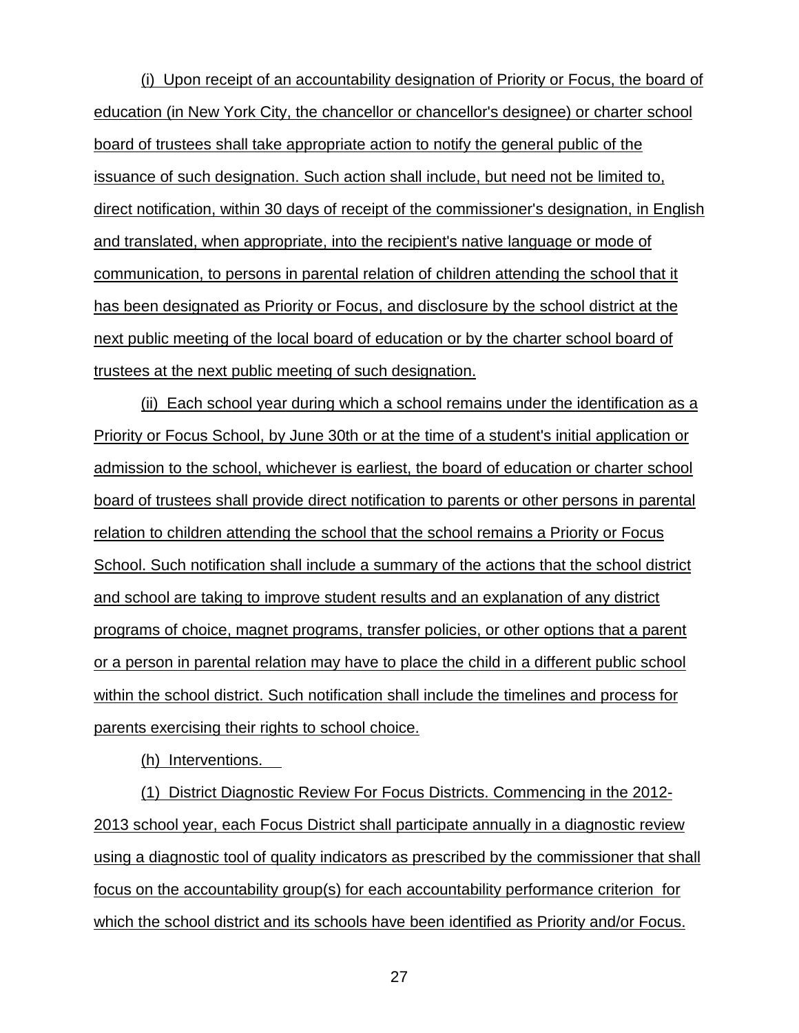(i) Upon receipt of an accountability designation of Priority or Focus, the board of education (in New York City, the chancellor or chancellor's designee) or charter school board of trustees shall take appropriate action to notify the general public of the issuance of such designation. Such action shall include, but need not be limited to, direct notification, within 30 days of receipt of the commissioner's designation, in English and translated, when appropriate, into the recipient's native language or mode of communication, to persons in parental relation of children attending the school that it has been designated as Priority or Focus, and disclosure by the school district at the next public meeting of the local board of education or by the charter school board of trustees at the next public meeting of such designation.

(ii) Each school year during which a school remains under the identification as a Priority or Focus School, by June 30th or at the time of a student's initial application or admission to the school, whichever is earliest, the board of education or charter school board of trustees shall provide direct notification to parents or other persons in parental relation to children attending the school that the school remains a Priority or Focus School. Such notification shall include a summary of the actions that the school district and school are taking to improve student results and an explanation of any district programs of choice, magnet programs, transfer policies, or other options that a parent or a person in parental relation may have to place the child in a different public school within the school district. Such notification shall include the timelines and process for parents exercising their rights to school choice.

(h) Interventions.

(1) District Diagnostic Review For Focus Districts. Commencing in the 2012-2013 school year, each Focus District shall participate annually in a diagnostic review using a diagnostic tool of quality indicators as prescribed by the commissioner that shall focus on the accountability group(s) for each accountability performance criterion for which the school district and its schools have been identified as Priority and/or Focus.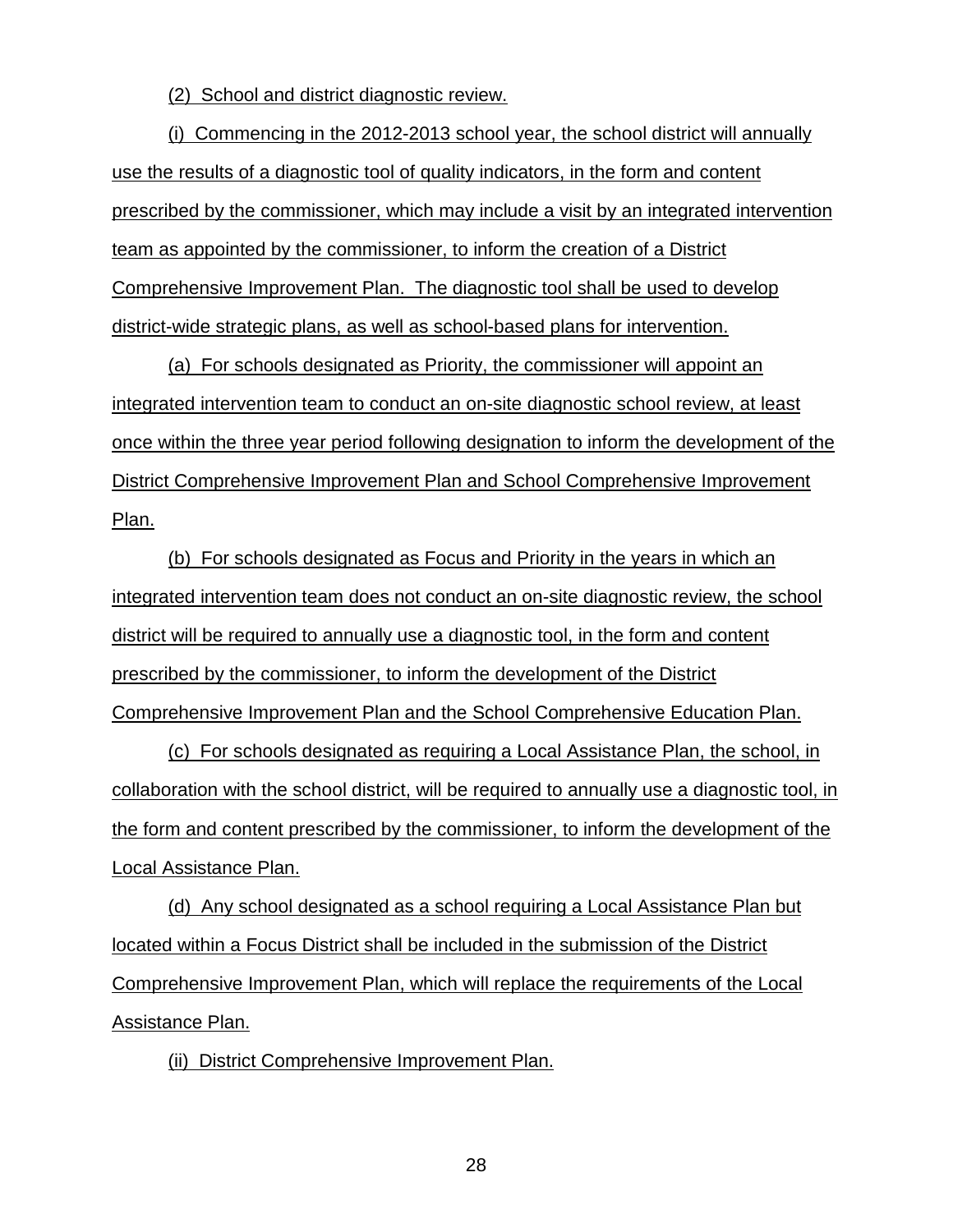(2) School and district diagnostic review.

(i) Commencing in the 2012-2013 school year, the school district will annually use the results of a diagnostic tool of quality indicators, in the form and content prescribed by the commissioner, which may include a visit by an integrated intervention team as appointed by the commissioner, to inform the creation of a District Comprehensive Improvement Plan. The diagnostic tool shall be used to develop district-wide strategic plans, as well as school-based plans for intervention.

(a) For schools designated as Priority, the commissioner will appoint an integrated intervention team to conduct an on-site diagnostic school review, at least once within the three year period following designation to inform the development of the District Comprehensive Improvement Plan and School Comprehensive Improvement Plan.

(b) For schools designated as Focus and Priority in the years in which an integrated intervention team does not conduct an on-site diagnostic review, the school district will be required to annually use a diagnostic tool, in the form and content prescribed by the commissioner, to inform the development of the District Comprehensive Improvement Plan and the School Comprehensive Education Plan.

(c) For schools designated as requiring a Local Assistance Plan, the school, in collaboration with the school district, will be required to annually use a diagnostic tool, in the form and content prescribed by the commissioner, to inform the development of the Local Assistance Plan.

(d) Any school designated as a school requiring a Local Assistance Plan but located within a Focus District shall be included in the submission of the District Comprehensive Improvement Plan, which will replace the requirements of the Local Assistance Plan.

(ii) District Comprehensive Improvement Plan.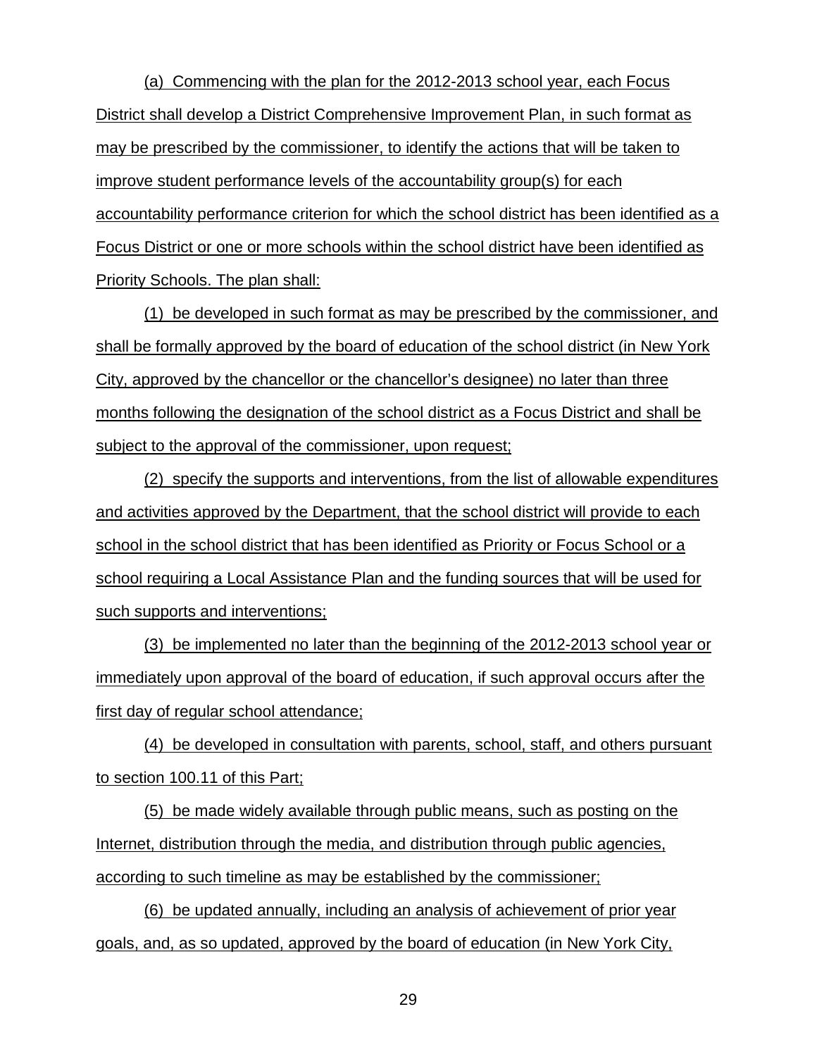(a) Commencing with the plan for the 2012-2013 school year, each Focus District shall develop a District Comprehensive Improvement Plan, in such format as may be prescribed by the commissioner, to identify the actions that will be taken to improve student performance levels of the accountability group(s) for each accountability performance criterion for which the school district has been identified as a Focus District or one or more schools within the school district have been identified as Priority Schools. The plan shall:

(1) be developed in such format as may be prescribed by the commissioner, and shall be formally approved by the board of education of the school district (in New York City, approved by the chancellor or the chancellor's designee) no later than three months following the designation of the school district as a Focus District and shall be subject to the approval of the commissioner, upon request;

(2) specify the supports and interventions, from the list of allowable expenditures and activities approved by the Department, that the school district will provide to each school in the school district that has been identified as Priority or Focus School or a school requiring a Local Assistance Plan and the funding sources that will be used for such supports and interventions;

(3) be implemented no later than the beginning of the 2012-2013 school year or immediately upon approval of the board of education, if such approval occurs after the first day of regular school attendance;

(4) be developed in consultation with parents, school, staff, and others pursuant to section 100.11 of this Part;

(5) be made widely available through public means, such as posting on the Internet, distribution through the media, and distribution through public agencies, according to such timeline as may be established by the commissioner;

(6) be updated annually, including an analysis of achievement of prior year goals, and, as so updated, approved by the board of education (in New York City,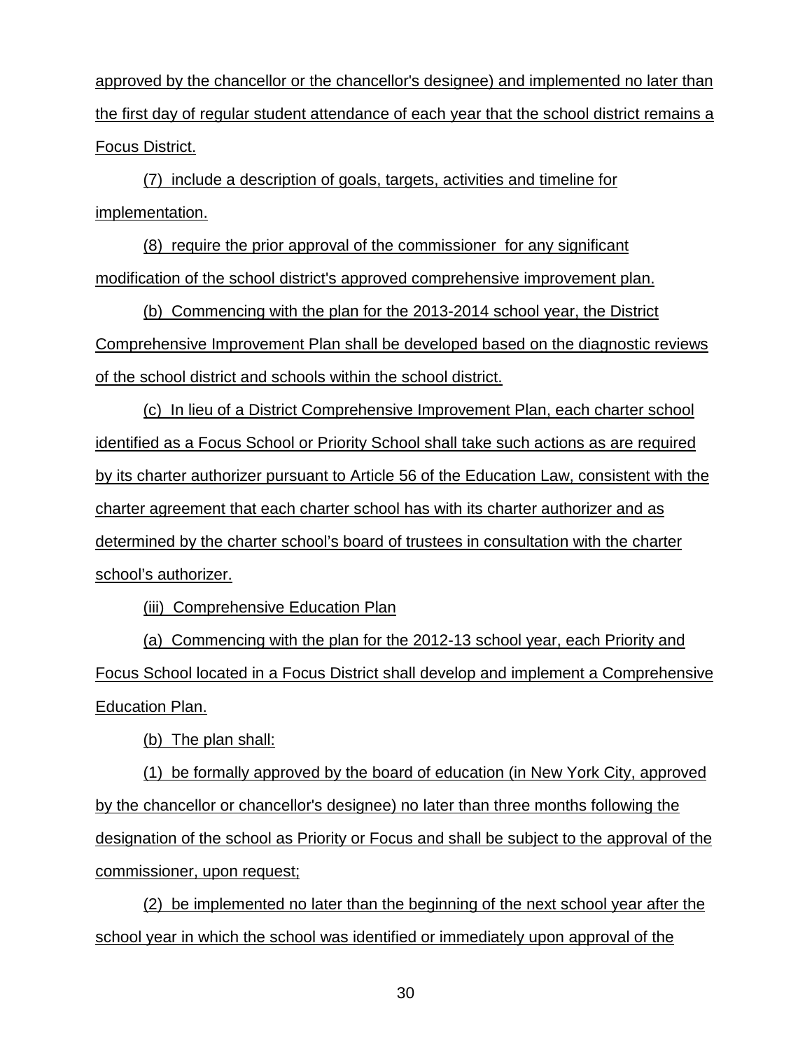approved by the chancellor or the chancellor's designee) and implemented no later than the first day of regular student attendance of each year that the school district remains a Focus District.

(7) include a description of goals, targets, activities and timeline for implementation.

(8) require the prior approval of the commissioner for any significant modification of the school district's approved comprehensive improvement plan.

(b) Commencing with the plan for the 2013-2014 school year, the District Comprehensive Improvement Plan shall be developed based on the diagnostic reviews of the school district and schools within the school district.

(c) In lieu of a District Comprehensive Improvement Plan, each charter school identified as a Focus School or Priority School shall take such actions as are required by its charter authorizer pursuant to Article 56 of the Education Law, consistent with the charter agreement that each charter school has with its charter authorizer and as determined by the charter school's board of trustees in consultation with the charter school's authorizer.

(iii) Comprehensive Education Plan

(a) Commencing with the plan for the 2012-13 school year, each Priority and Focus School located in a Focus District shall develop and implement a Comprehensive Education Plan.

(b) The plan shall:

(1) be formally approved by the board of education (in New York City, approved by the chancellor or chancellor's designee) no later than three months following the designation of the school as Priority or Focus and shall be subject to the approval of the commissioner, upon request;

(2) be implemented no later than the beginning of the next school year after the school year in which the school was identified or immediately upon approval of the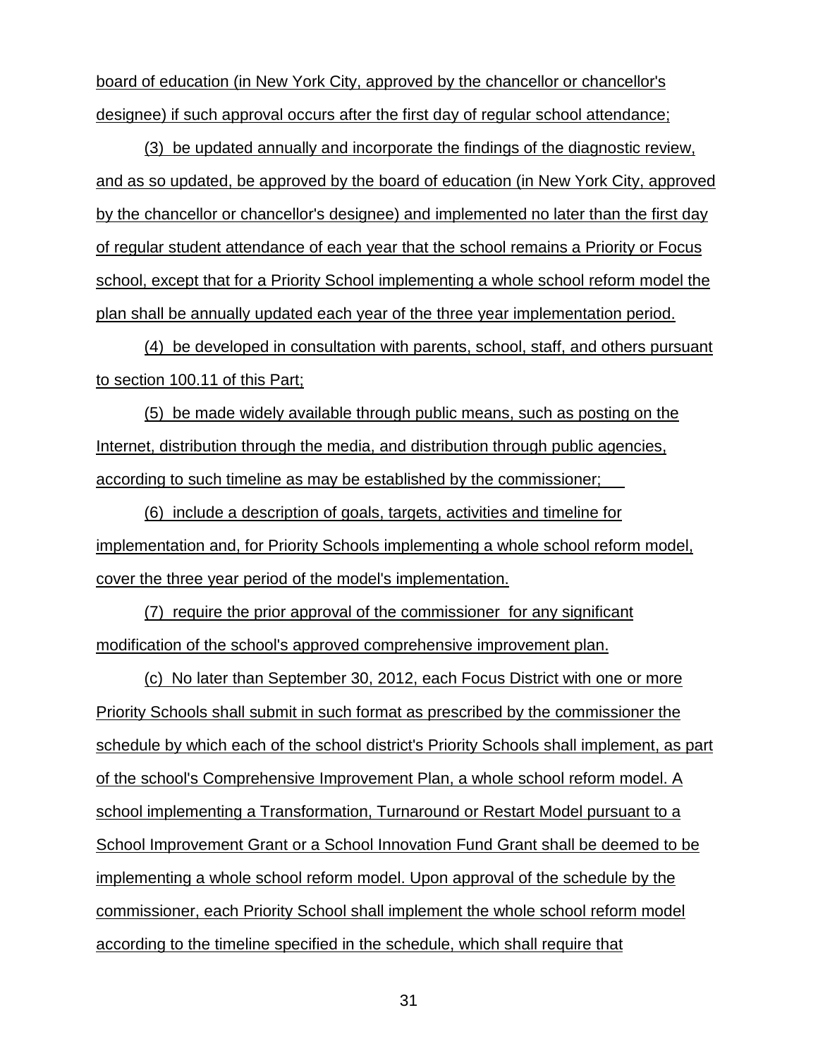board of education (in New York City, approved by the chancellor or chancellor's designee) if such approval occurs after the first day of regular school attendance;

(3) be updated annually and incorporate the findings of the diagnostic review, and as so updated, be approved by the board of education (in New York City, approved by the chancellor or chancellor's designee) and implemented no later than the first day of regular student attendance of each year that the school remains a Priority or Focus school, except that for a Priority School implementing a whole school reform model the plan shall be annually updated each year of the three year implementation period.

(4) be developed in consultation with parents, school, staff, and others pursuant to section 100.11 of this Part;

(5) be made widely available through public means, such as posting on the Internet, distribution through the media, and distribution through public agencies, according to such timeline as may be established by the commissioner;

(6) include a description of goals, targets, activities and timeline for implementation and, for Priority Schools implementing a whole school reform model, cover the three year period of the model's implementation.

(7) require the prior approval of the commissioner for any significant modification of the school's approved comprehensive improvement plan.

(c) No later than September 30, 2012, each Focus District with one or more Priority Schools shall submit in such format as prescribed by the commissioner the schedule by which each of the school district's Priority Schools shall implement, as part of the school's Comprehensive Improvement Plan, a whole school reform model. A school implementing a Transformation, Turnaround or Restart Model pursuant to a School Improvement Grant or a School Innovation Fund Grant shall be deemed to be implementing a whole school reform model. Upon approval of the schedule by the commissioner, each Priority School shall implement the whole school reform model according to the timeline specified in the schedule, which shall require that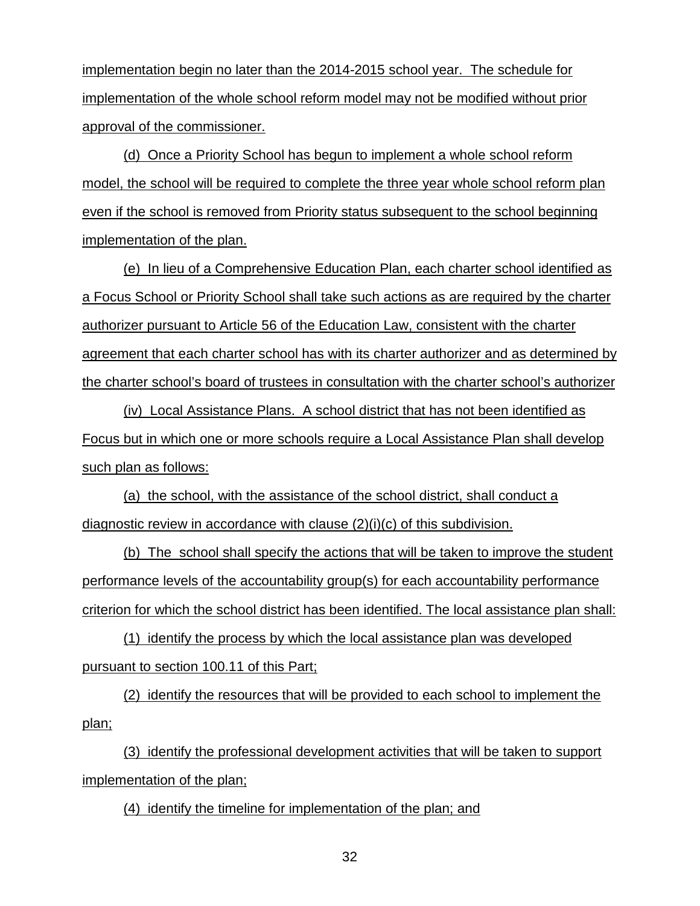implementation begin no later than the 2014-2015 school year. The schedule for implementation of the whole school reform model may not be modified without prior approval of the commissioner.

(d) Once a Priority School has begun to implement a whole school reform model, the school will be required to complete the three year whole school reform plan even if the school is removed from Priority status subsequent to the school beginning implementation of the plan.

(e) In lieu of a Comprehensive Education Plan, each charter school identified as a Focus School or Priority School shall take such actions as are required by the charter authorizer pursuant to Article 56 of the Education Law, consistent with the charter agreement that each charter school has with its charter authorizer and as determined by the charter school's board of trustees in consultation with the charter school's authorizer

(iv) Local Assistance Plans. A school district that has not been identified as Focus but in which one or more schools require a Local Assistance Plan shall develop such plan as follows:

(a) the school, with the assistance of the school district, shall conduct a diagnostic review in accordance with clause (2)(i)(c) of this subdivision.

(b) The school shall specify the actions that will be taken to improve the student performance levels of the accountability group(s) for each accountability performance criterion for which the school district has been identified. The local assistance plan shall:

(1) identify the process by which the local assistance plan was developed pursuant to section 100.11 of this Part;

(2) identify the resources that will be provided to each school to implement the plan;

(3) identify the professional development activities that will be taken to support implementation of the plan;

(4) identify the timeline for implementation of the plan; and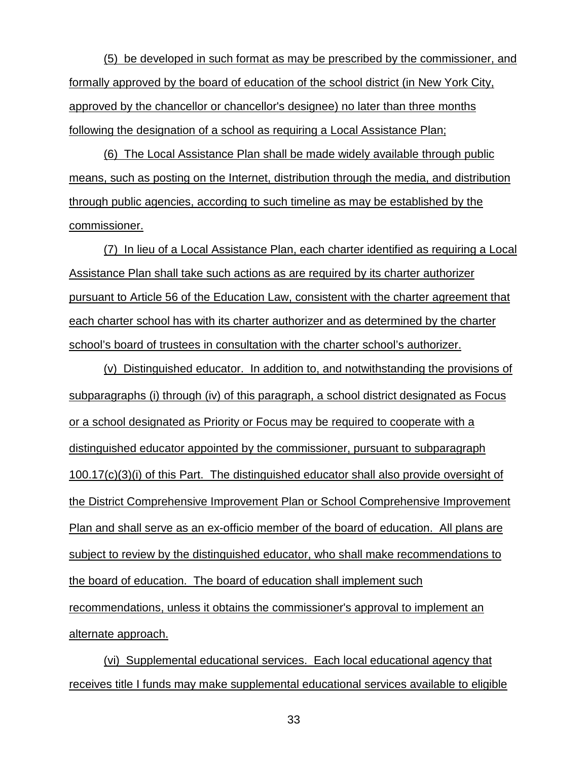(5) be developed in such format as may be prescribed by the commissioner, and formally approved by the board of education of the school district (in New York City, approved by the chancellor or chancellor's designee) no later than three months following the designation of a school as requiring a Local Assistance Plan;

(6) The Local Assistance Plan shall be made widely available through public means, such as posting on the Internet, distribution through the media, and distribution through public agencies, according to such timeline as may be established by the commissioner.

(7) In lieu of a Local Assistance Plan, each charter identified as requiring a Local Assistance Plan shall take such actions as are required by its charter authorizer pursuant to Article 56 of the Education Law, consistent with the charter agreement that each charter school has with its charter authorizer and as determined by the charter school's board of trustees in consultation with the charter school's authorizer.

(v) Distinguished educator. In addition to, and notwithstanding the provisions of subparagraphs (i) through (iv) of this paragraph, a school district designated as Focus or a school designated as Priority or Focus may be required to cooperate with a distinguished educator appointed by the commissioner, pursuant to subparagraph 100.17(c)(3)(i) of this Part. The distinguished educator shall also provide oversight of the District Comprehensive Improvement Plan or School Comprehensive Improvement Plan and shall serve as an ex-officio member of the board of education. All plans are subject to review by the distinguished educator, who shall make recommendations to the board of education. The board of education shall implement such recommendations, unless it obtains the commissioner's approval to implement an alternate approach.

(vi) Supplemental educational services. Each local educational agency that receives title I funds may make supplemental educational services available to eligible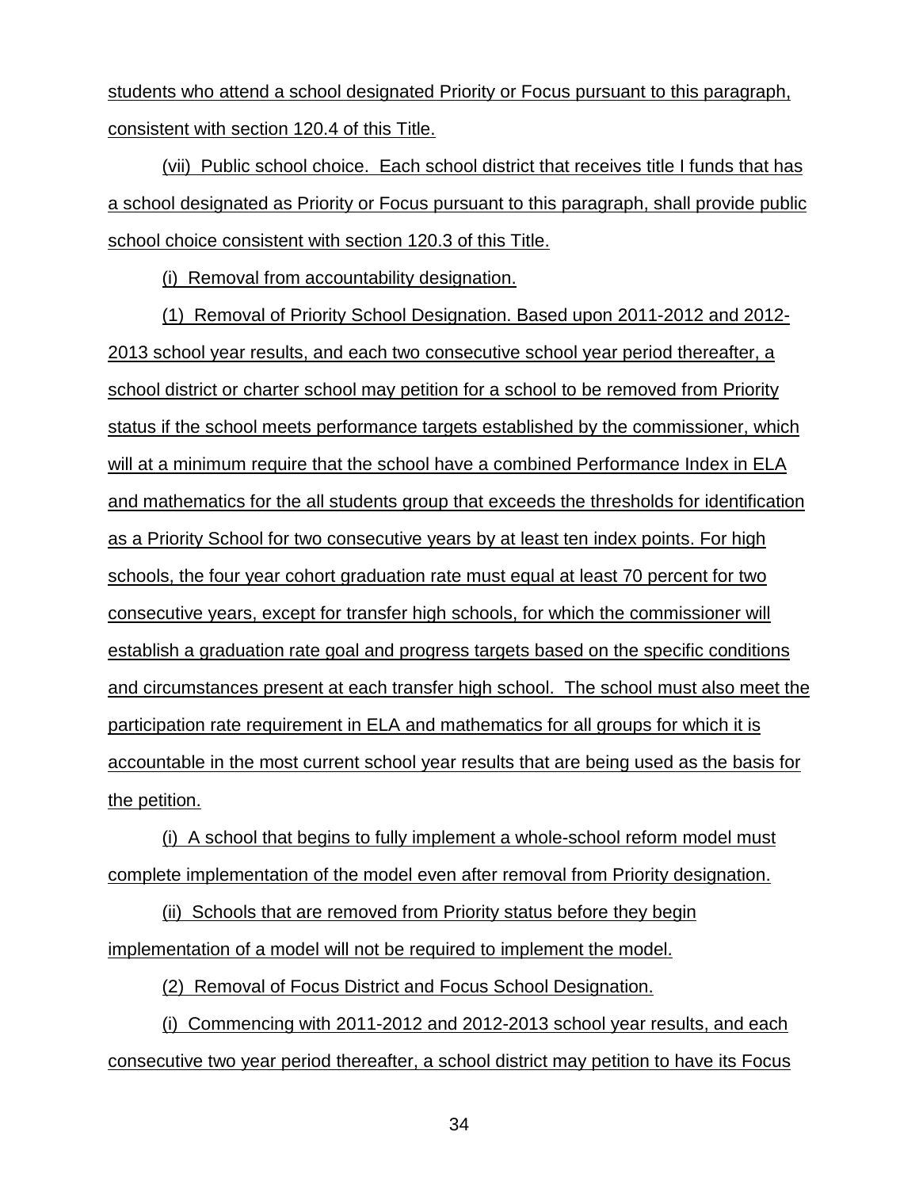students who attend a school designated Priority or Focus pursuant to this paragraph, consistent with section 120.4 of this Title.

(vii) Public school choice. Each school district that receives title I funds that has a school designated as Priority or Focus pursuant to this paragraph, shall provide public school choice consistent with section 120.3 of this Title.

(i) Removal from accountability designation.

(1) Removal of Priority School Designation. Based upon 2011-2012 and 2012-2013 school year results, and each two consecutive school year period thereafter, a school district or charter school may petition for a school to be removed from Priority status if the school meets performance targets established by the commissioner, which will at a minimum require that the school have a combined Performance Index in ELA and mathematics for the all students group that exceeds the thresholds for identification as a Priority School for two consecutive years by at least ten index points. For high schools, the four year cohort graduation rate must equal at least 70 percent for two consecutive years, except for transfer high schools, for which the commissioner will establish a graduation rate goal and progress targets based on the specific conditions and circumstances present at each transfer high school. The school must also meet the participation rate requirement in ELA and mathematics for all groups for which it is accountable in the most current school year results that are being used as the basis for the petition.

(i) A school that begins to fully implement a whole-school reform model must complete implementation of the model even after removal from Priority designation.

(ii) Schools that are removed from Priority status before they begin implementation of a model will not be required to implement the model.

(2) Removal of Focus District and Focus School Designation.

(i) Commencing with 2011-2012 and 2012-2013 school year results, and each consecutive two year period thereafter, a school district may petition to have its Focus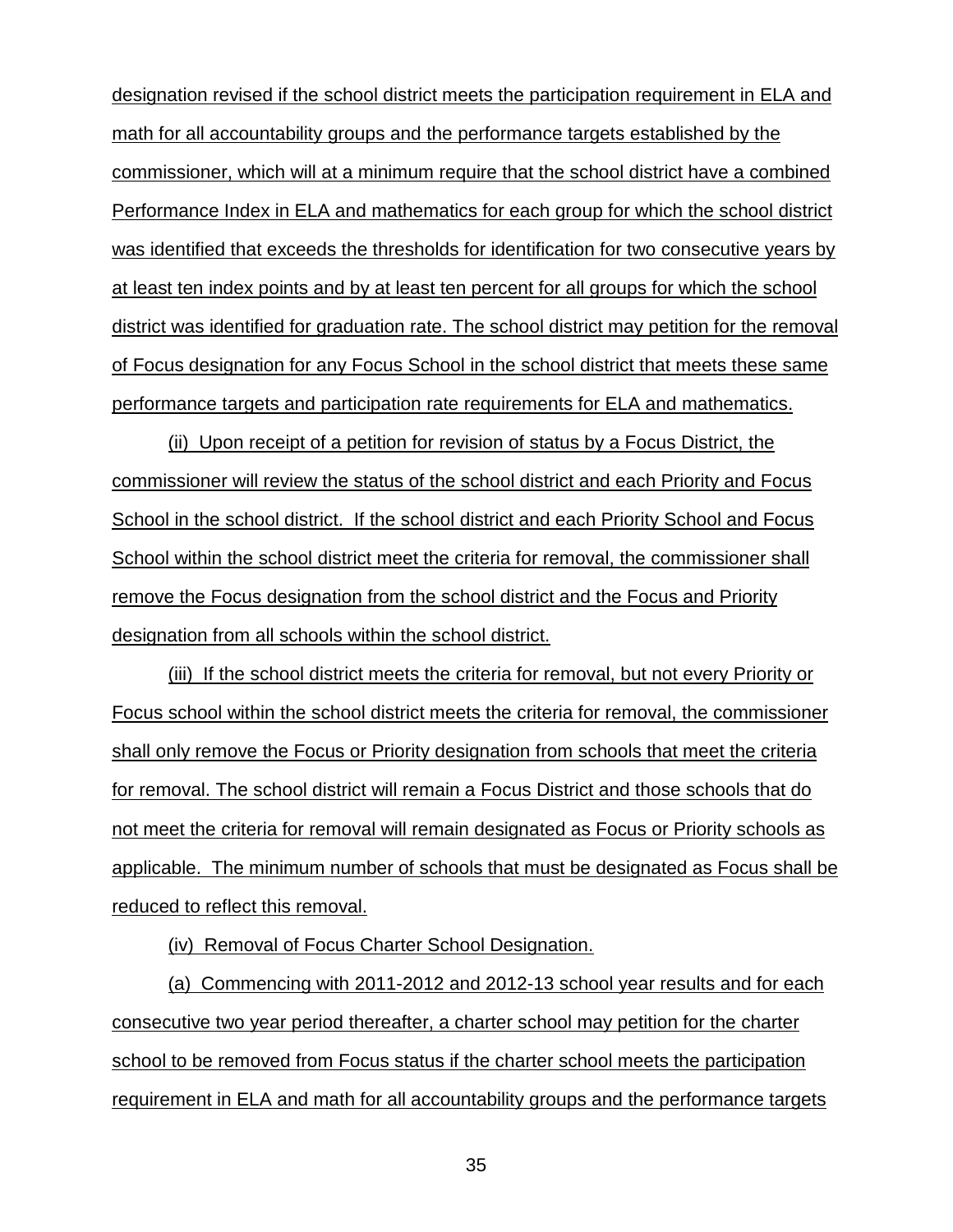designation revised if the school district meets the participation requirement in ELA and math for all accountability groups and the performance targets established by the commissioner, which will at a minimum require that the school district have a combined Performance Index in ELA and mathematics for each group for which the school district was identified that exceeds the thresholds for identification for two consecutive years by at least ten index points and by at least ten percent for all groups for which the school district was identified for graduation rate. The school district may petition for the removal of Focus designation for any Focus School in the school district that meets these same performance targets and participation rate requirements for ELA and mathematics.

(ii) Upon receipt of a petition for revision of status by a Focus District, the commissioner will review the status of the school district and each Priority and Focus School in the school district. If the school district and each Priority School and Focus School within the school district meet the criteria for removal, the commissioner shall remove the Focus designation from the school district and the Focus and Priority designation from all schools within the school district.

(iii) If the school district meets the criteria for removal, but not every Priority or Focus school within the school district meets the criteria for removal, the commissioner shall only remove the Focus or Priority designation from schools that meet the criteria for removal. The school district will remain a Focus District and those schools that do not meet the criteria for removal will remain designated as Focus or Priority schools as applicable. The minimum number of schools that must be designated as Focus shall be reduced to reflect this removal.

(iv) Removal of Focus Charter School Designation.

(a) Commencing with 2011-2012 and 2012-13 school year results and for each consecutive two year period thereafter, a charter school may petition for the charter school to be removed from Focus status if the charter school meets the participation requirement in ELA and math for all accountability groups and the performance targets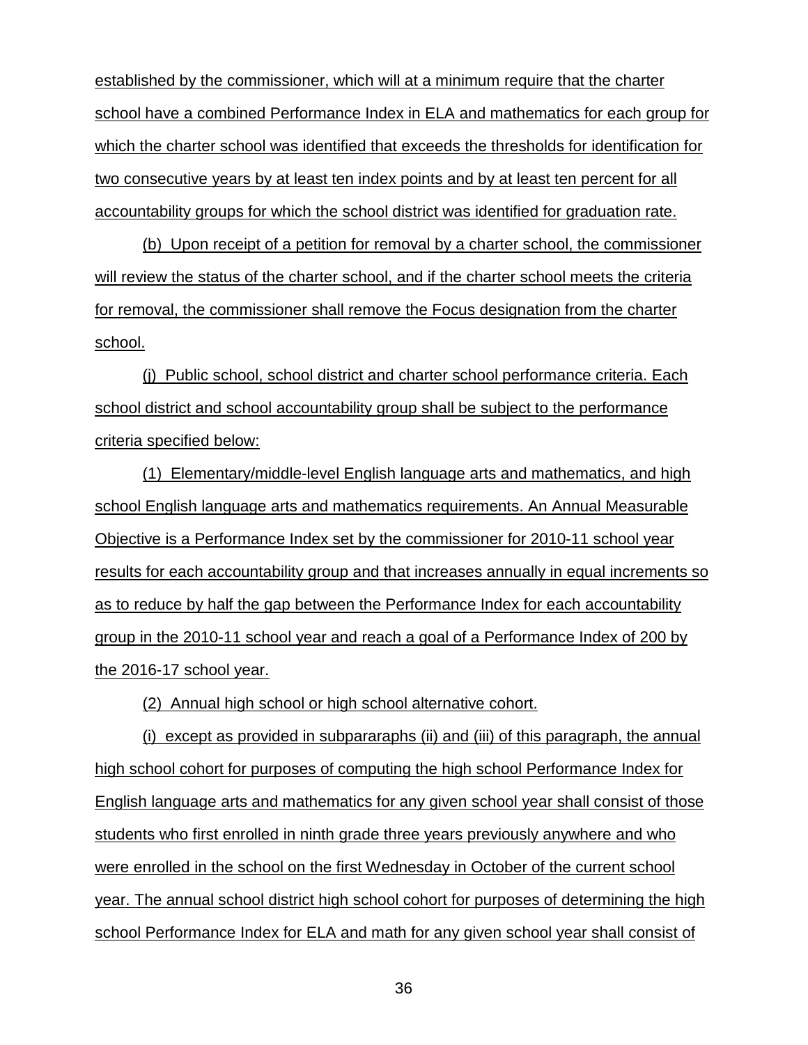established by the commissioner, which will at a minimum require that the charter school have a combined Performance Index in ELA and mathematics for each group for which the charter school was identified that exceeds the thresholds for identification for two consecutive years by at least ten index points and by at least ten percent for all accountability groups for which the school district was identified for graduation rate.

(b) Upon receipt of a petition for removal by a charter school, the commissioner will review the status of the charter school, and if the charter school meets the criteria for removal, the commissioner shall remove the Focus designation from the charter school.

(j) Public school, school district and charter school performance criteria. Each school district and school accountability group shall be subject to the performance criteria specified below:

(1) Elementary/middle-level English language arts and mathematics, and high school English language arts and mathematics requirements. An Annual Measurable Objective is a Performance Index set by the commissioner for 2010-11 school year results for each accountability group and that increases annually in equal increments so as to reduce by half the gap between the Performance Index for each accountability group in the 2010-11 school year and reach a goal of a Performance Index of 200 by the 2016-17 school year.

(2) Annual high school or high school alternative cohort.

(i) except as provided in subpararaphs (ii) and (iii) of this paragraph, the annual high school cohort for purposes of computing the high school Performance Index for English language arts and mathematics for any given school year shall consist of those students who first enrolled in ninth grade three years previously anywhere and who were enrolled in the school on the first Wednesday in October of the current school year. The annual school district high school cohort for purposes of determining the high school Performance Index for ELA and math for any given school year shall consist of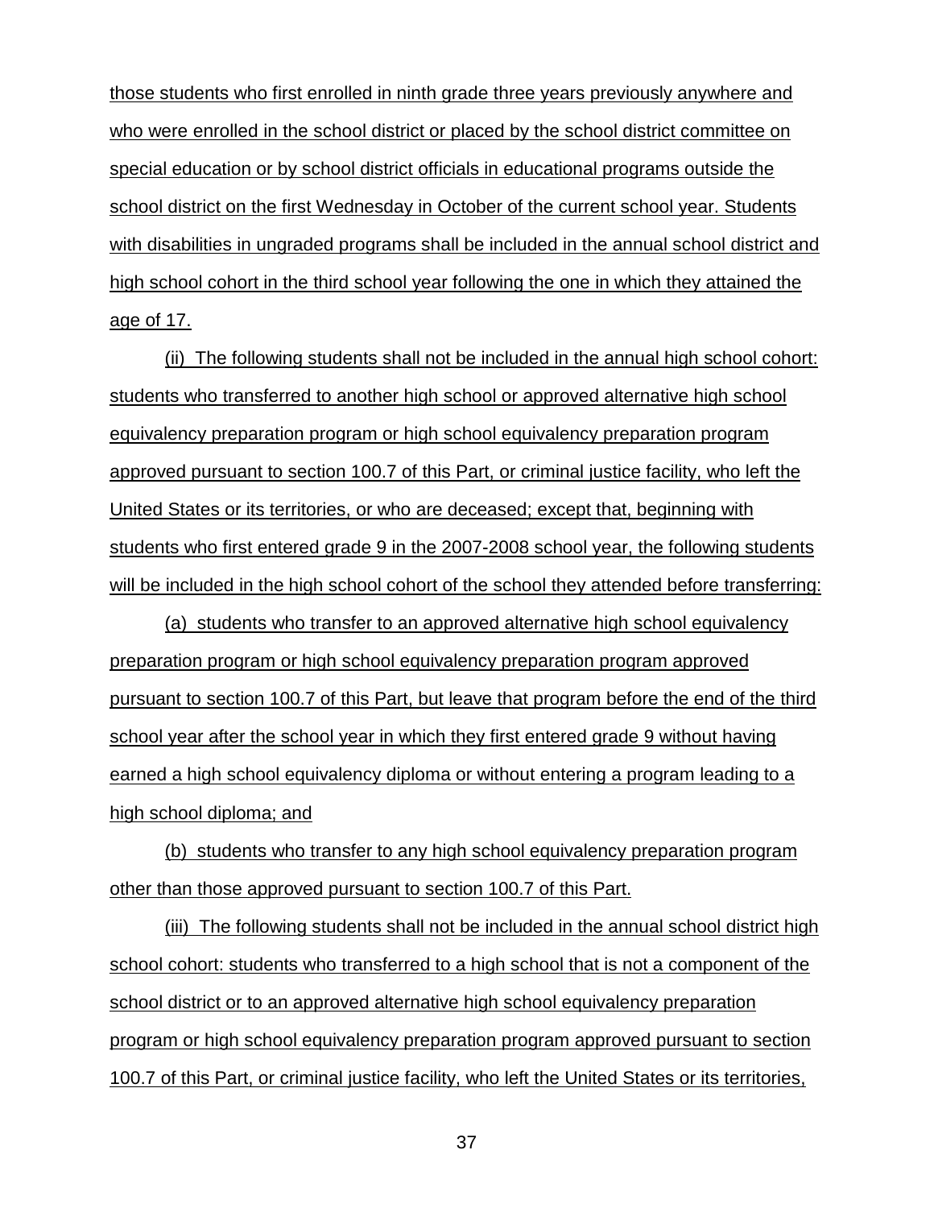those students who first enrolled in ninth grade three years previously anywhere and who were enrolled in the school district or placed by the school district committee on special education or by school district officials in educational programs outside the school district on the first Wednesday in October of the current school year. Students with disabilities in ungraded programs shall be included in the annual school district and high school cohort in the third school year following the one in which they attained the age of 17.

(ii) The following students shall not be included in the annual high school cohort: students who transferred to another high school or approved alternative high school equivalency preparation program or high school equivalency preparation program approved pursuant to section 100.7 of this Part, or criminal justice facility, who left the United States or its territories, or who are deceased; except that, beginning with students who first entered grade 9 in the 2007-2008 school year, the following students will be included in the high school cohort of the school they attended before transferring:

(a) students who transfer to an approved alternative high school equivalency preparation program or high school equivalency preparation program approved pursuant to section 100.7 of this Part, but leave that program before the end of the third school year after the school year in which they first entered grade 9 without having earned a high school equivalency diploma or without entering a program leading to a high school diploma; and

(b) students who transfer to any high school equivalency preparation program other than those approved pursuant to section 100.7 of this Part.

(iii) The following students shall not be included in the annual school district high school cohort: students who transferred to a high school that is not a component of the school district or to an approved alternative high school equivalency preparation program or high school equivalency preparation program approved pursuant to section 100.7 of this Part, or criminal justice facility, who left the United States or its territories,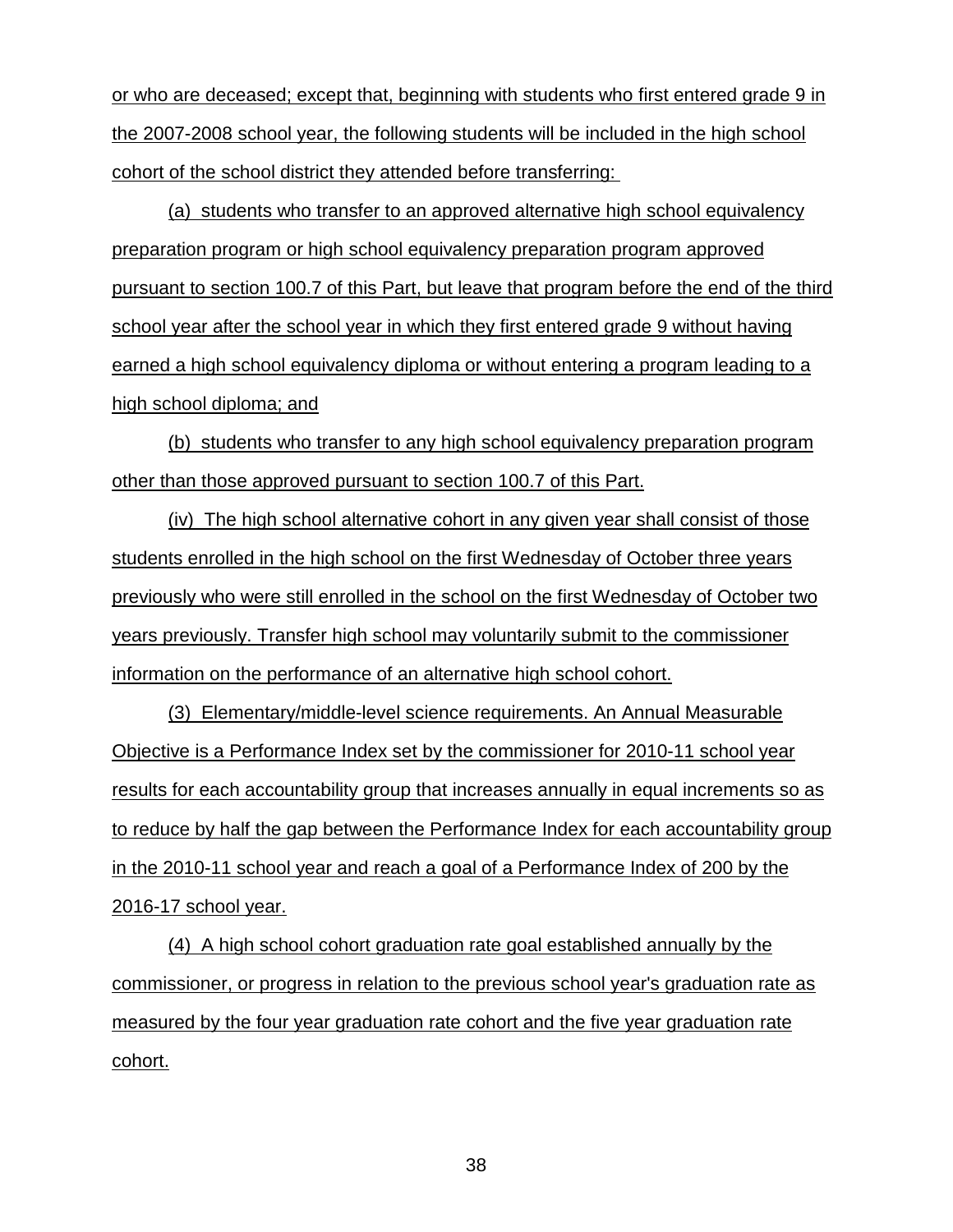or who are deceased; except that, beginning with students who first entered grade 9 in the 2007-2008 school year, the following students will be included in the high school cohort of the school district they attended before transferring:

(a) students who transfer to an approved alternative high school equivalency preparation program or high school equivalency preparation program approved pursuant to section 100.7 of this Part, but leave that program before the end of the third school year after the school year in which they first entered grade 9 without having earned a high school equivalency diploma or without entering a program leading to a high school diploma; and

(b) students who transfer to any high school equivalency preparation program other than those approved pursuant to section 100.7 of this Part.

(iv) The high school alternative cohort in any given year shall consist of those students enrolled in the high school on the first Wednesday of October three years previously who were still enrolled in the school on the first Wednesday of October two years previously. Transfer high school may voluntarily submit to the commissioner information on the performance of an alternative high school cohort.

(3) Elementary/middle-level science requirements. An Annual Measurable Objective is a Performance Index set by the commissioner for 2010-11 school year results for each accountability group that increases annually in equal increments so as to reduce by half the gap between the Performance Index for each accountability group in the 2010-11 school year and reach a goal of a Performance Index of 200 by the 2016-17 school year.

(4) A high school cohort graduation rate goal established annually by the commissioner, or progress in relation to the previous school year's graduation rate as measured by the four year graduation rate cohort and the five year graduation rate cohort.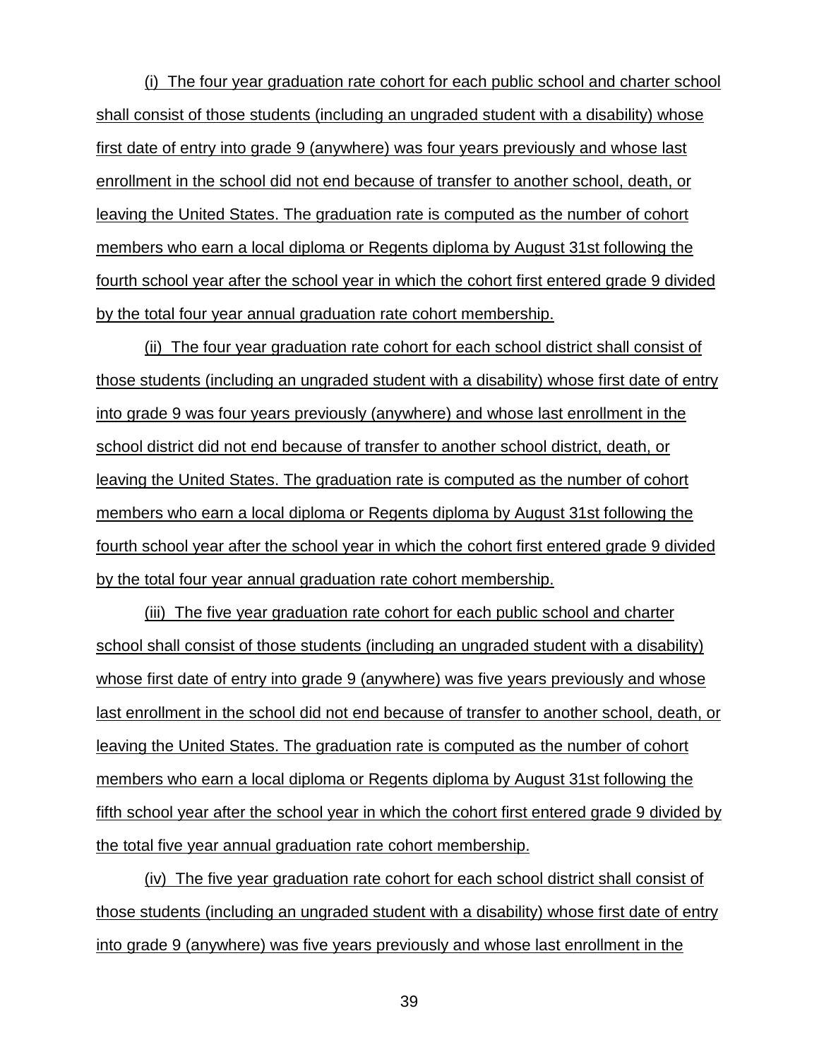(i) The four year graduation rate cohort for each public school and charter school shall consist of those students (including an ungraded student with a disability) whose first date of entry into grade 9 (anywhere) was four years previously and whose last enrollment in the school did not end because of transfer to another school, death, or leaving the United States. The graduation rate is computed as the number of cohort members who earn a local diploma or Regents diploma by August 31st following the fourth school year after the school year in which the cohort first entered grade 9 divided by the total four year annual graduation rate cohort membership.

(ii) The four year graduation rate cohort for each school district shall consist of those students (including an ungraded student with a disability) whose first date of entry into grade 9 was four years previously (anywhere) and whose last enrollment in the school district did not end because of transfer to another school district, death, or leaving the United States. The graduation rate is computed as the number of cohort members who earn a local diploma or Regents diploma by August 31st following the fourth school year after the school year in which the cohort first entered grade 9 divided by the total four year annual graduation rate cohort membership.

(iii) The five year graduation rate cohort for each public school and charter school shall consist of those students (including an ungraded student with a disability) whose first date of entry into grade 9 (anywhere) was five years previously and whose last enrollment in the school did not end because of transfer to another school, death, or leaving the United States. The graduation rate is computed as the number of cohort members who earn a local diploma or Regents diploma by August 31st following the fifth school year after the school year in which the cohort first entered grade 9 divided by the total five year annual graduation rate cohort membership.

(iv) The five year graduation rate cohort for each school district shall consist of those students (including an ungraded student with a disability) whose first date of entry into grade 9 (anywhere) was five years previously and whose last enrollment in the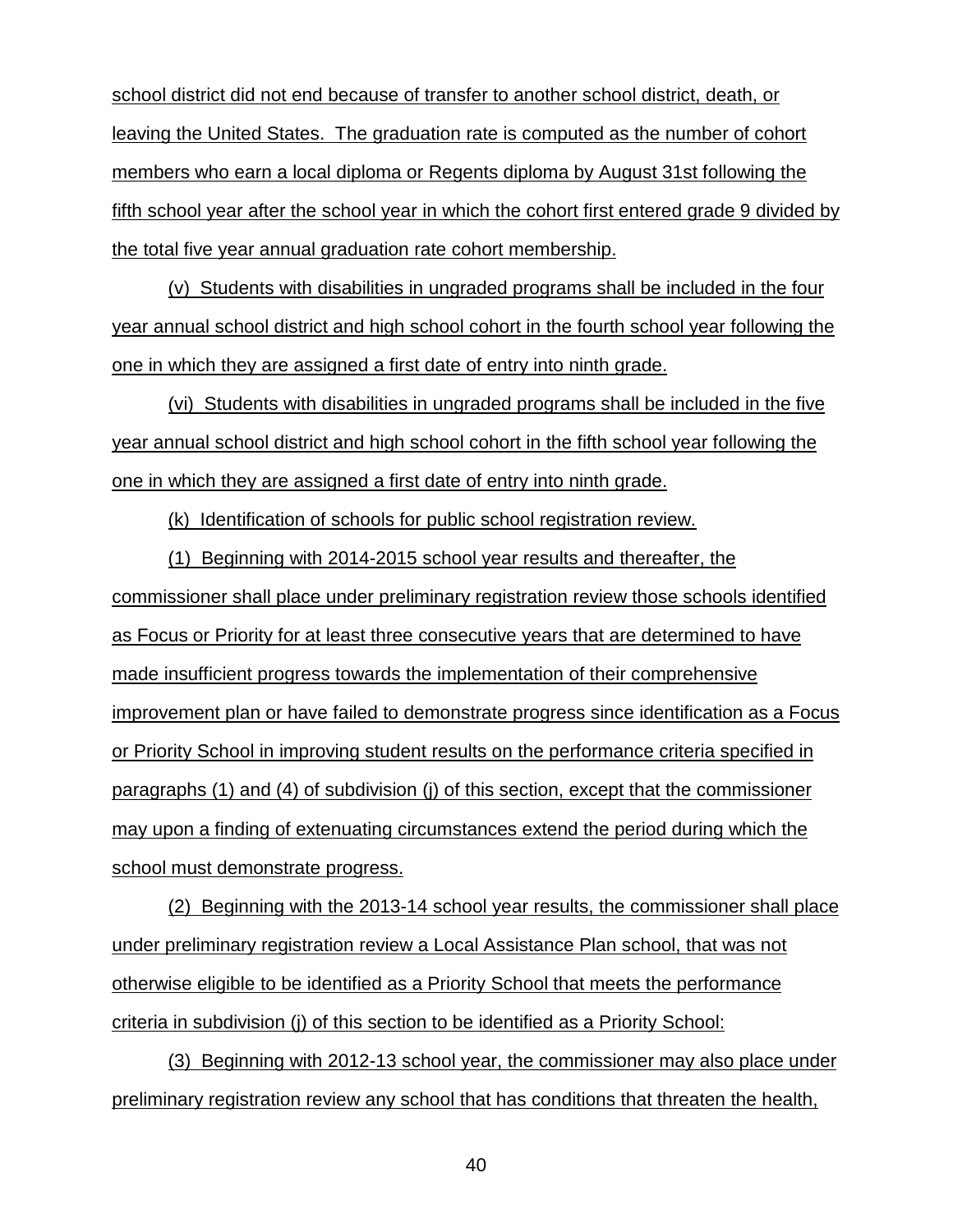school district did not end because of transfer to another school district, death, or leaving the United States. The graduation rate is computed as the number of cohort members who earn a local diploma or Regents diploma by August 31st following the fifth school year after the school year in which the cohort first entered grade 9 divided by the total five year annual graduation rate cohort membership.

(v) Students with disabilities in ungraded programs shall be included in the four year annual school district and high school cohort in the fourth school year following the one in which they are assigned a first date of entry into ninth grade.

(vi) Students with disabilities in ungraded programs shall be included in the five year annual school district and high school cohort in the fifth school year following the one in which they are assigned a first date of entry into ninth grade.

(k) Identification of schools for public school registration review.

(1) Beginning with 2014-2015 school year results and thereafter, the commissioner shall place under preliminary registration review those schools identified as Focus or Priority for at least three consecutive years that are determined to have made insufficient progress towards the implementation of their comprehensive improvement plan or have failed to demonstrate progress since identification as a Focus or Priority School in improving student results on the performance criteria specified in paragraphs (1) and (4) of subdivision (j) of this section, except that the commissioner may upon a finding of extenuating circumstances extend the period during which the school must demonstrate progress.

(2) Beginning with the 2013-14 school year results, the commissioner shall place under preliminary registration review a Local Assistance Plan school, that was not otherwise eligible to be identified as a Priority School that meets the performance criteria in subdivision (j) of this section to be identified as a Priority School:

(3) Beginning with 2012-13 school year, the commissioner may also place under preliminary registration review any school that has conditions that threaten the health,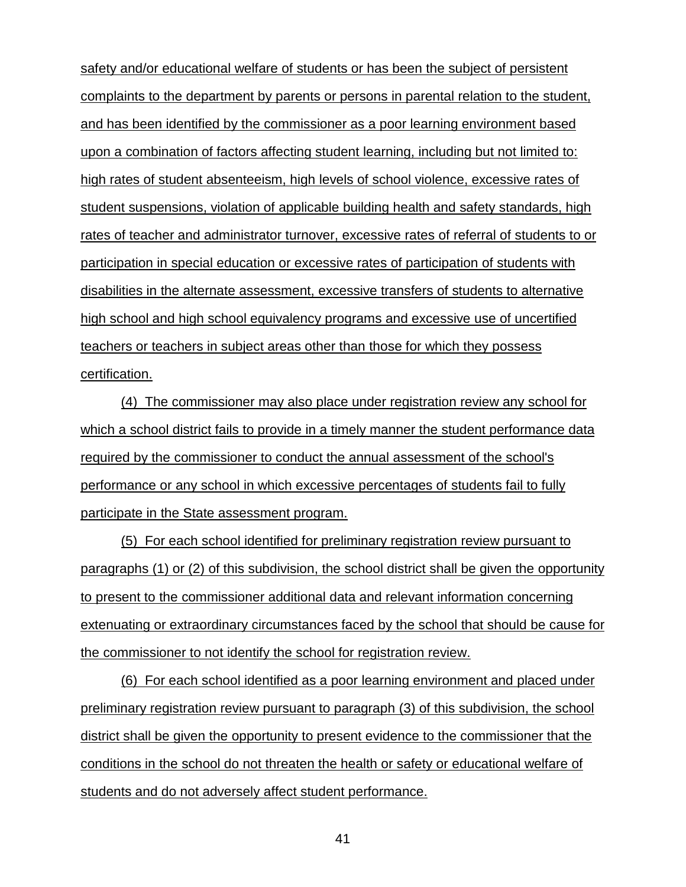safety and/or educational welfare of students or has been the subject of persistent complaints to the department by parents or persons in parental relation to the student, and has been identified by the commissioner as a poor learning environment based upon a combination of factors affecting student learning, including but not limited to: high rates of student absenteeism, high levels of school violence, excessive rates of student suspensions, violation of applicable building health and safety standards, high rates of teacher and administrator turnover, excessive rates of referral of students to or participation in special education or excessive rates of participation of students with disabilities in the alternate assessment, excessive transfers of students to alternative high school and high school equivalency programs and excessive use of uncertified teachers or teachers in subject areas other than those for which they possess certification.

(4) The commissioner may also place under registration review any school for which a school district fails to provide in a timely manner the student performance data required by the commissioner to conduct the annual assessment of the school's performance or any school in which excessive percentages of students fail to fully participate in the State assessment program.

(5) For each school identified for preliminary registration review pursuant to paragraphs (1) or (2) of this subdivision, the school district shall be given the opportunity to present to the commissioner additional data and relevant information concerning extenuating or extraordinary circumstances faced by the school that should be cause for the commissioner to not identify the school for registration review.

(6) For each school identified as a poor learning environment and placed under preliminary registration review pursuant to paragraph (3) of this subdivision, the school district shall be given the opportunity to present evidence to the commissioner that the conditions in the school do not threaten the health or safety or educational welfare of students and do not adversely affect student performance.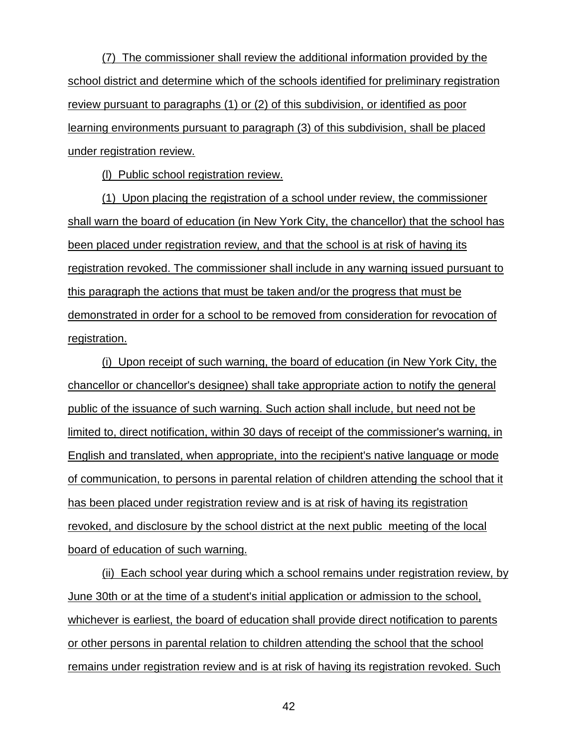(7) The commissioner shall review the additional information provided by the school district and determine which of the schools identified for preliminary registration review pursuant to paragraphs (1) or (2) of this subdivision, or identified as poor learning environments pursuant to paragraph (3) of this subdivision, shall be placed under registration review.

(l) Public school registration review.

(1) Upon placing the registration of a school under review, the commissioner shall warn the board of education (in New York City, the chancellor) that the school has been placed under registration review, and that the school is at risk of having its registration revoked. The commissioner shall include in any warning issued pursuant to this paragraph the actions that must be taken and/or the progress that must be demonstrated in order for a school to be removed from consideration for revocation of registration.

(i) Upon receipt of such warning, the board of education (in New York City, the chancellor or chancellor's designee) shall take appropriate action to notify the general public of the issuance of such warning. Such action shall include, but need not be limited to, direct notification, within 30 days of receipt of the commissioner's warning, in English and translated, when appropriate, into the recipient's native language or mode of communication, to persons in parental relation of children attending the school that it has been placed under registration review and is at risk of having its registration revoked, and disclosure by the school district at the next public meeting of the local board of education of such warning.

(ii) Each school year during which a school remains under registration review, by June 30th or at the time of a student's initial application or admission to the school, whichever is earliest, the board of education shall provide direct notification to parents or other persons in parental relation to children attending the school that the school remains under registration review and is at risk of having its registration revoked. Such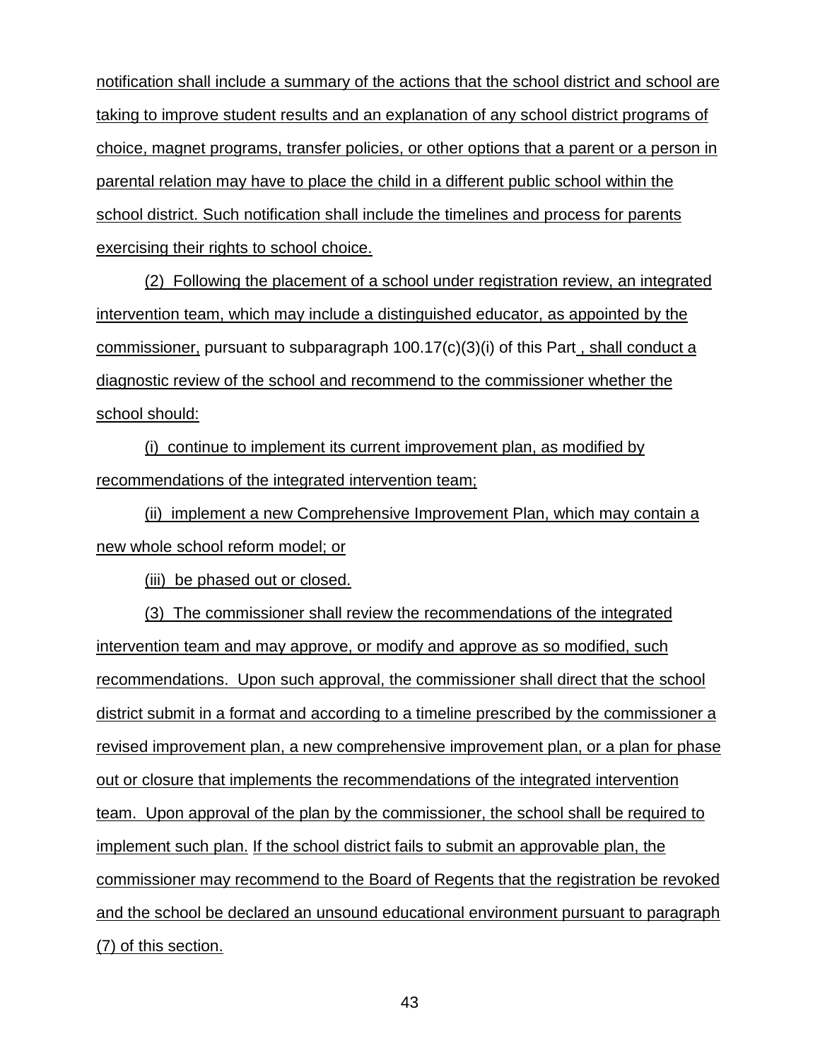notification shall include a summary of the actions that the school district and school are taking to improve student results and an explanation of any school district programs of choice, magnet programs, transfer policies, or other options that a parent or a person in parental relation may have to place the child in a different public school within the school district. Such notification shall include the timelines and process for parents exercising their rights to school choice.

(2) Following the placement of a school under registration review, an integrated intervention team, which may include a distinguished educator, as appointed by the commissioner, pursuant to subparagraph 100.17(c)(3)(i) of this Part , shall conduct a diagnostic review of the school and recommend to the commissioner whether the school should:

(i) continue to implement its current improvement plan, as modified by recommendations of the integrated intervention team;

(ii) implement a new Comprehensive Improvement Plan, which may contain a new whole school reform model; or

(iii) be phased out or closed.

(3) The commissioner shall review the recommendations of the integrated intervention team and may approve, or modify and approve as so modified, such recommendations. Upon such approval, the commissioner shall direct that the school district submit in a format and according to a timeline prescribed by the commissioner a revised improvement plan, a new comprehensive improvement plan, or a plan for phase out or closure that implements the recommendations of the integrated intervention team. Upon approval of the plan by the commissioner, the school shall be required to implement such plan. If the school district fails to submit an approvable plan, the commissioner may recommend to the Board of Regents that the registration be revoked and the school be declared an unsound educational environment pursuant to paragraph (7) of this section.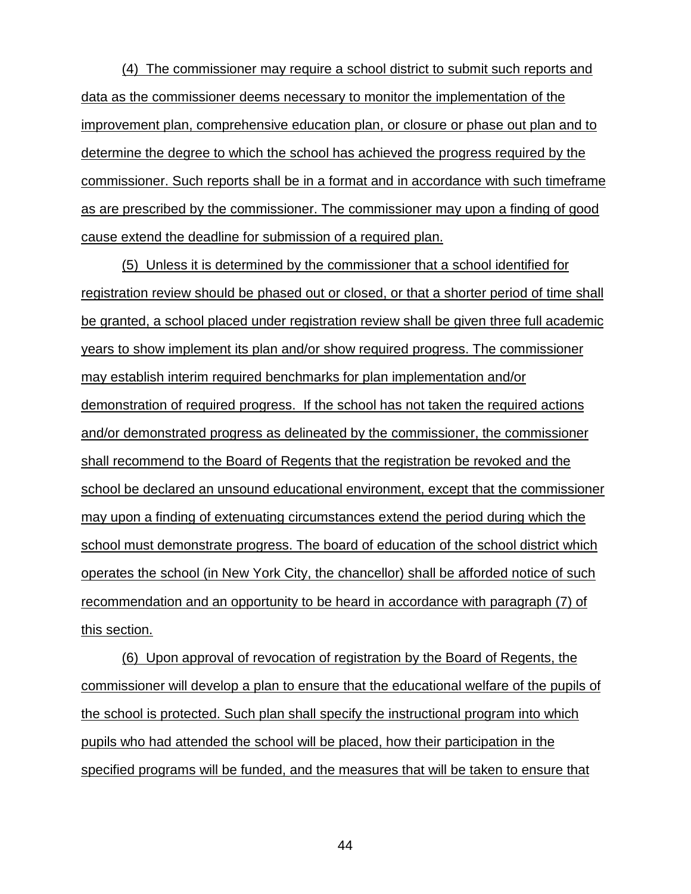(4) The commissioner may require a school district to submit such reports and data as the commissioner deems necessary to monitor the implementation of the improvement plan, comprehensive education plan, or closure or phase out plan and to determine the degree to which the school has achieved the progress required by the commissioner. Such reports shall be in a format and in accordance with such timeframe as are prescribed by the commissioner. The commissioner may upon a finding of good cause extend the deadline for submission of a required plan.

(5) Unless it is determined by the commissioner that a school identified for registration review should be phased out or closed, or that a shorter period of time shall be granted, a school placed under registration review shall be given three full academic years to show implement its plan and/or show required progress. The commissioner may establish interim required benchmarks for plan implementation and/or demonstration of required progress. If the school has not taken the required actions and/or demonstrated progress as delineated by the commissioner, the commissioner shall recommend to the Board of Regents that the registration be revoked and the school be declared an unsound educational environment, except that the commissioner may upon a finding of extenuating circumstances extend the period during which the school must demonstrate progress. The board of education of the school district which operates the school (in New York City, the chancellor) shall be afforded notice of such recommendation and an opportunity to be heard in accordance with paragraph (7) of this section.

(6) Upon approval of revocation of registration by the Board of Regents, the commissioner will develop a plan to ensure that the educational welfare of the pupils of the school is protected. Such plan shall specify the instructional program into which pupils who had attended the school will be placed, how their participation in the specified programs will be funded, and the measures that will be taken to ensure that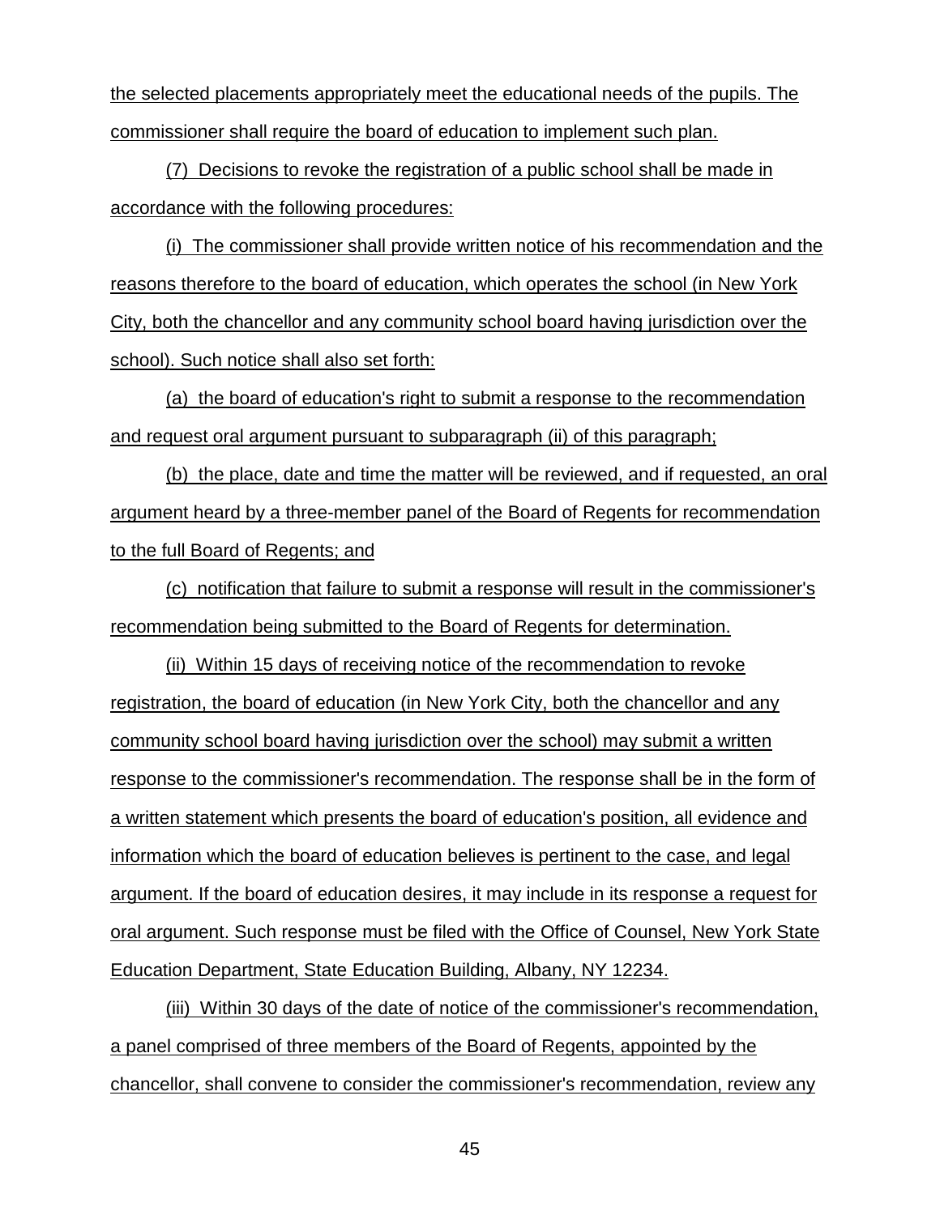the selected placements appropriately meet the educational needs of the pupils. The commissioner shall require the board of education to implement such plan.

(7) Decisions to revoke the registration of a public school shall be made in accordance with the following procedures:

(i) The commissioner shall provide written notice of his recommendation and the reasons therefore to the board of education, which operates the school (in New York City, both the chancellor and any community school board having jurisdiction over the school). Such notice shall also set forth:

(a) the board of education's right to submit a response to the recommendation and request oral argument pursuant to subparagraph (ii) of this paragraph;

(b) the place, date and time the matter will be reviewed, and if requested, an oral argument heard by a three-member panel of the Board of Regents for recommendation to the full Board of Regents; and

(c) notification that failure to submit a response will result in the commissioner's recommendation being submitted to the Board of Regents for determination.

(ii) Within 15 days of receiving notice of the recommendation to revoke registration, the board of education (in New York City, both the chancellor and any community school board having jurisdiction over the school) may submit a written response to the commissioner's recommendation. The response shall be in the form of a written statement which presents the board of education's position, all evidence and information which the board of education believes is pertinent to the case, and legal argument. If the board of education desires, it may include in its response a request for oral argument. Such response must be filed with the Office of Counsel, New York State Education Department, State Education Building, Albany, NY 12234.

(iii) Within 30 days of the date of notice of the commissioner's recommendation, a panel comprised of three members of the Board of Regents, appointed by the chancellor, shall convene to consider the commissioner's recommendation, review any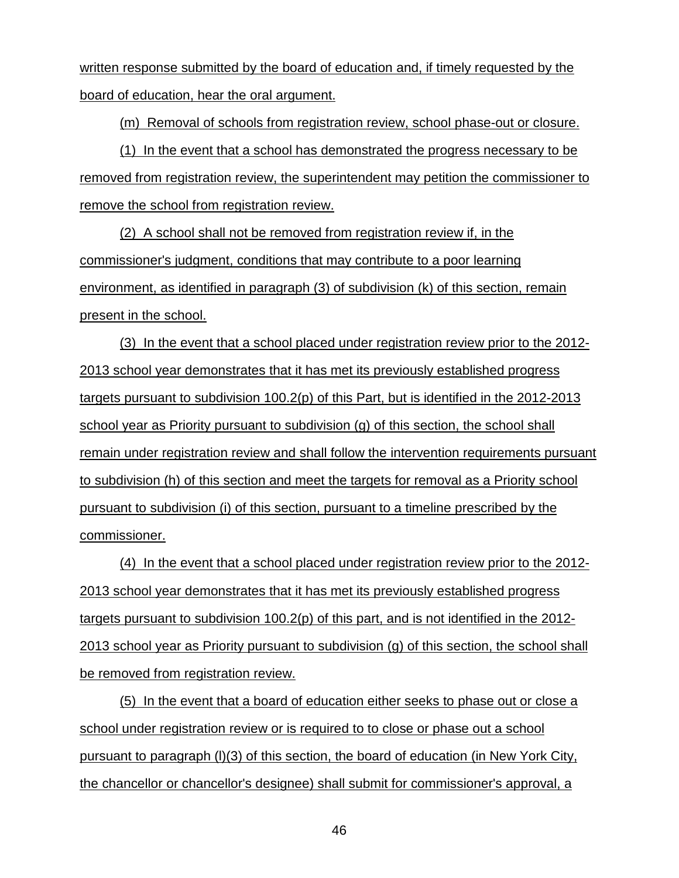written response submitted by the board of education and, if timely requested by the board of education, hear the oral argument.

(m) Removal of schools from registration review, school phase-out or closure.

(1) In the event that a school has demonstrated the progress necessary to be removed from registration review, the superintendent may petition the commissioner to remove the school from registration review.

(2) A school shall not be removed from registration review if, in the commissioner's judgment, conditions that may contribute to a poor learning environment, as identified in paragraph (3) of subdivision (k) of this section, remain present in the school.

(3) In the event that a school placed under registration review prior to the 2012-2013 school year demonstrates that it has met its previously established progress targets pursuant to subdivision 100.2(p) of this Part, but is identified in the 2012-2013 school year as Priority pursuant to subdivision (g) of this section, the school shall remain under registration review and shall follow the intervention requirements pursuant to subdivision (h) of this section and meet the targets for removal as a Priority school pursuant to subdivision (i) of this section, pursuant to a timeline prescribed by the commissioner.

(4) In the event that a school placed under registration review prior to the 2012-2013 school year demonstrates that it has met its previously established progress targets pursuant to subdivision 100.2(p) of this part, and is not identified in the 2012-2013 school year as Priority pursuant to subdivision (g) of this section, the school shall be removed from registration review.

(5) In the event that a board of education either seeks to phase out or close a school under registration review or is required to to close or phase out a school pursuant to paragraph (l)(3) of this section, the board of education (in New York City, the chancellor or chancellor's designee) shall submit for commissioner's approval, a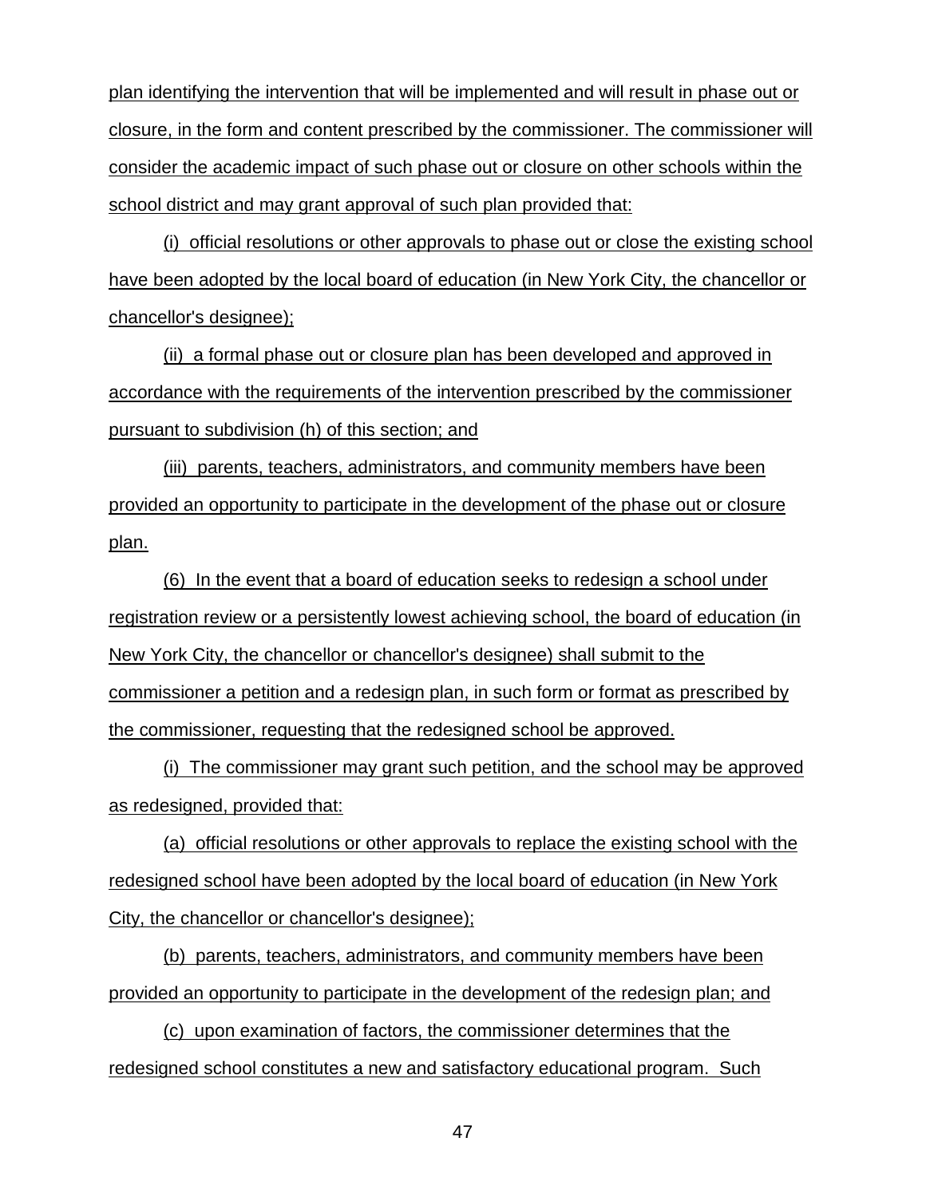plan identifying the intervention that will be implemented and will result in phase out or closure, in the form and content prescribed by the commissioner. The commissioner will consider the academic impact of such phase out or closure on other schools within the school district and may grant approval of such plan provided that:

(i) official resolutions or other approvals to phase out or close the existing school have been adopted by the local board of education (in New York City, the chancellor or chancellor's designee);

(ii) a formal phase out or closure plan has been developed and approved in accordance with the requirements of the intervention prescribed by the commissioner pursuant to subdivision (h) of this section; and

(iii) parents, teachers, administrators, and community members have been provided an opportunity to participate in the development of the phase out or closure plan.

(6) In the event that a board of education seeks to redesign a school under registration review or a persistently lowest achieving school, the board of education (in New York City, the chancellor or chancellor's designee) shall submit to the commissioner a petition and a redesign plan, in such form or format as prescribed by the commissioner, requesting that the redesigned school be approved.

(i) The commissioner may grant such petition, and the school may be approved as redesigned, provided that:

(a) official resolutions or other approvals to replace the existing school with the redesigned school have been adopted by the local board of education (in New York City, the chancellor or chancellor's designee);

(b) parents, teachers, administrators, and community members have been provided an opportunity to participate in the development of the redesign plan; and

(c) upon examination of factors, the commissioner determines that the redesigned school constitutes a new and satisfactory educational program. Such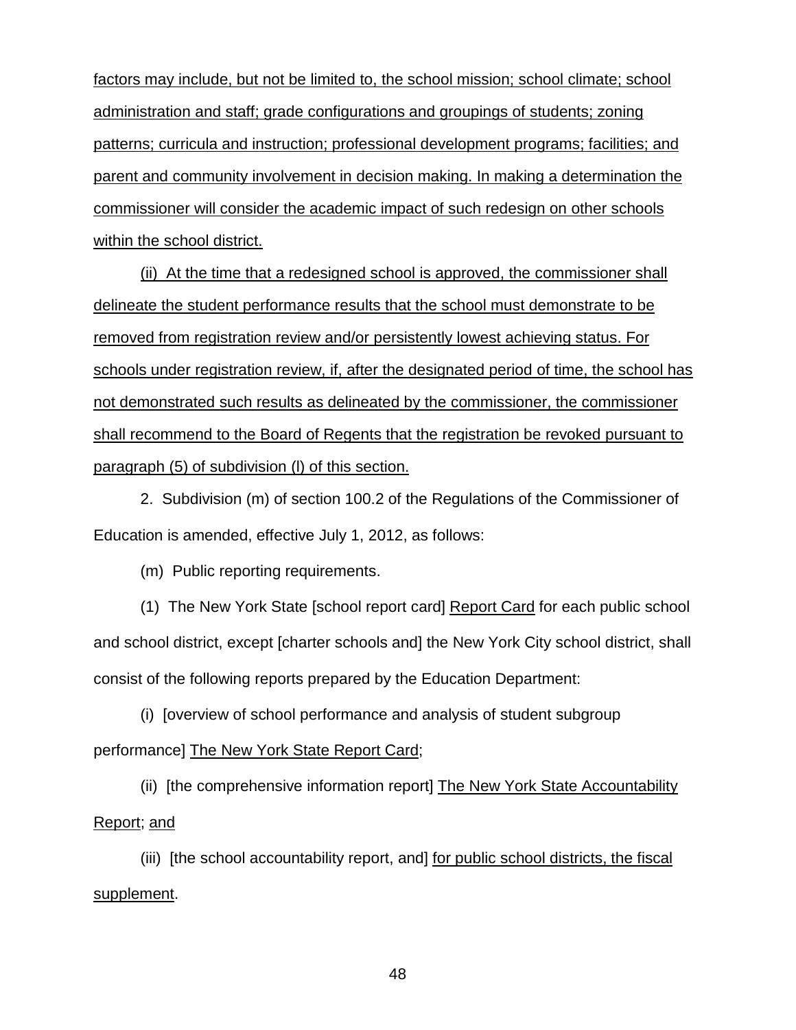factors may include, but not be limited to, the school mission; school climate; school administration and staff; grade configurations and groupings of students; zoning patterns; curricula and instruction; professional development programs; facilities; and parent and community involvement in decision making. In making a determination the commissioner will consider the academic impact of such redesign on other schools within the school district.

(ii) At the time that a redesigned school is approved, the commissioner shall delineate the student performance results that the school must demonstrate to be removed from registration review and/or persistently lowest achieving status. For schools under registration review, if, after the designated period of time, the school has not demonstrated such results as delineated by the commissioner, the commissioner shall recommend to the Board of Regents that the registration be revoked pursuant to paragraph (5) of subdivision (l) of this section.

2. Subdivision (m) of section 100.2 of the Regulations of the Commissioner of Education is amended, effective July 1, 2012, as follows:

(m) Public reporting requirements.

(1) The New York State [school report card] Report Card for each public school and school district, except [charter schools and] the New York City school district, shall consist of the following reports prepared by the Education Department:

(i) [overview of school performance and analysis of student subgroup performance] The New York State Report Card;

(ii) [the comprehensive information report] The New York State Accountability Report; and

(iii) [the school accountability report, and] for public school districts, the fiscal supplement.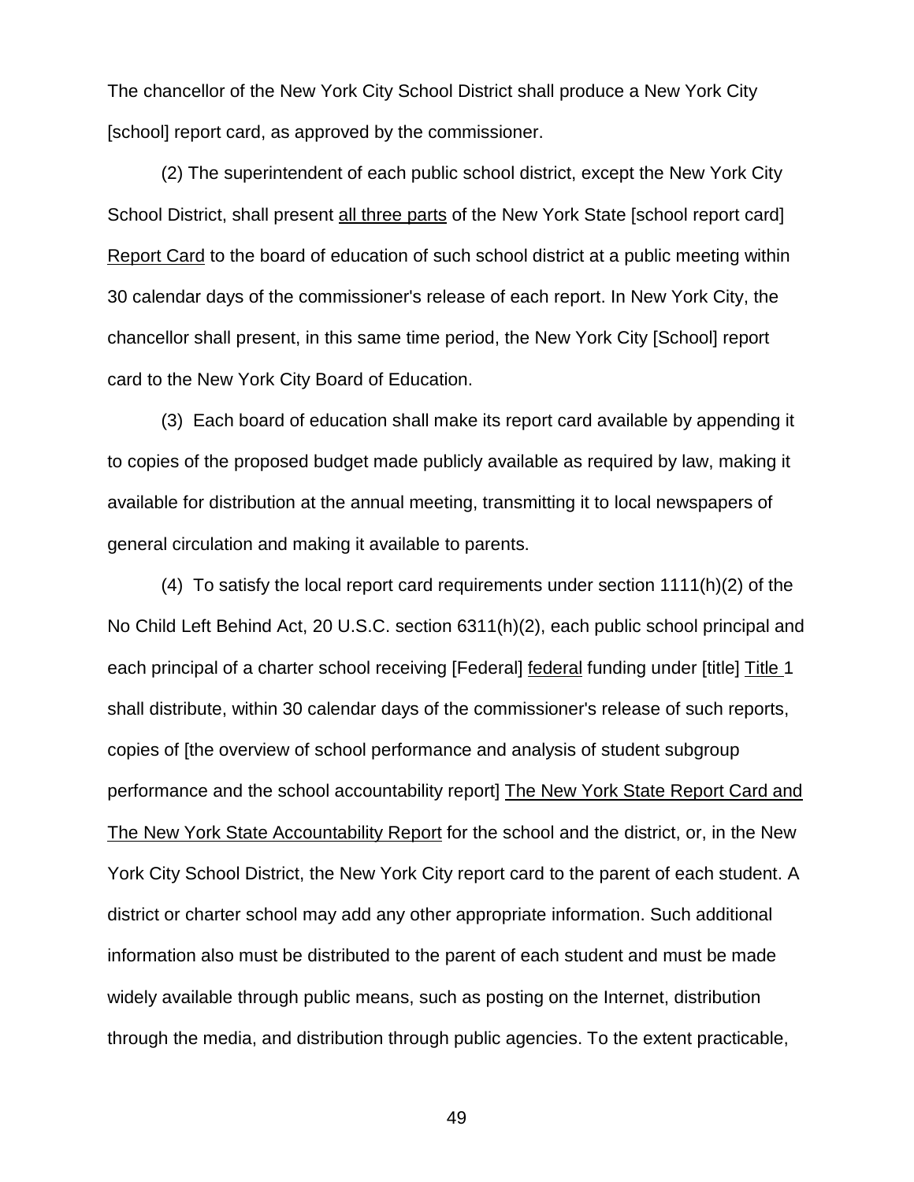The chancellor of the New York City School District shall produce a New York City [school] report card, as approved by the commissioner.

(2) The superintendent of each public school district, except the New York City School District, shall present <u>all three parts</u> of the New York State [school report card] <u>Report Card</u> to the board of education of such school district at a public meeting within 30 calendar days of the commissioner's release of each report. In New York City, the chancellor shall present, in this same time period, the New York City [School] report card to the New York City Board of Education.

(3) Each board of education shall make its report card available by appending it to copies of the proposed budget made publicly available as required by law, making it available for distribution at the annual meeting, transmitting it to local newspapers of general circulation and making it available to parents.

(4) To satisfy the local report card requirements under section 1111(h)(2) of the No Child Left Behind Act, 20 U.S.C. section 6311(h)(2), each public school principal and each principal of a charter school receiving [Federal] <u>federal</u> funding under [title] <u>Title</u> 1 shall distribute, within 30 calendar days of the commissioner's release of such reports, copies of [the overview of school performance and analysis of student subgroup performance and the school accountability report] <u>The New York State Report Card and The New York State Accountability Report</u> for the school and the district, or, in the New York City School District, the New York City report card to the parent of each student. A district or charter school may add any other appropriate information. Such additional information also must be distributed to the parent of each student and must be made widely available through public means, such as posting on the Internet, distribution through the media, and distribution through public agencies. To the extent practicable,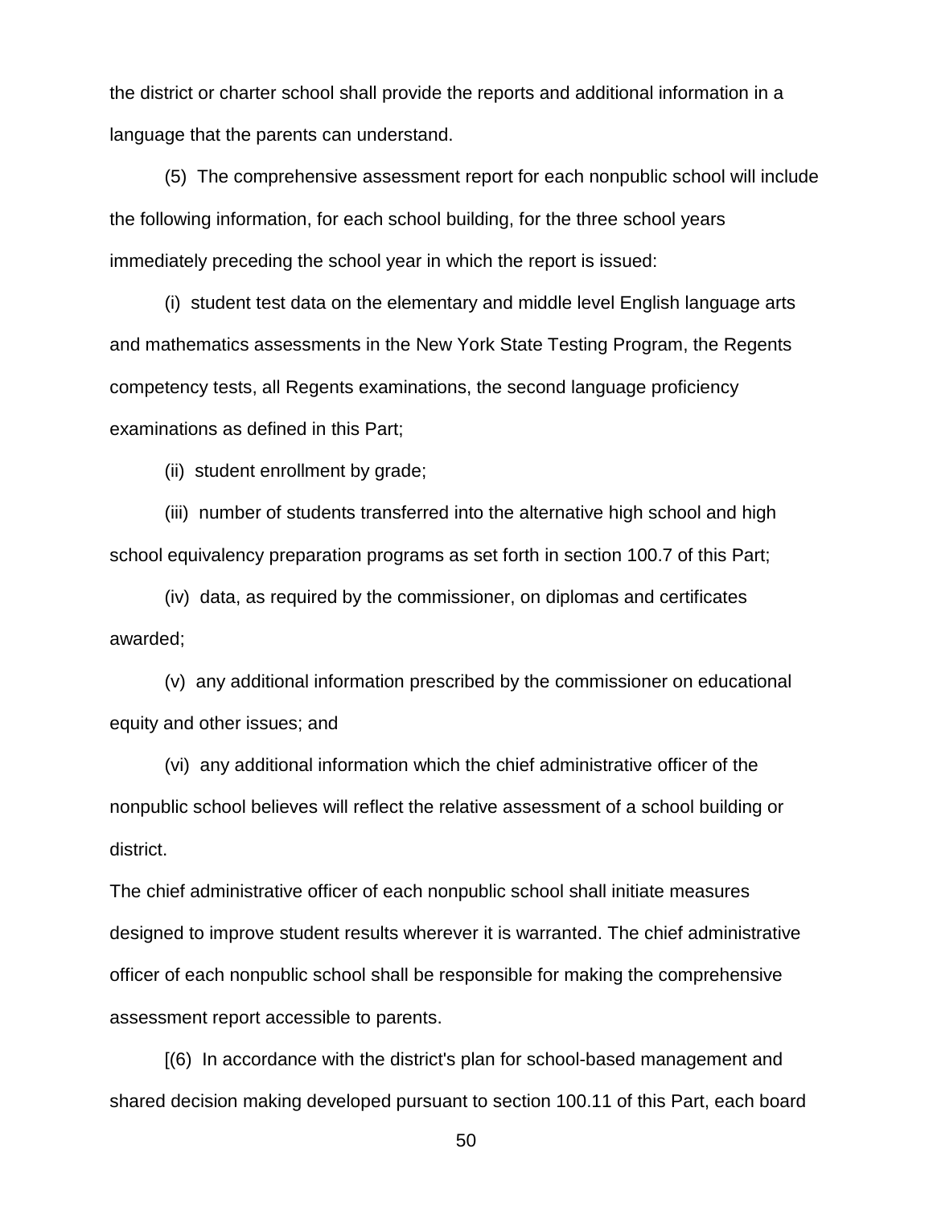the district or charter school shall provide the reports and additional information in a language that the parents can understand.

(5) The comprehensive assessment report for each nonpublic school will include the following information, for each school building, for the three school years immediately preceding the school year in which the report is issued:

(i) student test data on the elementary and middle level English language arts and mathematics assessments in the New York State Testing Program, the Regents competency tests, all Regents examinations, the second language proficiency examinations as defined in this Part;

(ii) student enrollment by grade;

(iii) number of students transferred into the alternative high school and high school equivalency preparation programs as set forth in section 100.7 of this Part;

(iv) data, as required by the commissioner, on diplomas and certificates awarded;

(v) any additional information prescribed by the commissioner on educational equity and other issues; and

(vi) any additional information which the chief administrative officer of the nonpublic school believes will reflect the relative assessment of a school building or district.

The chief administrative officer of each nonpublic school shall initiate measures designed to improve student results wherever it is warranted. The chief administrative officer of each nonpublic school shall be responsible for making the comprehensive assessment report accessible to parents.

[(6) In accordance with the district's plan for school-based management and shared decision making developed pursuant to section 100.11 of this Part, each board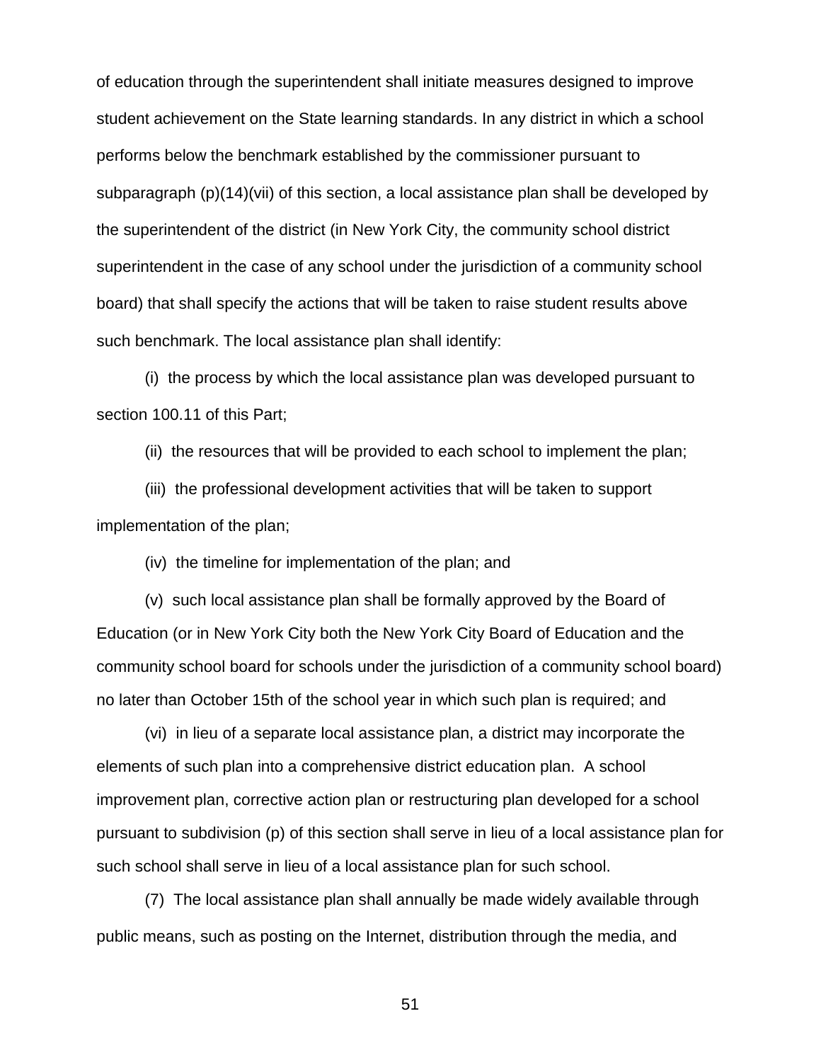of education through the superintendent shall initiate measures designed to improve student achievement on the State learning standards. In any district in which a school performs below the benchmark established by the commissioner pursuant to subparagraph (p)(14)(vii) of this section, a local assistance plan shall be developed by the superintendent of the district (in New York City, the community school district superintendent in the case of any school under the jurisdiction of a community school board) that shall specify the actions that will be taken to raise student results above such benchmark. The local assistance plan shall identify:

(i) the process by which the local assistance plan was developed pursuant to section 100.11 of this Part;

(ii) the resources that will be provided to each school to implement the plan;

(iii) the professional development activities that will be taken to support implementation of the plan;

(iv) the timeline for implementation of the plan; and

(v) such local assistance plan shall be formally approved by the Board of Education (or in New York City both the New York City Board of Education and the community school board for schools under the jurisdiction of a community school board) no later than October 15th of the school year in which such plan is required; and

(vi) in lieu of a separate local assistance plan, a district may incorporate the elements of such plan into a comprehensive district education plan. A school improvement plan, corrective action plan or restructuring plan developed for a school pursuant to subdivision (p) of this section shall serve in lieu of a local assistance plan for such school shall serve in lieu of a local assistance plan for such school.

(7) The local assistance plan shall annually be made widely available through public means, such as posting on the Internet, distribution through the media, and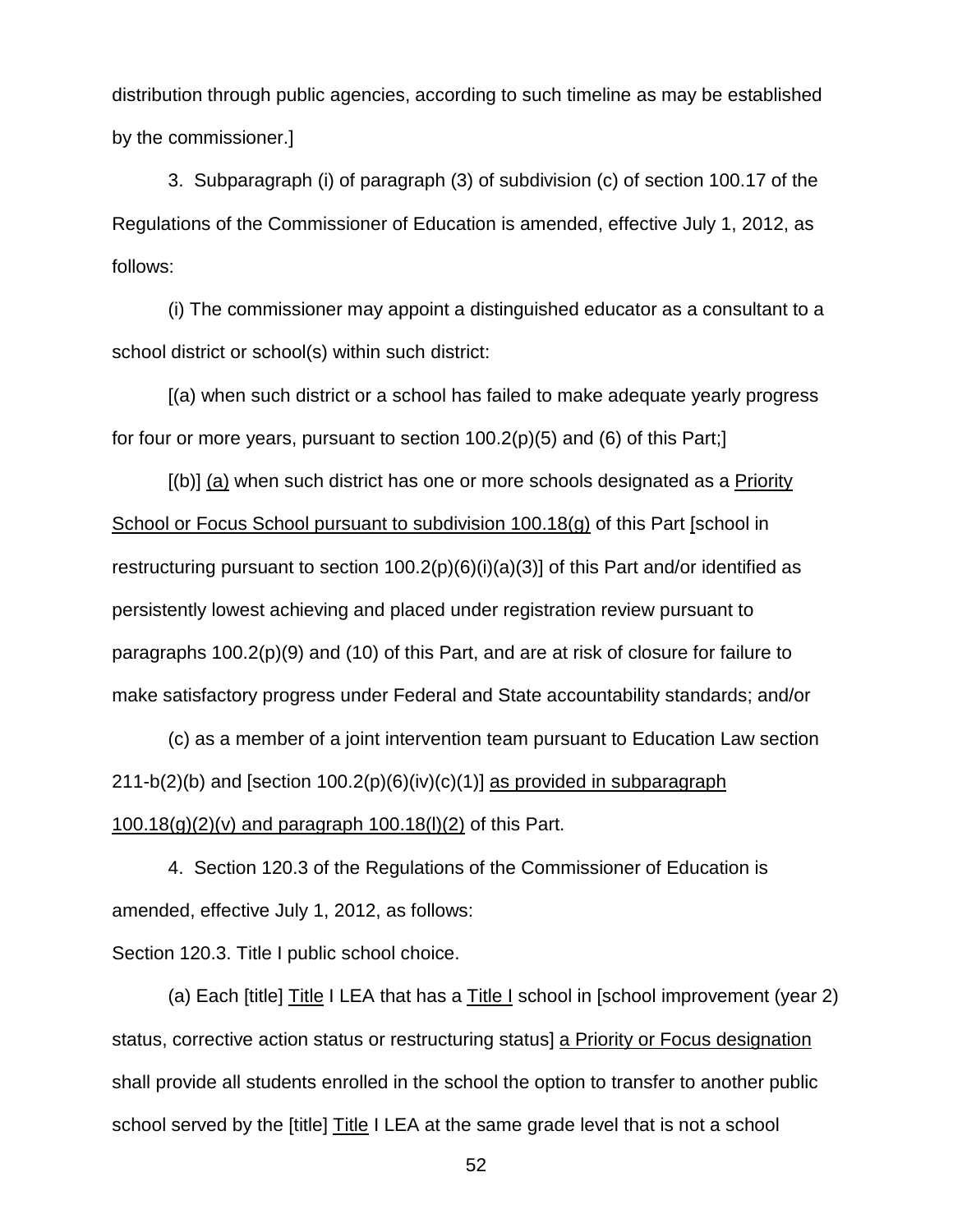distribution through public agencies, according to such timeline as may be established by the commissioner.]

3. Subparagraph (i) of paragraph (3) of subdivision (c) of section 100.17 of the Regulations of the Commissioner of Education is amended, effective July 1, 2012, as follows:

(i) The commissioner may appoint a distinguished educator as a consultant to a school district or school(s) within such district:

[(a) when such district or a school has failed to make adequate yearly progress for four or more years, pursuant to section 100.2(p)(5) and (6) of this Part;]

[(b)] <u>(a)</u> when such district has one or more schools designated as a <u>Priority School or Focus School pursuant to subdivision 100.18(g)</u> of this Part [school in restructuring pursuant to section 100.2(p)(6)(i)(a)(3)] of this Part and/or identified as persistently lowest achieving and placed under registration review pursuant to paragraphs 100.2(p)(9) and (10) of this Part, and are at risk of closure for failure to make satisfactory progress under Federal and State accountability standards; and/or

(c) as a member of a joint intervention team pursuant to Education Law section 211-b(2)(b) and [section 100.2(p)(6)(iv)(c)(1)] <u>as provided in subparagraph 100.18(g)(2)(v) and paragraph 100.18(l)(2)</u> of this Part.

4. Section 120.3 of the Regulations of the Commissioner of Education is amended, effective July 1, 2012, as follows:

Section 120.3. Title I public school choice.

(a) Each [title] <u>Title</u> I LEA that has a <u>Title I</u> school in [school improvement (year 2) status, corrective action status or restructuring status] <u>a Priority or Focus designation</u> shall provide all students enrolled in the school the option to transfer to another public school served by the [title] <u>Title</u> I LEA at the same grade level that is not a school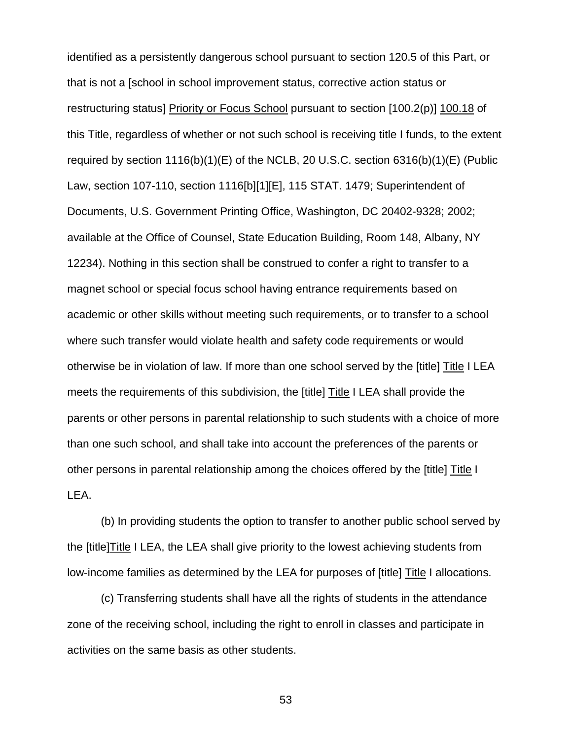identified as a persistently dangerous school pursuant to section 120.5 of this Part, or that is not a [school in school improvement status, corrective action status or restructuring status] Priority or Focus School pursuant to section [100.2(p)] 100.18 of this Title, regardless of whether or not such school is receiving title I funds, to the extent required by section 1116(b)(1)(E) of the NCLB, 20 U.S.C. section 6316(b)(1)(E) (Public Law, section 107-110, section 1116[b][1][E], 115 STAT. 1479; Superintendent of Documents, U.S. Government Printing Office, Washington, DC 20402-9328; 2002; available at the Office of Counsel, State Education Building, Room 148, Albany, NY 12234). Nothing in this section shall be construed to confer a right to transfer to a magnet school or special focus school having entrance requirements based on academic or other skills without meeting such requirements, or to transfer to a school where such transfer would violate health and safety code requirements or would otherwise be in violation of law. If more than one school served by the [title] Title I LEA meets the requirements of this subdivision, the [title] Title I LEA shall provide the parents or other persons in parental relationship to such students with a choice of more than one such school, and shall take into account the preferences of the parents or other persons in parental relationship among the choices offered by the [title] Title I LEA.

(b) In providing students the option to transfer to another public school served by the [title]Title I LEA, the LEA shall give priority to the lowest achieving students from low-income families as determined by the LEA for purposes of [title] Title I allocations.

(c) Transferring students shall have all the rights of students in the attendance zone of the receiving school, including the right to enroll in classes and participate in activities on the same basis as other students.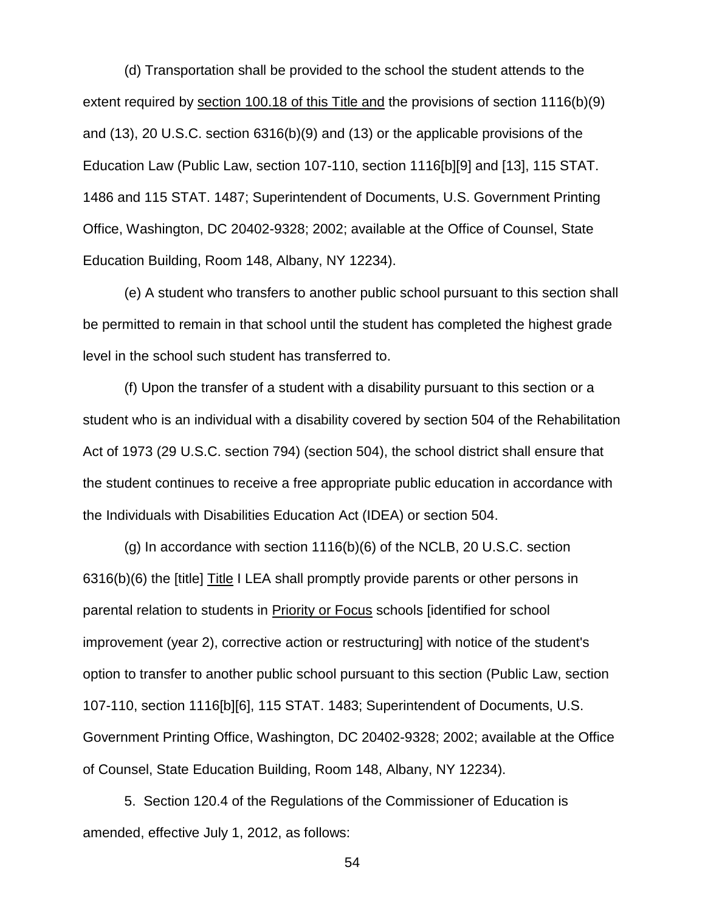(d) Transportation shall be provided to the school the student attends to the extent required by <u>section 100.18 of this Title and</u> the provisions of section 1116(b)(9) and (13), 20 U.S.C. section 6316(b)(9) and (13) or the applicable provisions of the Education Law (Public Law, section 107-110, section 1116[b][9] and [13], 115 STAT. 1486 and 115 STAT. 1487; Superintendent of Documents, U.S. Government Printing Office, Washington, DC 20402-9328; 2002; available at the Office of Counsel, State Education Building, Room 148, Albany, NY 12234).

(e) A student who transfers to another public school pursuant to this section shall be permitted to remain in that school until the student has completed the highest grade level in the school such student has transferred to.

(f) Upon the transfer of a student with a disability pursuant to this section or a student who is an individual with a disability covered by section 504 of the Rehabilitation Act of 1973 (29 U.S.C. section 794) (section 504), the school district shall ensure that the student continues to receive a free appropriate public education in accordance with the Individuals with Disabilities Education Act (IDEA) or section 504.

(g) In accordance with section 1116(b)(6) of the NCLB, 20 U.S.C. section 6316(b)(6) the [title] <u>Title</u> I LEA shall promptly provide parents or other persons in parental relation to students in <u>Priority or Focus</u> schools [identified for school improvement (year 2), corrective action or restructuring] with notice of the student's option to transfer to another public school pursuant to this section (Public Law, section 107-110, section 1116[b][6], 115 STAT. 1483; Superintendent of Documents, U.S. Government Printing Office, Washington, DC 20402-9328; 2002; available at the Office of Counsel, State Education Building, Room 148, Albany, NY 12234).

5. Section 120.4 of the Regulations of the Commissioner of Education is amended, effective July 1, 2012, as follows: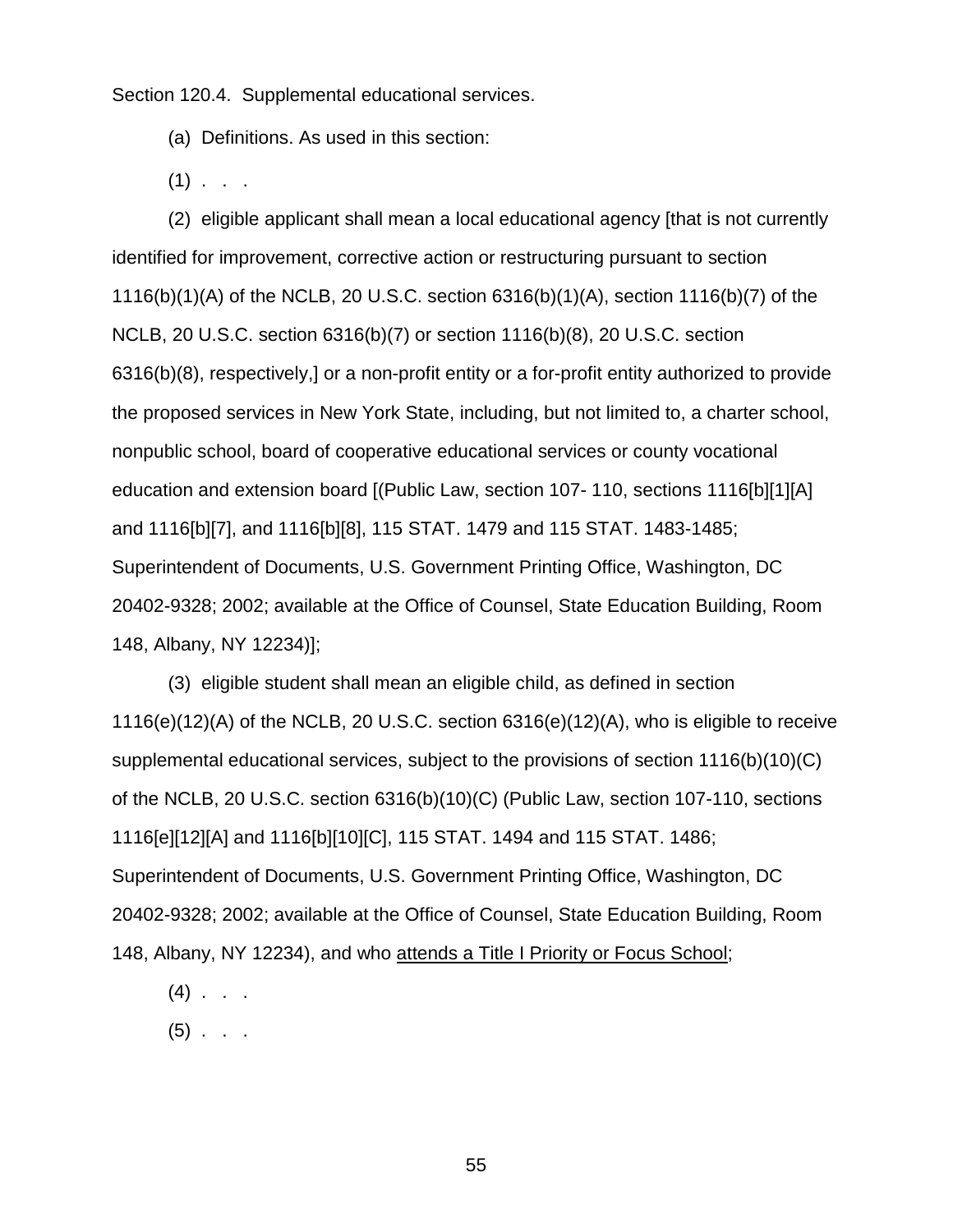Section 120.4. Supplemental educational services.

(a) Definitions. As used in this section:

(1) . . .

(2) eligible applicant shall mean a local educational agency [that is not currently identified for improvement, corrective action or restructuring pursuant to section 1116(b)(1)(A) of the NCLB, 20 U.S.C. section 6316(b)(1)(A), section 1116(b)(7) of the NCLB, 20 U.S.C. section 6316(b)(7) or section 1116(b)(8), 20 U.S.C. section 6316(b)(8), respectively,] or a non-profit entity or a for-profit entity authorized to provide the proposed services in New York State, including, but not limited to, a charter school, nonpublic school, board of cooperative educational services or county vocational education and extension board [(Public Law, section 107- 110, sections 1116[b][1][A] and 1116[b][7], and 1116[b][8], 115 STAT. 1479 and 115 STAT. 1483-1485; Superintendent of Documents, U.S. Government Printing Office, Washington, DC 20402-9328; 2002; available at the Office of Counsel, State Education Building, Room 148, Albany, NY 12234)];

(3) eligible student shall mean an eligible child, as defined in section 1116(e)(12)(A) of the NCLB, 20 U.S.C. section 6316(e)(12)(A), who is eligible to receive supplemental educational services, subject to the provisions of section 1116(b)(10)(C) of the NCLB, 20 U.S.C. section 6316(b)(10)(C) (Public Law, section 107-110, sections 1116[e][12][A] and 1116[b][10][C], 115 STAT. 1494 and 115 STAT. 1486; Superintendent of Documents, U.S. Government Printing Office, Washington, DC 20402-9328; 2002; available at the Office of Counsel, State Education Building, Room 148, Albany, NY 12234), and who <u>attends a Title I Priority or Focus School</u>;

(4) . . .

(5) . . .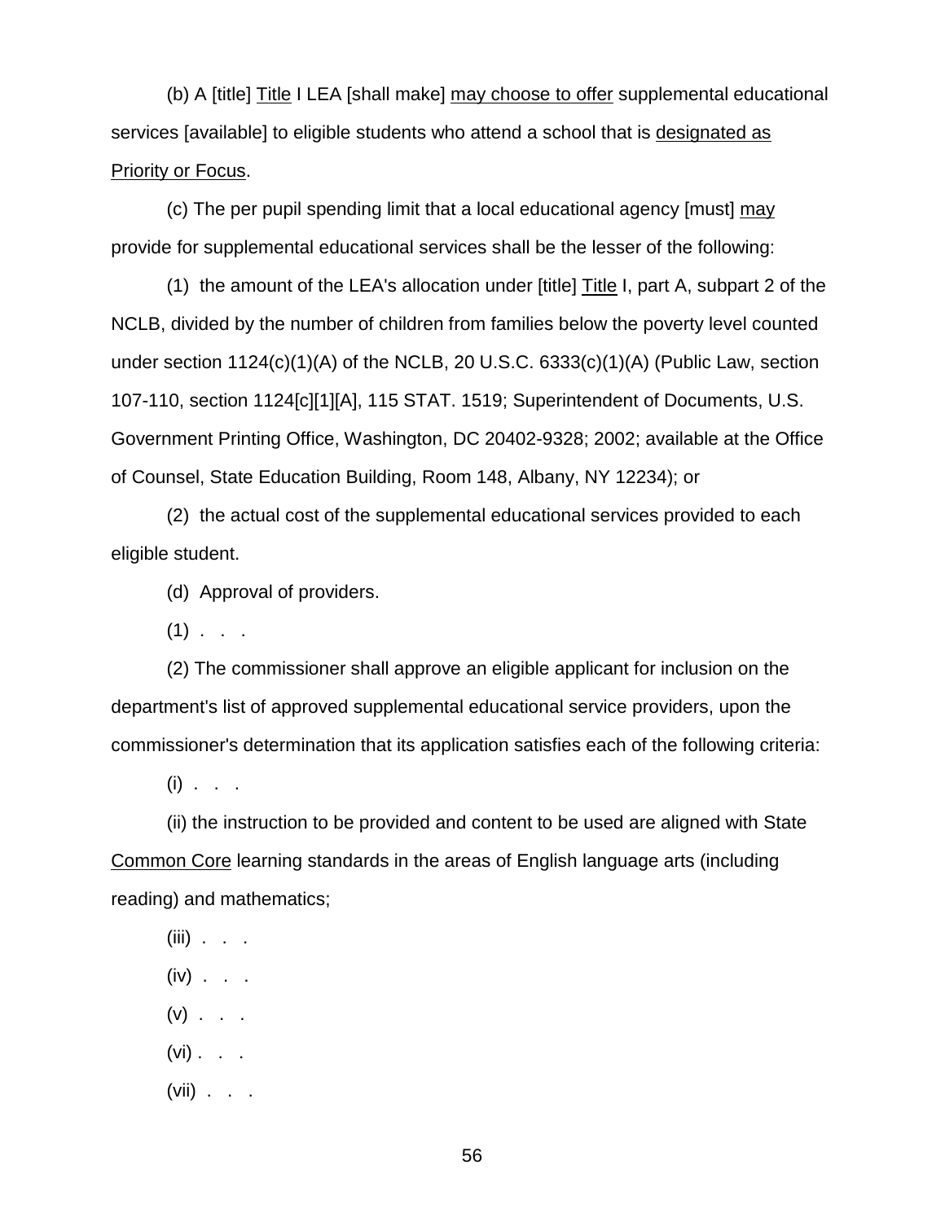(b) A [title] <u>Title</u> I LEA [shall make] <u>may choose to offer</u> supplemental educational services [available] to eligible students who attend a school that is <u>designated as Priority or Focus</u>.

(c) The per pupil spending limit that a local educational agency [must] <u>may</u> provide for supplemental educational services shall be the lesser of the following:

(1) the amount of the LEA's allocation under [title] <u>Title</u> I, part A, subpart 2 of the NCLB, divided by the number of children from families below the poverty level counted under section 1124(c)(1)(A) of the NCLB, 20 U.S.C. 6333(c)(1)(A) (Public Law, section 107-110, section 1124[c][1][A], 115 STAT. 1519; Superintendent of Documents, U.S. Government Printing Office, Washington, DC 20402-9328; 2002; available at the Office of Counsel, State Education Building, Room 148, Albany, NY 12234); or

(2) the actual cost of the supplemental educational services provided to each eligible student.

(d) Approval of providers.

(1) . . .

(2) The commissioner shall approve an eligible applicant for inclusion on the department's list of approved supplemental educational service providers, upon the commissioner's determination that its application satisfies each of the following criteria:

(i) . . .

(ii) the instruction to be provided and content to be used are aligned with State <u>Common Core</u> learning standards in the areas of English language arts (including reading) and mathematics;

(iii) . . .

(iv) . . .

(v) . . .

(vi) . . .

(vii) . . .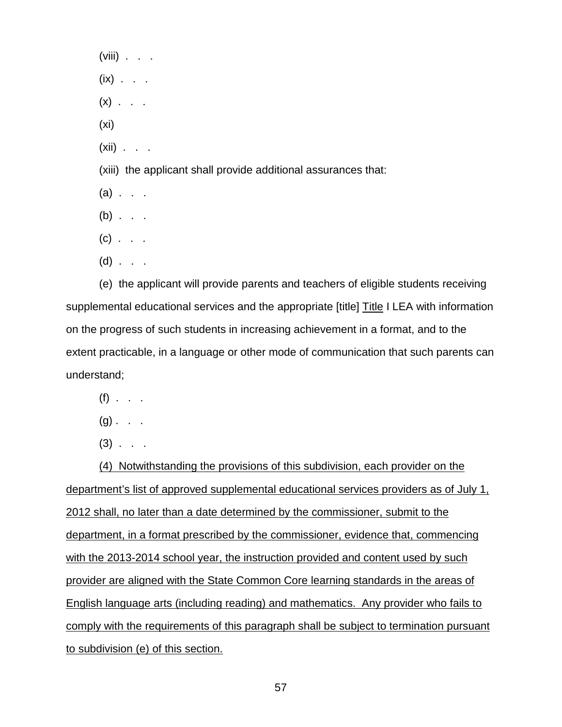(viii) . . .

(ix) . . .

(x) . . .

(xi)

(xii) . . .

(xiii) the applicant shall provide additional assurances that:

(a) . . .

(b) . . .

(c) . . .

(d) . . .

(e) the applicant will provide parents and teachers of eligible students receiving supplemental educational services and the appropriate [title] <u>Title</u> I LEA with information on the progress of such students in increasing achievement in a format, and to the extent practicable, in a language or other mode of communication that such parents can understand;

(f) . . .

(g) . . .

(3) . . .

<u>(4) Notwithstanding the provisions of this subdivision, each provider on the department's list of approved supplemental educational services providers as of July 1, 2012 shall, no later than a date determined by the commissioner, submit to the department, in a format prescribed by the commissioner, evidence that, commencing with the 2013-2014 school year, the instruction provided and content used by such provider are aligned with the State Common Core learning standards in the areas of English language arts (including reading) and mathematics. Any provider who fails to comply with the requirements of this paragraph shall be subject to termination pursuant to subdivision (e) of this section.</u>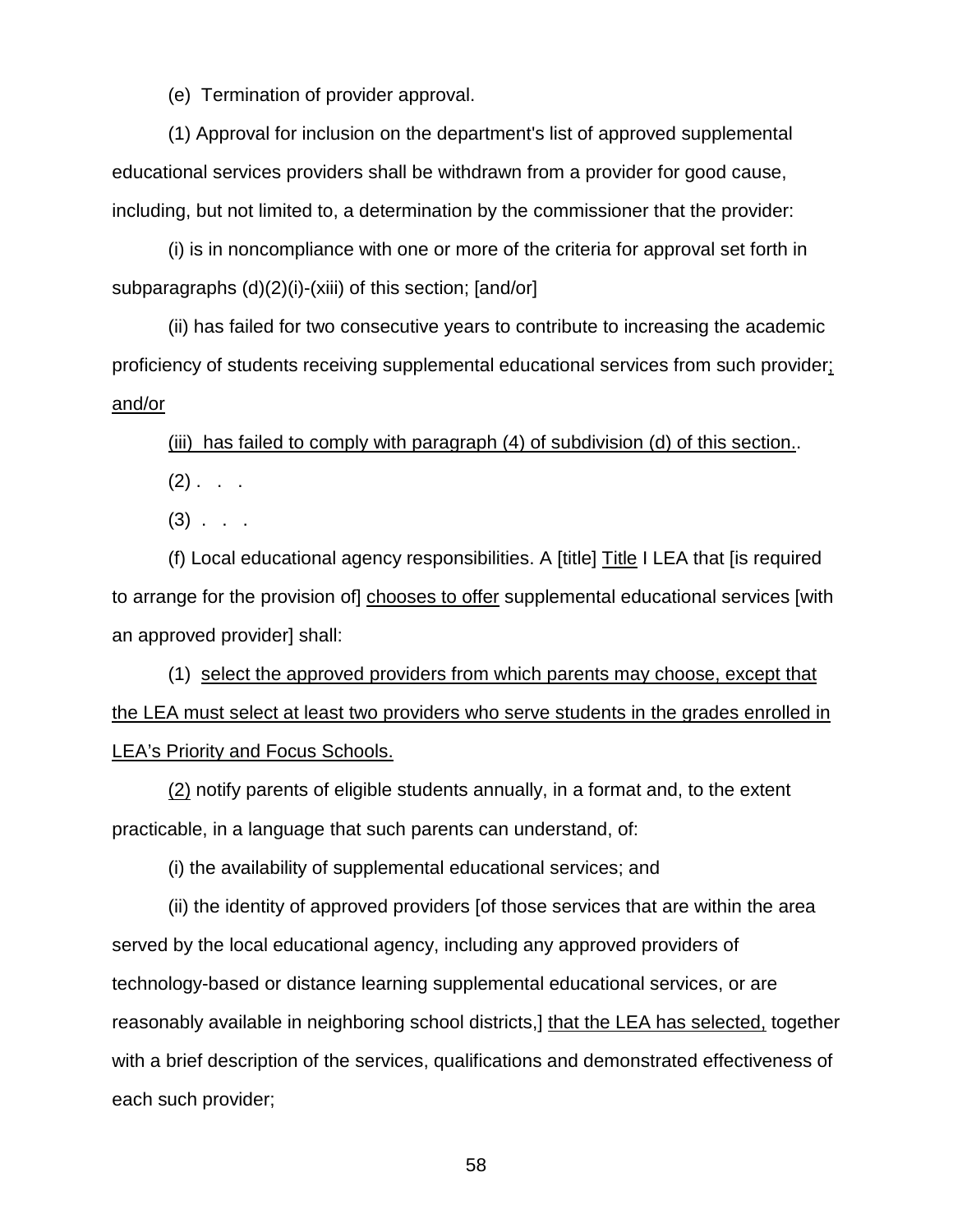(e) Termination of provider approval.

(1) Approval for inclusion on the department's list of approved supplemental educational services providers shall be withdrawn from a provider for good cause, including, but not limited to, a determination by the commissioner that the provider:

(i) is in noncompliance with one or more of the criteria for approval set forth in subparagraphs (d)(2)(i)-(xiii) of this section; [and/or]

(ii) has failed for two consecutive years to contribute to increasing the academic proficiency of students receiving supplemental educational services from such provider; and/or

(iii) has failed to comply with paragraph (4) of subdivision (d) of this section..

(2) . . .

(3) . . .

(f) Local educational agency responsibilities. A [title] Title I LEA that [is required to arrange for the provision of] chooses to offer supplemental educational services [with an approved provider] shall:

(1) select the approved providers from which parents may choose, except that the LEA must select at least two providers who serve students in the grades enrolled in LEA's Priority and Focus Schools.

(2) notify parents of eligible students annually, in a format and, to the extent practicable, in a language that such parents can understand, of:

(i) the availability of supplemental educational services; and

(ii) the identity of approved providers [of those services that are within the area served by the local educational agency, including any approved providers of technology-based or distance learning supplemental educational services, or are reasonably available in neighboring school districts,] that the LEA has selected, together with a brief description of the services, qualifications and demonstrated effectiveness of each such provider;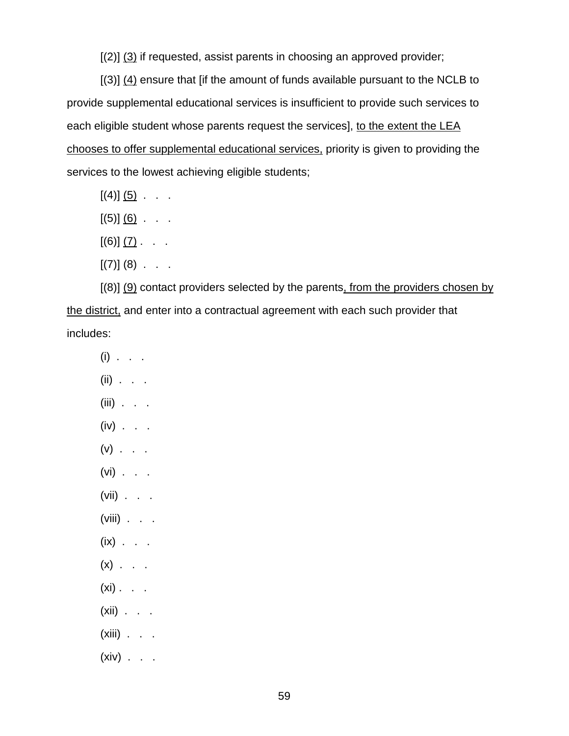[(2)] <u>(3)</u> if requested, assist parents in choosing an approved provider;

[(3)] <u>(4)</u> ensure that [if the amount of funds available pursuant to the NCLB to provide supplemental educational services is insufficient to provide such services to each eligible student whose parents request the services], <u>to the extent the LEA chooses to offer supplemental educational services,</u> priority is given to providing the services to the lowest achieving eligible students;

[(4)] <u>(5)</u> . . .

[(5)] <u>(6)</u> . . .

[(6)] <u>(7)</u> . . .

[(7)] (8) . . .

[(8)] <u>(9)</u> contact providers selected by the parents<u>, from the providers chosen by the district,</u> and enter into a contractual agreement with each such provider that includes:

(i) . . .

(ii) . . .

(iii) . . .

(iv) . . .

(v) . . .

(vi) . . .

(vii) . . .

(viii) . . .

(ix) . . .

(x) . . .

(xi) . . .

(xii) . . .

(xiii) . . .

(xiv) . . .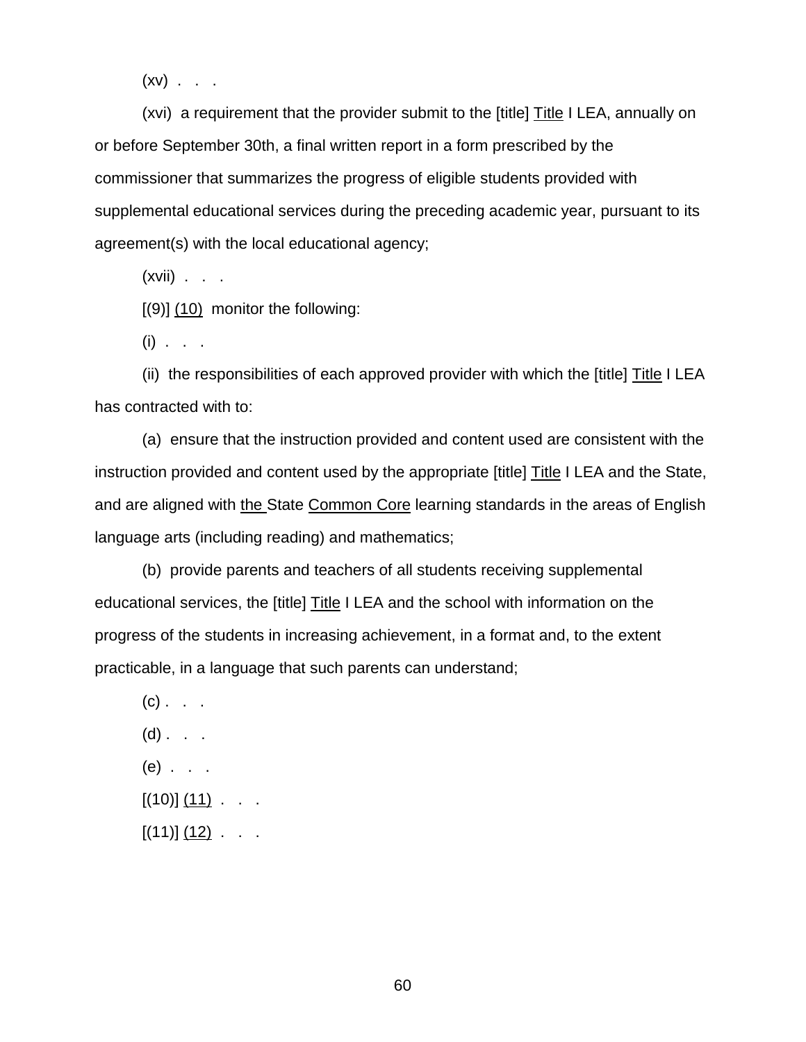(xv) . . .

(xvi) a requirement that the provider submit to the [title] <u>Title</u> I LEA, annually on or before September 30th, a final written report in a form prescribed by the commissioner that summarizes the progress of eligible students provided with supplemental educational services during the preceding academic year, pursuant to its agreement(s) with the local educational agency;

(xvii) . . .

[(9)] <u>(10)</u> monitor the following:

(i) . . .

(ii) the responsibilities of each approved provider with which the [title] <u>Title</u> I LEA has contracted with to:

(a) ensure that the instruction provided and content used are consistent with the instruction provided and content used by the appropriate [title] <u>Title</u> I LEA and the State, and are aligned with <u>the</u> State <u>Common Core</u> learning standards in the areas of English language arts (including reading) and mathematics;

(b) provide parents and teachers of all students receiving supplemental educational services, the [title] <u>Title</u> I LEA and the school with information on the progress of the students in increasing achievement, in a format and, to the extent practicable, in a language that such parents can understand;

(c) . . .

(d) . . .

(e) . . .

[(10)] <u>(11)</u> . . .

[(11)] <u>(12)</u> . . .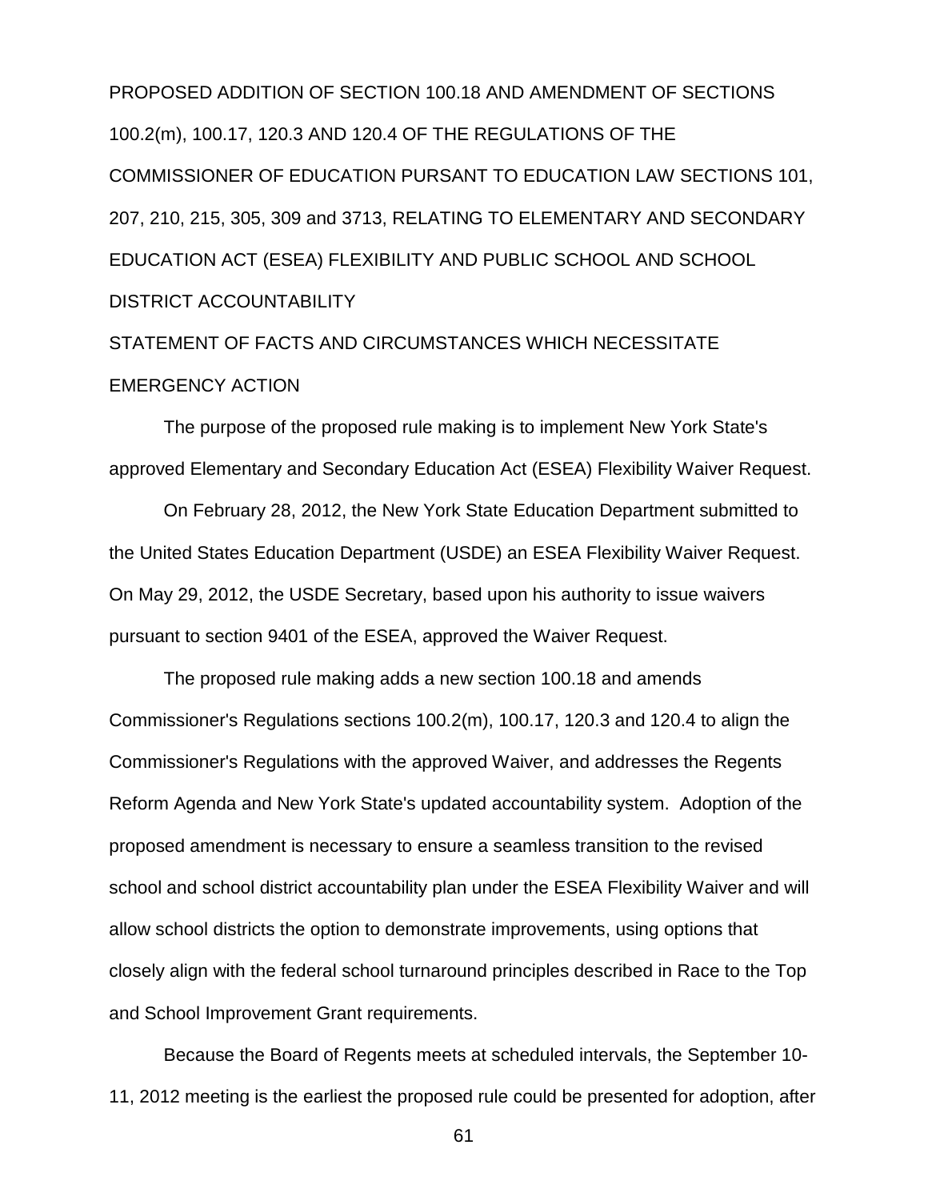PROPOSED ADDITION OF SECTION 100.18 AND AMENDMENT OF SECTIONS 100.2(m), 100.17, 120.3 AND 120.4 OF THE REGULATIONS OF THE COMMISSIONER OF EDUCATION PURSANT TO EDUCATION LAW SECTIONS 101, 207, 210, 215, 305, 309 and 3713, RELATING TO ELEMENTARY AND SECONDARY EDUCATION ACT (ESEA) FLEXIBILITY AND PUBLIC SCHOOL AND SCHOOL DISTRICT ACCOUNTABILITY

STATEMENT OF FACTS AND CIRCUMSTANCES WHICH NECESSITATE EMERGENCY ACTION

The purpose of the proposed rule making is to implement New York State's approved Elementary and Secondary Education Act (ESEA) Flexibility Waiver Request.

On February 28, 2012, the New York State Education Department submitted to the United States Education Department (USDE) an ESEA Flexibility Waiver Request. On May 29, 2012, the USDE Secretary, based upon his authority to issue waivers pursuant to section 9401 of the ESEA, approved the Waiver Request.

The proposed rule making adds a new section 100.18 and amends Commissioner's Regulations sections 100.2(m), 100.17, 120.3 and 120.4 to align the Commissioner's Regulations with the approved Waiver, and addresses the Regents Reform Agenda and New York State's updated accountability system. Adoption of the proposed amendment is necessary to ensure a seamless transition to the revised school and school district accountability plan under the ESEA Flexibility Waiver and will allow school districts the option to demonstrate improvements, using options that closely align with the federal school turnaround principles described in Race to the Top and School Improvement Grant requirements.

Because the Board of Regents meets at scheduled intervals, the September 10-11, 2012 meeting is the earliest the proposed rule could be presented for adoption, after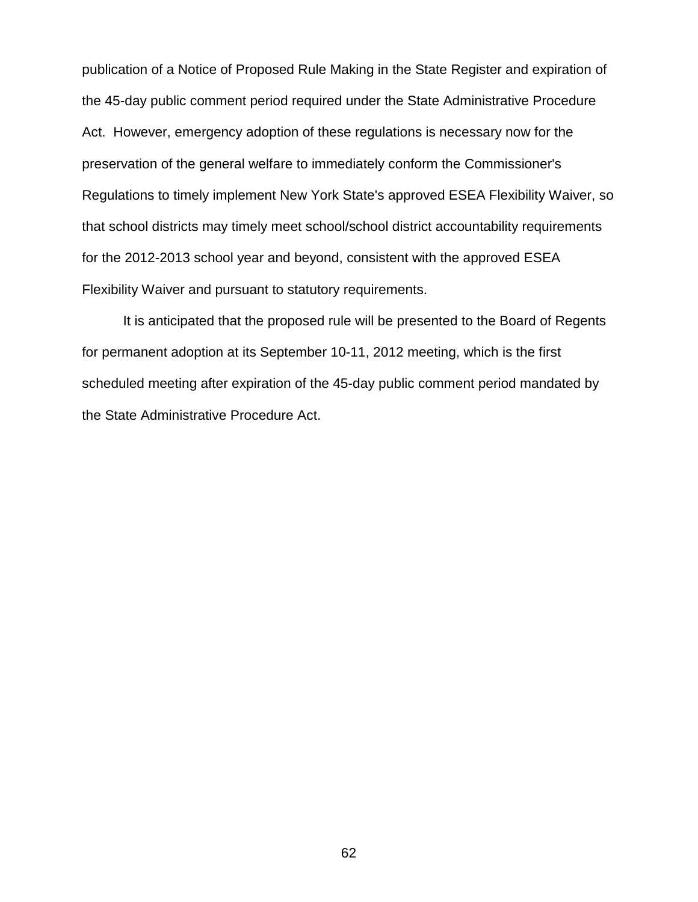publication of a Notice of Proposed Rule Making in the State Register and expiration of the 45-day public comment period required under the State Administrative Procedure Act. However, emergency adoption of these regulations is necessary now for the preservation of the general welfare to immediately conform the Commissioner's Regulations to timely implement New York State's approved ESEA Flexibility Waiver, so that school districts may timely meet school/school district accountability requirements for the 2012-2013 school year and beyond, consistent with the approved ESEA Flexibility Waiver and pursuant to statutory requirements.

It is anticipated that the proposed rule will be presented to the Board of Regents for permanent adoption at its September 10-11, 2012 meeting, which is the first scheduled meeting after expiration of the 45-day public comment period mandated by the State Administrative Procedure Act.